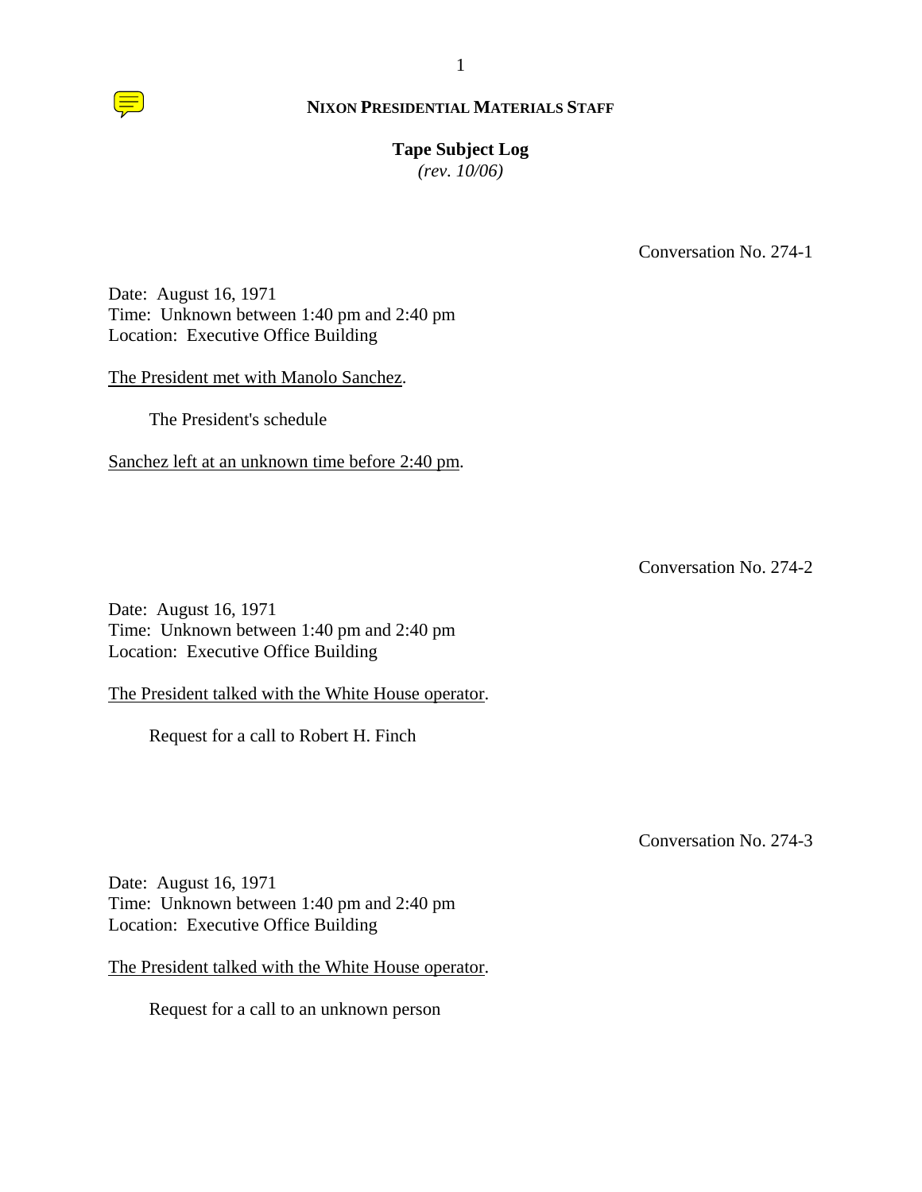**NIXON PRESIDENTIAL MATERIALS STAFF**

**Tape Subject Log**
*(rev. 10/06)*

Conversation No. 274-1

Date: August 16, 1971
Time: Unknown between 1:40 pm and 2:40 pm
Location: Executive Office Building

The President met with Manolo Sanchez.

The President's schedule

Sanchez left at an unknown time before 2:40 pm.

Conversation No. 274-2

Date: August 16, 1971
Time: Unknown between 1:40 pm and 2:40 pm
Location: Executive Office Building

The President talked with the White House operator.

Request for a call to Robert H. Finch

Conversation No. 274-3

Date: August 16, 1971
Time: Unknown between 1:40 pm and 2:40 pm
Location: Executive Office Building

The President talked with the White House operator.

Request for a call to an unknown person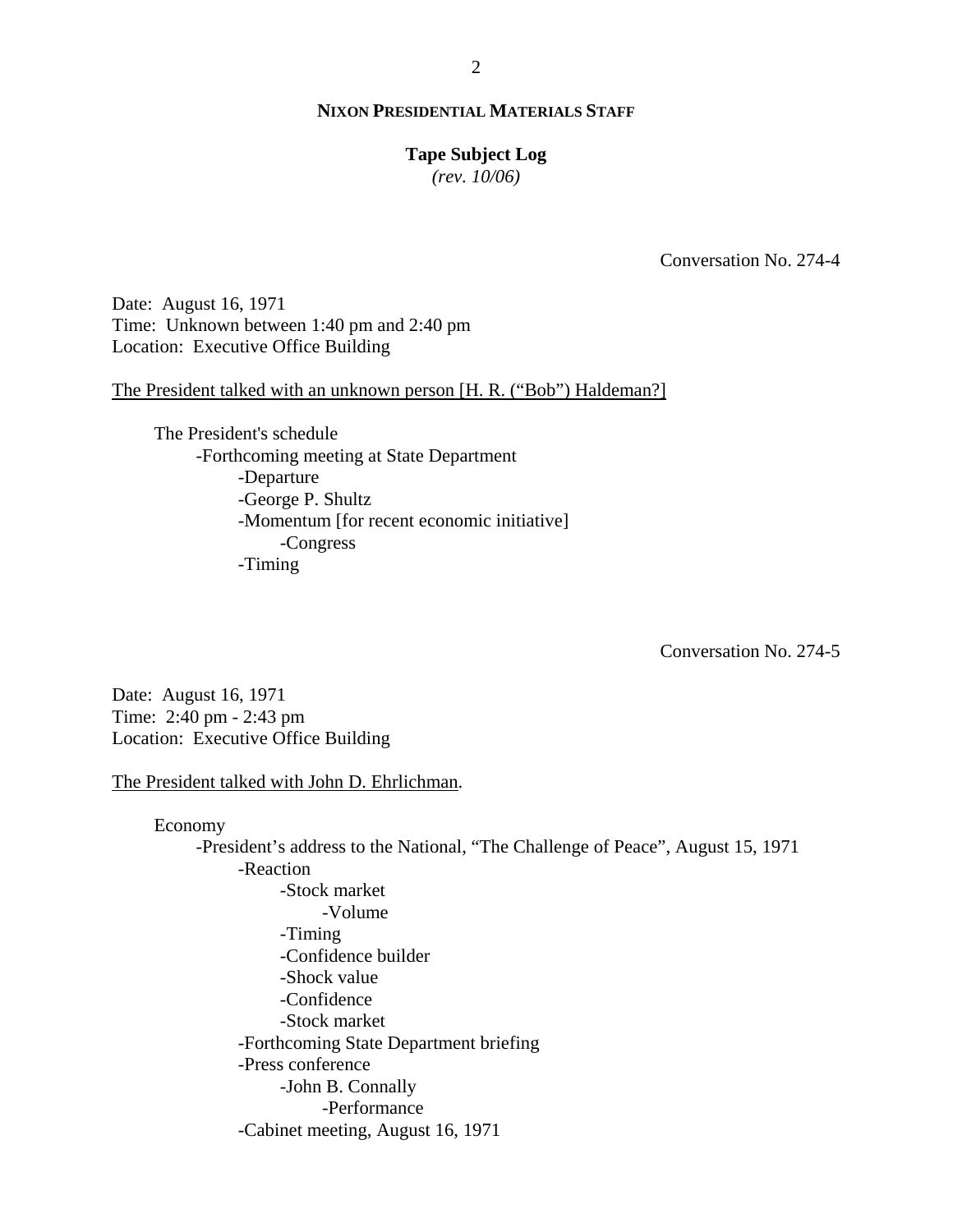**NIXON PRESIDENTIAL MATERIALS STAFF**

**Tape Subject Log**
*(rev. 10/06)*

Conversation No. 274-4

Date: August 16, 1971
Time: Unknown between 1:40 pm and 2:40 pm
Location: Executive Office Building

The President talked with an unknown person [H. R. ("Bob") Haldeman?]

- The President's schedule
  - -Forthcoming meeting at State Department
    - -Departure
    - -George P. Shultz
    - -Momentum [for recent economic initiative]
      - -Congress
    - -Timing

Conversation No. 274-5

Date: August 16, 1971
Time: 2:40 pm - 2:43 pm
Location: Executive Office Building

The President talked with John D. Ehrlichman.

- Economy
  - -President's address to the National, "The Challenge of Peace", August 15, 1971
    - -Reaction
      - -Stock market
        - -Volume
      - -Timing
      - -Confidence builder
      - -Shock value
      - -Confidence
      - -Stock market
    - -Forthcoming State Department briefing
    - -Press conference
      - -John B. Connally
        - -Performance
    - -Cabinet meeting, August 16, 1971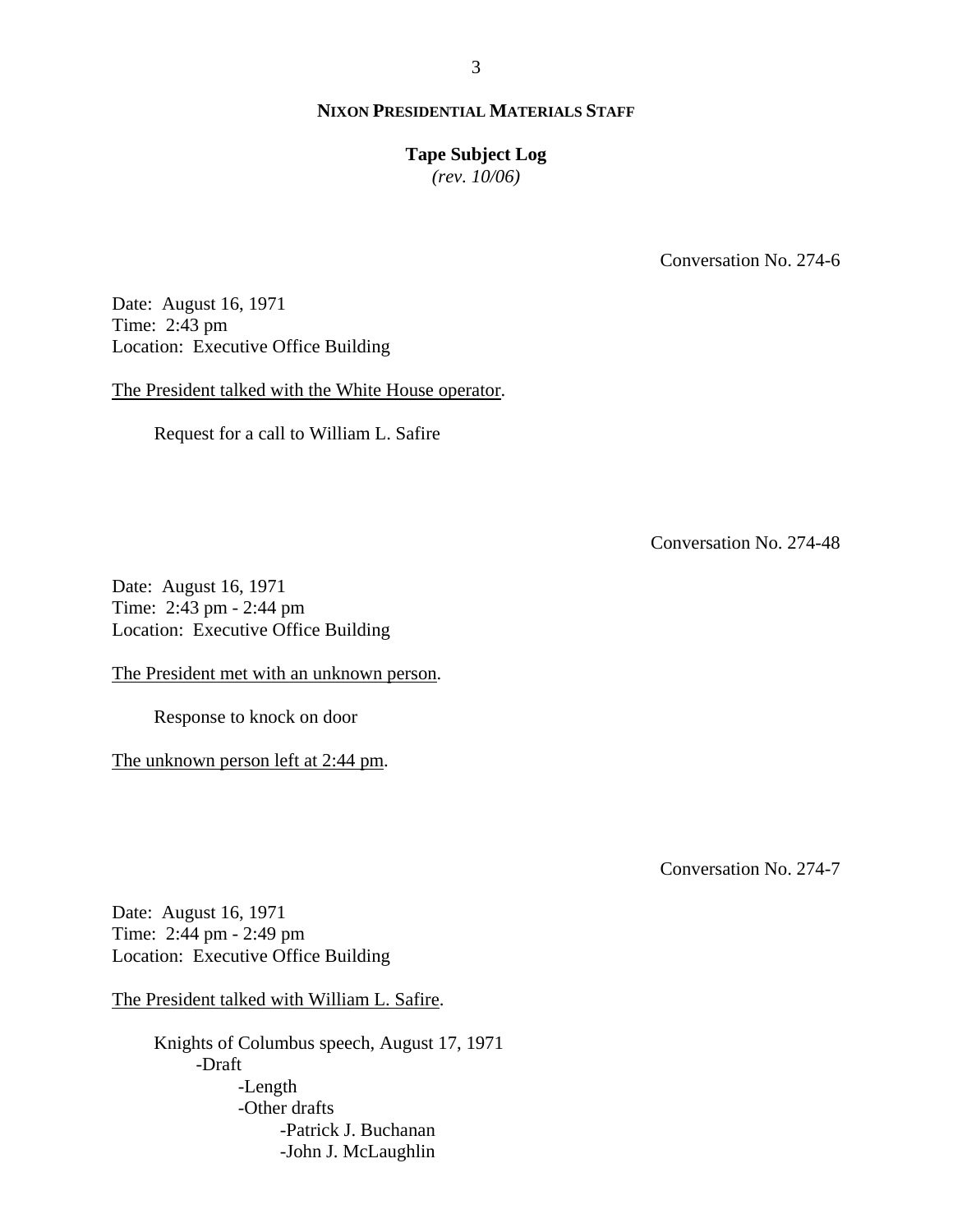**NIXON PRESIDENTIAL MATERIALS STAFF**

**Tape Subject Log**
*(rev. 10/06)*

Conversation No. 274-6

Date: August 16, 1971
Time: 2:43 pm
Location: Executive Office Building

The President talked with the White House operator.

Request for a call to William L. Safire

Conversation No. 274-48

Date: August 16, 1971
Time: 2:43 pm - 2:44 pm
Location: Executive Office Building

The President met with an unknown person.

Response to knock on door

The unknown person left at 2:44 pm.

Conversation No. 274-7

Date: August 16, 1971
Time: 2:44 pm - 2:49 pm
Location: Executive Office Building

The President talked with William L. Safire.

Knights of Columbus speech, August 17, 1971
- -Draft
  - -Length
  - -Other drafts
    - -Patrick J. Buchanan
    - -John J. McLaughlin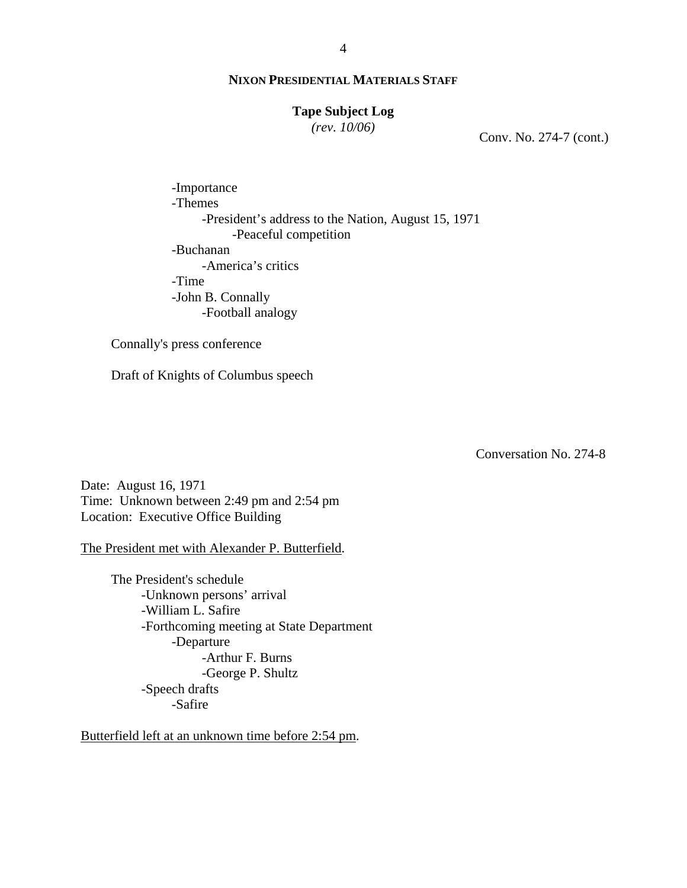**NIXON PRESIDENTIAL MATERIALS STAFF**

**Tape Subject Log**
*(rev. 10/06)*

Conv. No. 274-7 (cont.)

- -Importance
- -Themes
  - -President's address to the Nation, August 15, 1971
    - -Peaceful competition
- -Buchanan
  - -America's critics
- -Time
- -John B. Connally
  - -Football analogy

Connally's press conference

Draft of Knights of Columbus speech

Conversation No. 274-8

Date: August 16, 1971
Time: Unknown between 2:49 pm and 2:54 pm
Location: Executive Office Building

The President met with Alexander P. Butterfield.

The President's schedule
- -Unknown persons' arrival
- -William L. Safire
- -Forthcoming meeting at State Department
  - -Departure
    - -Arthur F. Burns
    - -George P. Shultz
- -Speech drafts
  - -Safire

Butterfield left at an unknown time before 2:54 pm.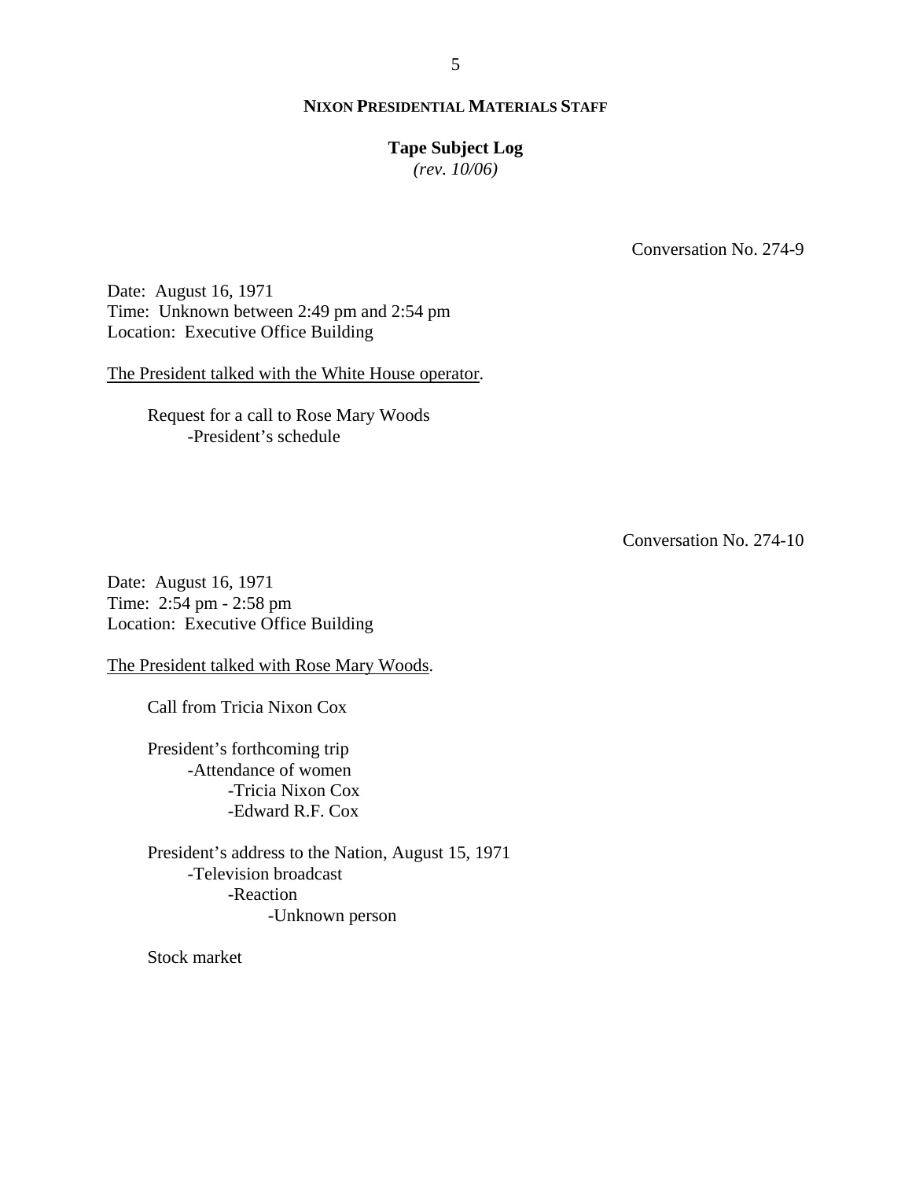Conversation No. 274-9

Date: August 16, 1971
Time: Unknown between 2:49 pm and 2:54 pm
Location: Executive Office Building

The President talked with the White House operator.

Request for a call to Rose Mary Woods
- President's schedule

Conversation No. 274-10

Date: August 16, 1971
Time: 2:54 pm - 2:58 pm
Location: Executive Office Building

The President talked with Rose Mary Woods.

Call from Tricia Nixon Cox

President's forthcoming trip
- Attendance of women
    - Tricia Nixon Cox
    - Edward R.F. Cox

President's address to the Nation, August 15, 1971
- Television broadcast
    - Reaction
        - Unknown person

Stock market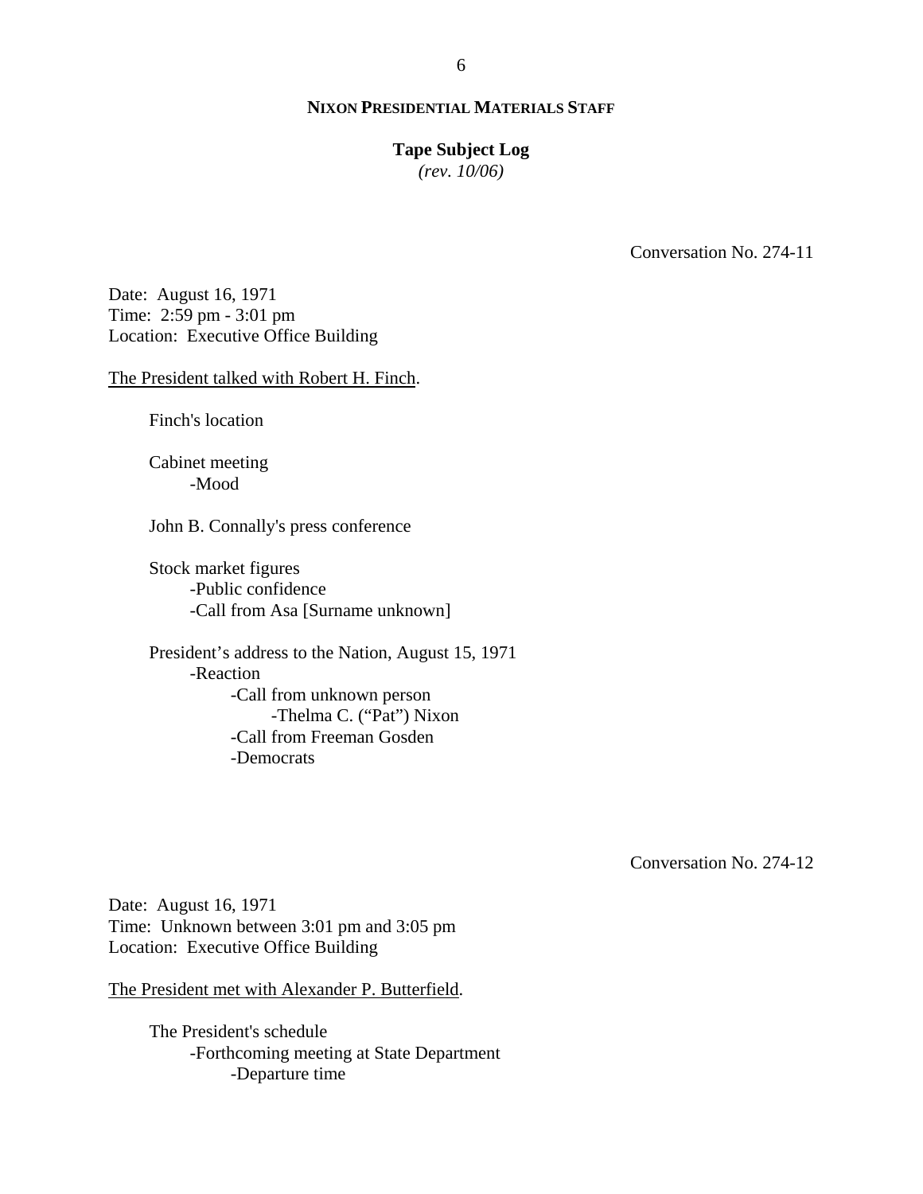**NIXON PRESIDENTIAL MATERIALS STAFF**

**Tape Subject Log**
*(rev. 10/06)*

Conversation No. 274-11

Date: August 16, 1971
Time: 2:59 pm - 3:01 pm
Location: Executive Office Building

The President talked with Robert H. Finch.

Finch's location

Cabinet meeting
- -Mood

John B. Connally's press conference

Stock market figures
- -Public confidence
- -Call from Asa [Surname unknown]

President's address to the Nation, August 15, 1971
- -Reaction
  - -Call from unknown person
    - -Thelma C. ("Pat") Nixon
  - -Call from Freeman Gosden
  - -Democrats

Conversation No. 274-12

Date: August 16, 1971
Time: Unknown between 3:01 pm and 3:05 pm
Location: Executive Office Building

The President met with Alexander P. Butterfield.

The President's schedule
- -Forthcoming meeting at State Department
  - -Departure time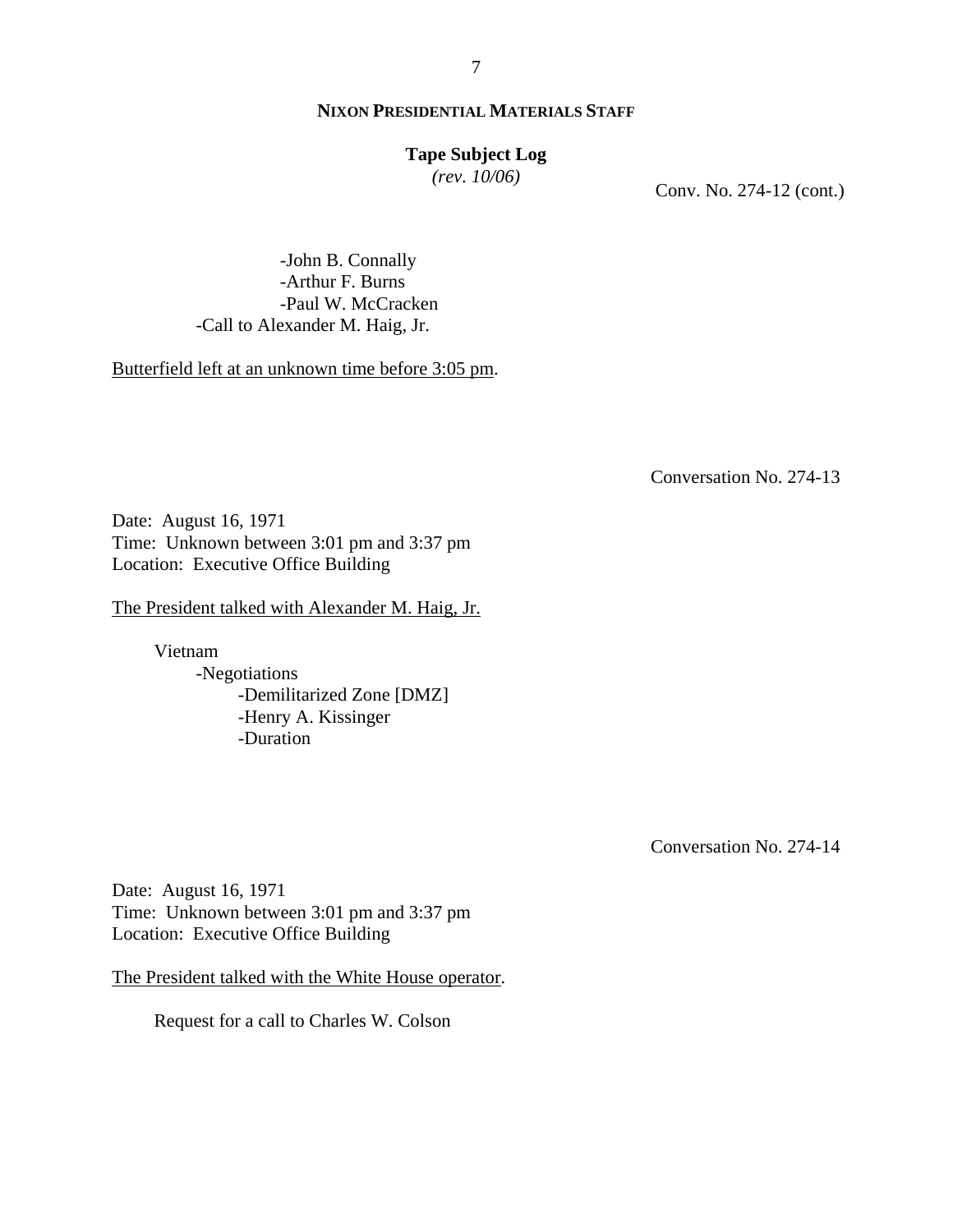Conv. No. 274-12 (cont.)

            - John B. Connally
            - Arthur F. Burns
            - Paul W. McCracken
        - Call to Alexander M. Haig, Jr.

Butterfield left at an unknown time before 3:05 pm.

Conversation No. 274-13

Date: August 16, 1971
Time: Unknown between 3:01 pm and 3:37 pm
Location: Executive Office Building

The President talked with Alexander M. Haig, Jr.

Vietnam
- Negotiations
    - Demilitarized Zone [DMZ]
    - Henry A. Kissinger
    - Duration

Conversation No. 274-14

Date: August 16, 1971
Time: Unknown between 3:01 pm and 3:37 pm
Location: Executive Office Building

The President talked with the White House operator.

Request for a call to Charles W. Colson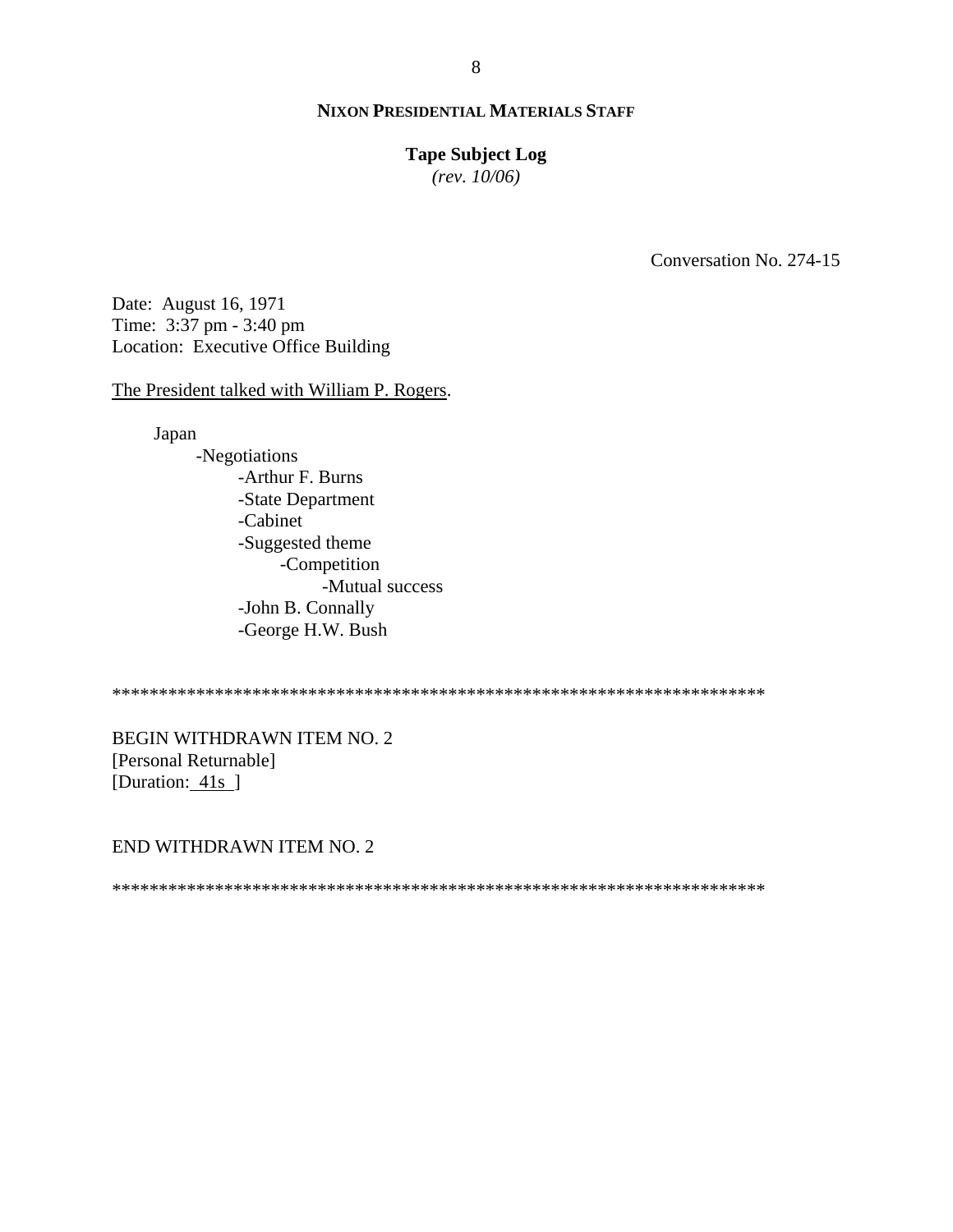**NIXON PRESIDENTIAL MATERIALS STAFF**

**Tape Subject Log**
*(rev. 10/06)*

Conversation No. 274-15

Date: August 16, 1971
Time: 3:37 pm - 3:40 pm
Location: Executive Office Building

<u>The President talked with William P. Rogers</u>.

- Japan
    - -Negotiations
        - -Arthur F. Burns
        - -State Department
        - -Cabinet
        - -Suggested theme
            - -Competition
                - -Mutual success
        - -John B. Connally
        - -George H.W. Bush

**********************************************************************

BEGIN WITHDRAWN ITEM NO. 2
[Personal Returnable]
[Duration: <u>41s</u> ]

END WITHDRAWN ITEM NO. 2

**********************************************************************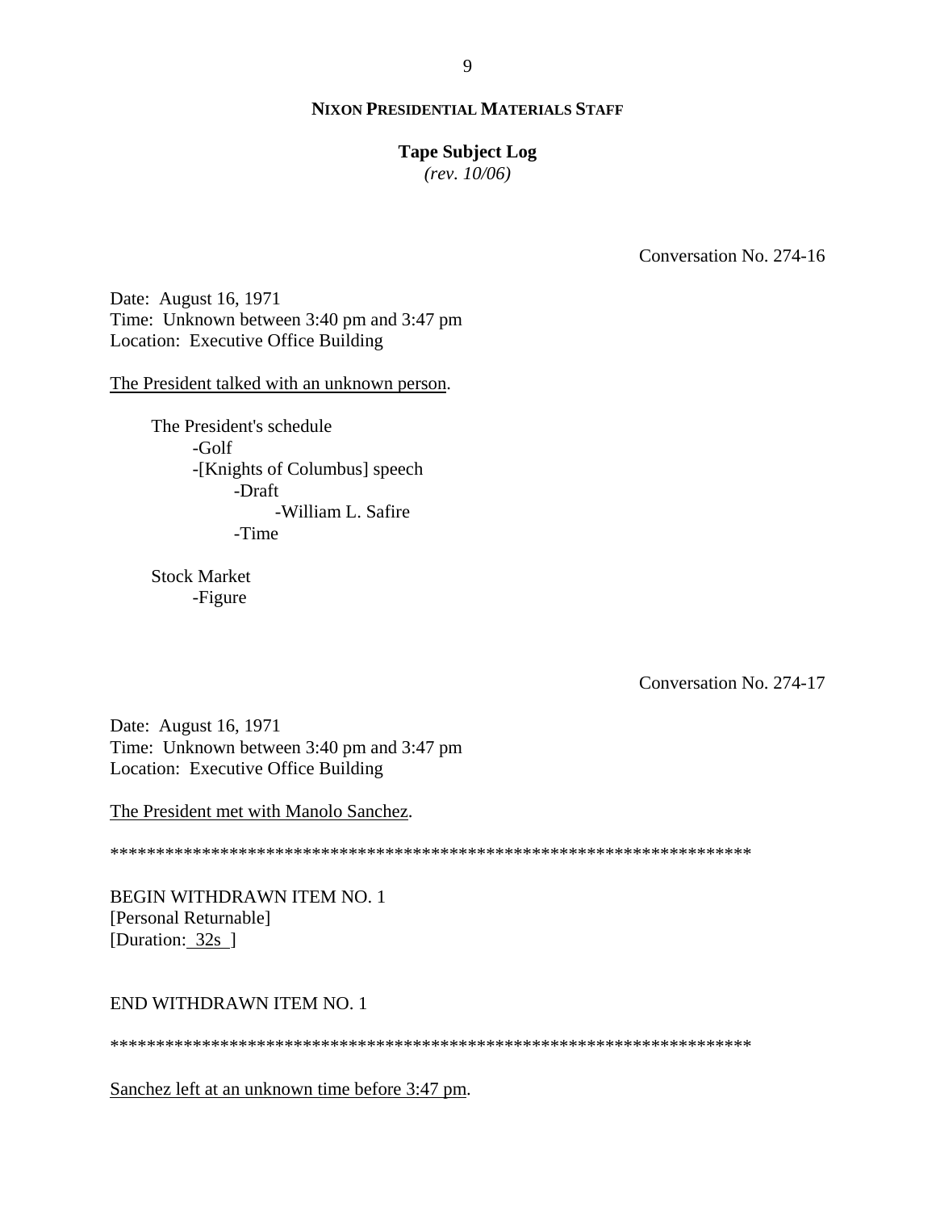Conversation No. 274-16

Date: August 16, 1971
Time: Unknown between 3:40 pm and 3:47 pm
Location: Executive Office Building

The President talked with an unknown person.

- The President's schedule
  - -Golf
  - -[Knights of Columbus] speech
    - -Draft
      - -William L. Safire
    - -Time

- Stock Market
  - -Figure

Conversation No. 274-17

Date: August 16, 1971
Time: Unknown between 3:40 pm and 3:47 pm
Location: Executive Office Building

The President met with Manolo Sanchez.

**********************************************************************

BEGIN WITHDRAWN ITEM NO. 1
[Personal Returnable]
[Duration: 32s ]

END WITHDRAWN ITEM NO. 1

**********************************************************************

Sanchez left at an unknown time before 3:47 pm.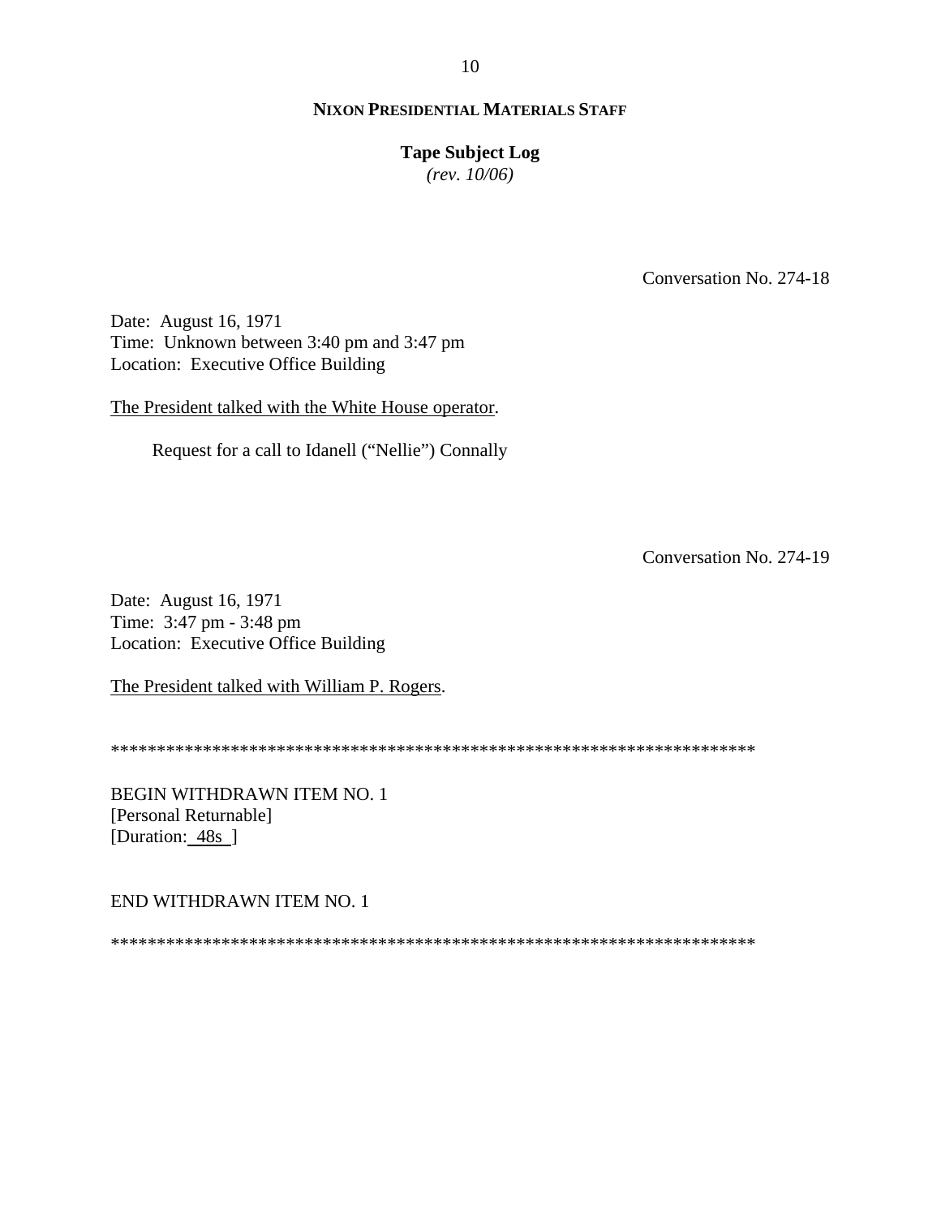**NIXON PRESIDENTIAL MATERIALS STAFF**

**Tape Subject Log**
*(rev. 10/06)*

Conversation No. 274-18

Date: August 16, 1971
Time: Unknown between 3:40 pm and 3:47 pm
Location: Executive Office Building

The President talked with the White House operator.

Request for a call to Idanell ("Nellie") Connally

Conversation No. 274-19

Date: August 16, 1971
Time: 3:47 pm - 3:48 pm
Location: Executive Office Building

The President talked with William P. Rogers.

************************************************************************

BEGIN WITHDRAWN ITEM NO. 1
[Personal Returnable]
[Duration: 48s ]

END WITHDRAWN ITEM NO. 1

************************************************************************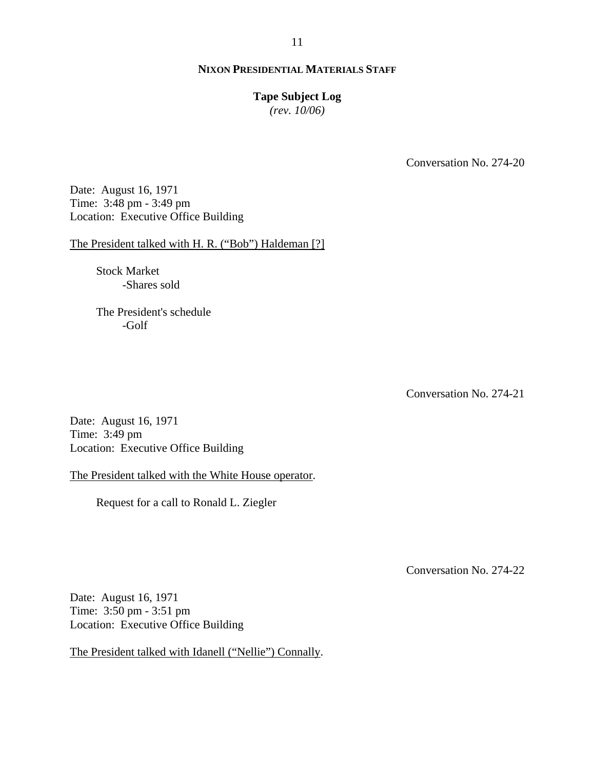**NIXON PRESIDENTIAL MATERIALS STAFF**

**Tape Subject Log**
*(rev. 10/06)*

Conversation No. 274-20

Date: August 16, 1971
Time: 3:48 pm - 3:49 pm
Location: Executive Office Building

The President talked with H. R. ("Bob") Haldeman [?]

Stock Market
- Shares sold

The President's schedule
- Golf

Conversation No. 274-21

Date: August 16, 1971
Time: 3:49 pm
Location: Executive Office Building

The President talked with the White House operator.

Request for a call to Ronald L. Ziegler

Conversation No. 274-22

Date: August 16, 1971
Time: 3:50 pm - 3:51 pm
Location: Executive Office Building

The President talked with Idanell ("Nellie") Connally.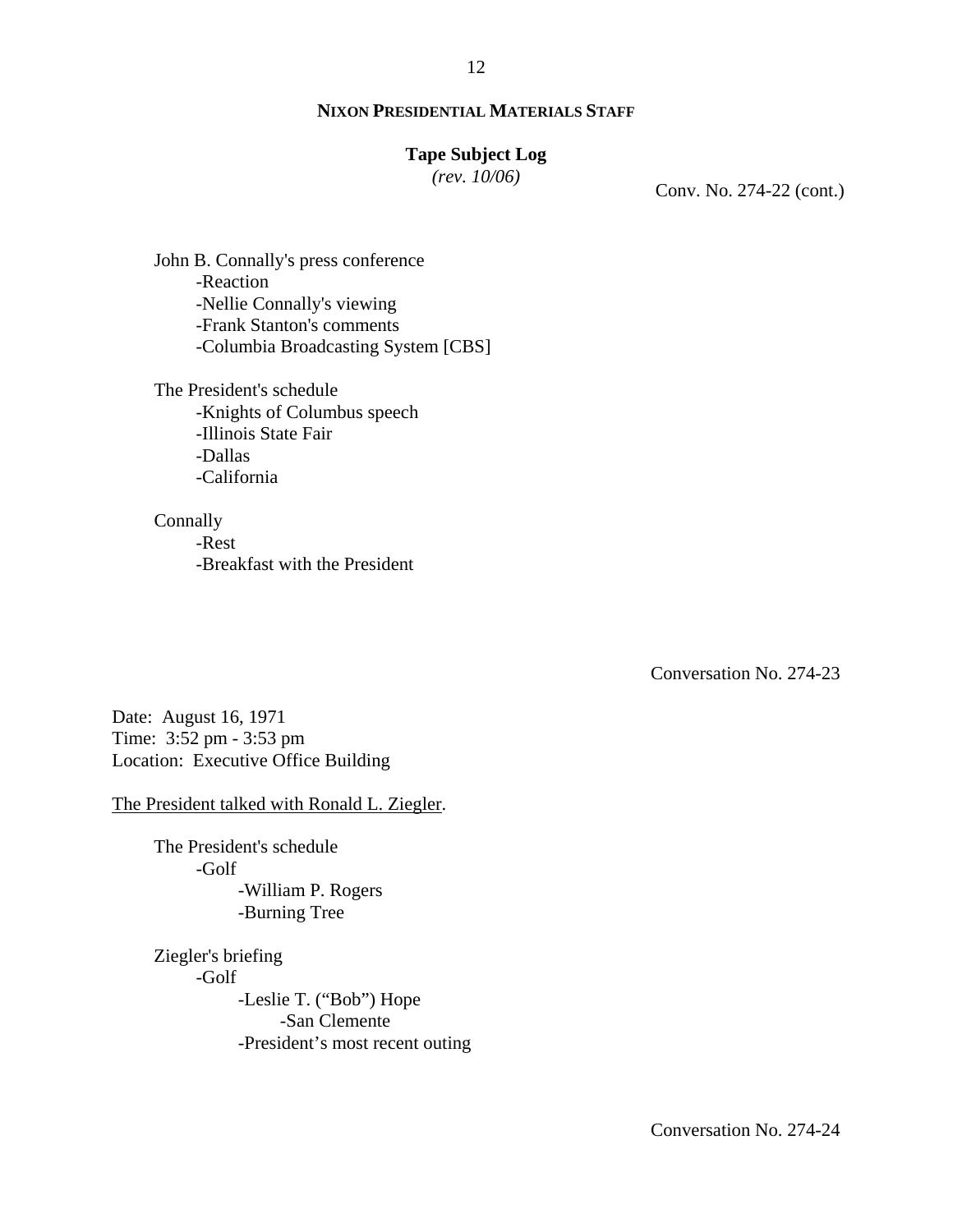Conv. No. 274-22 (cont.)

John B. Connally's press conference
- Reaction
- Nellie Connally's viewing
- Frank Stanton's comments
- Columbia Broadcasting System [CBS]

The President's schedule
- Knights of Columbus speech
- Illinois State Fair
- Dallas
- California

Connally
- Rest
- Breakfast with the President

Conversation No. 274-23

Date: August 16, 1971
Time: 3:52 pm - 3:53 pm
Location: Executive Office Building

The President talked with Ronald L. Ziegler.

The President's schedule
- Golf
  - William P. Rogers
  - Burning Tree

Ziegler's briefing
- Golf
  - Leslie T. ("Bob") Hope
    - San Clemente
  - President's most recent outing

Conversation No. 274-24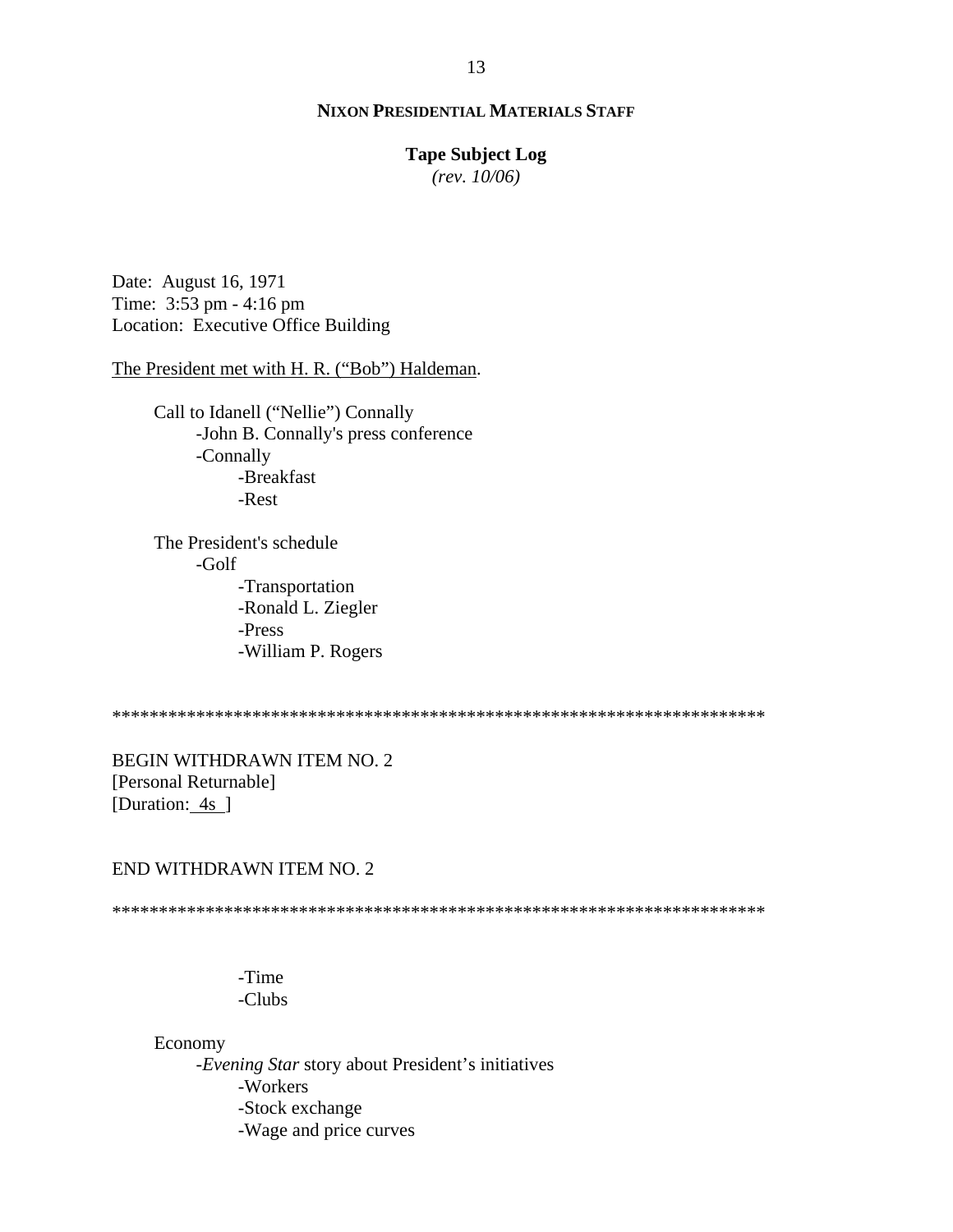**NIXON PRESIDENTIAL MATERIALS STAFF**

**Tape Subject Log**
*(rev. 10/06)*

Date: August 16, 1971
Time: 3:53 pm - 4:16 pm
Location: Executive Office Building

The President met with H. R. ("Bob") Haldeman.

- Call to Idanell ("Nellie") Connally
  - -John B. Connally's press conference
  - -Connally
    - -Breakfast
    - -Rest

- The President's schedule
  - -Golf
    - -Transportation
    - -Ronald L. Ziegler
    - -Press
    - -William P. Rogers

**********************************************************************

BEGIN WITHDRAWN ITEM NO. 2
[Personal Returnable]
[Duration: 4s ]

END WITHDRAWN ITEM NO. 2

**********************************************************************

- -Time
- -Clubs

- Economy
  - -*Evening Star* story about President's initiatives
    - -Workers
    - -Stock exchange
    - -Wage and price curves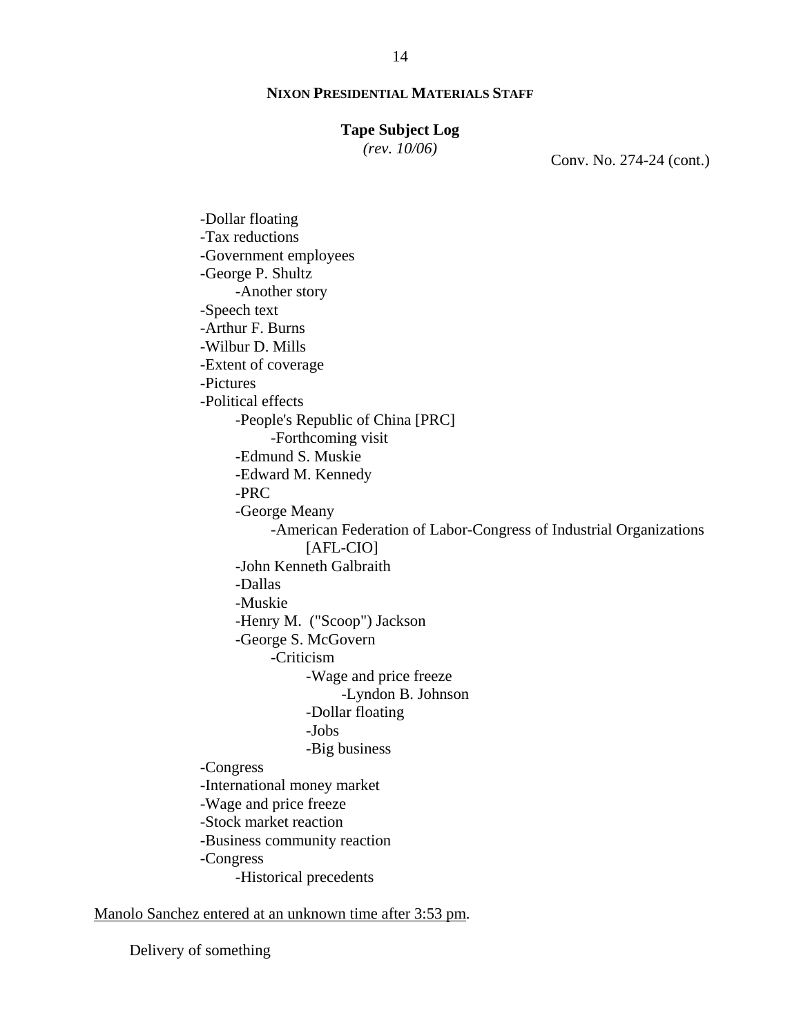**NIXON PRESIDENTIAL MATERIALS STAFF**

**Tape Subject Log**
*(rev. 10/06)*

Conv. No. 274-24 (cont.)

- -Dollar floating
- -Tax reductions
- -Government employees
- -George P. Shultz
    - -Another story
- -Speech text
- -Arthur F. Burns
- -Wilbur D. Mills
- -Extent of coverage
- -Pictures
- -Political effects
    - -People's Republic of China [PRC]
        - -Forthcoming visit
    - -Edmund S. Muskie
    - -Edward M. Kennedy
    - -PRC
    - -George Meany
        - -American Federation of Labor-Congress of Industrial Organizations [AFL-CIO]
    - -John Kenneth Galbraith
    - -Dallas
    - -Muskie
    - -Henry M. ("Scoop") Jackson
    - -George S. McGovern
        - -Criticism
            - -Wage and price freeze
                - -Lyndon B. Johnson
            - -Dollar floating
            - -Jobs
            - -Big business
- -Congress
- -International money market
- -Wage and price freeze
- -Stock market reaction
- -Business community reaction
- -Congress
    - -Historical precedents

<u>Manolo Sanchez entered at an unknown time after 3:53 pm</u>.

Delivery of something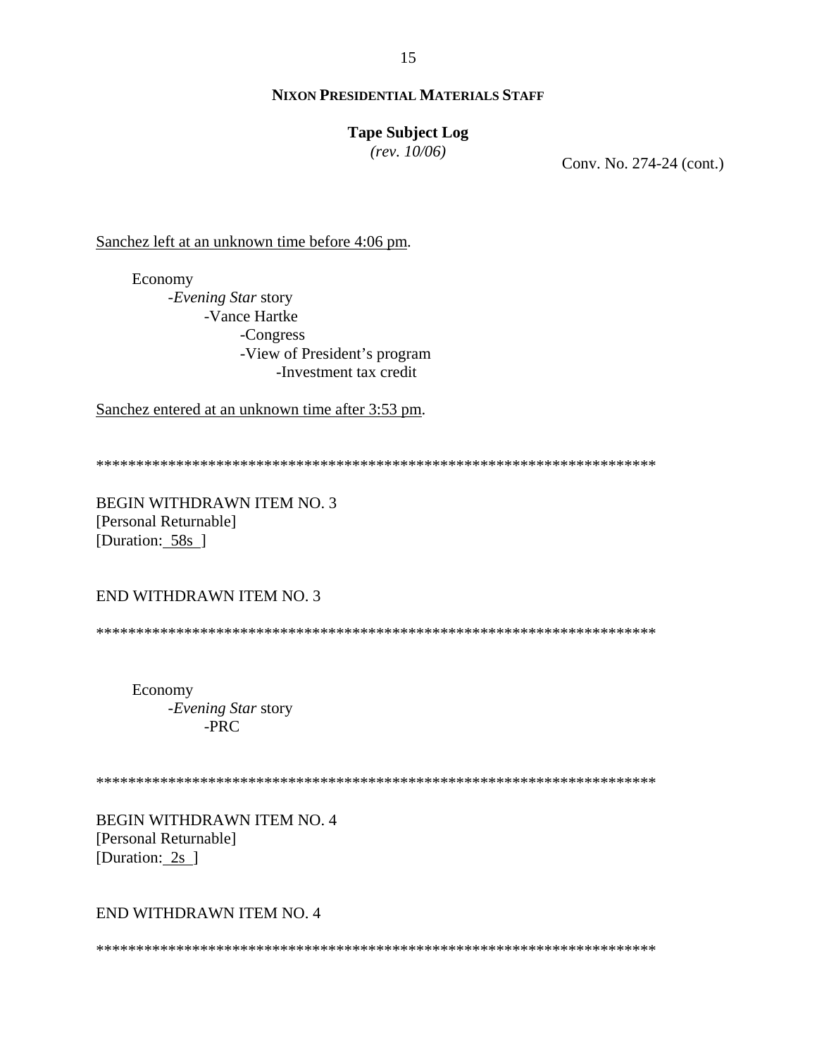Conv. No. 274-24 (cont.)

<u>Sanchez left at an unknown time before 4:06 pm</u>.

Economy
- *Evening Star* story
    - Vance Hartke
        - Congress
        - View of President's program
            - Investment tax credit

<u>Sanchez entered at an unknown time after 3:53 pm</u>.

**********************************************************************

BEGIN WITHDRAWN ITEM NO. 3
[Personal Returnable]
[Duration: <u>58s</u> ]

END WITHDRAWN ITEM NO. 3

**********************************************************************

Economy
- *Evening Star* story
    - PRC

**********************************************************************

BEGIN WITHDRAWN ITEM NO. 4
[Personal Returnable]
[Duration: <u>2s</u> ]

END WITHDRAWN ITEM NO. 4

**********************************************************************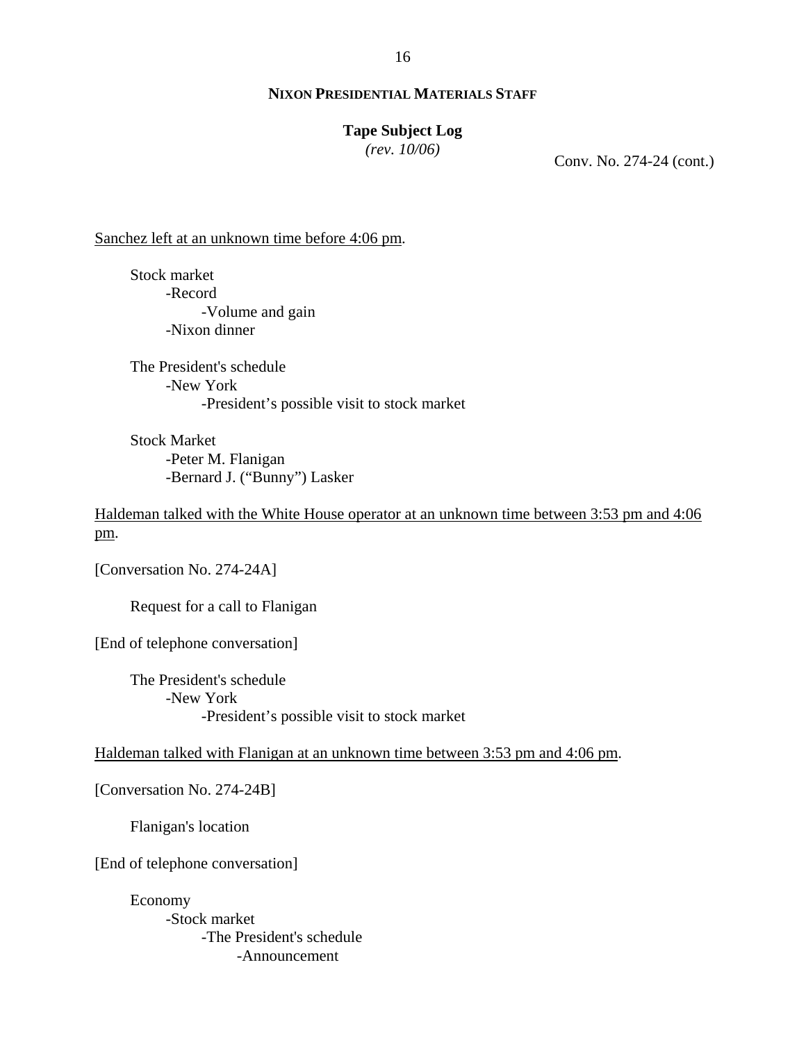**NIXON PRESIDENTIAL MATERIALS STAFF**

**Tape Subject Log**
*(rev. 10/06)*

Conv. No. 274-24 (cont.)

<u>Sanchez left at an unknown time before 4:06 pm</u>.

Stock market
- Record
  - Volume and gain
- Nixon dinner

The President's schedule
- New York
  - President's possible visit to stock market

Stock Market
- Peter M. Flanigan
- Bernard J. ("Bunny") Lasker

<u>Haldeman talked with the White House operator at an unknown time between 3:53 pm and 4:06 pm</u>.

[Conversation No. 274-24A]

Request for a call to Flanigan

[End of telephone conversation]

The President's schedule
- New York
  - President's possible visit to stock market

<u>Haldeman talked with Flanigan at an unknown time between 3:53 pm and 4:06 pm</u>.

[Conversation No. 274-24B]

Flanigan's location

[End of telephone conversation]

Economy
- Stock market
  - The President's schedule
    - Announcement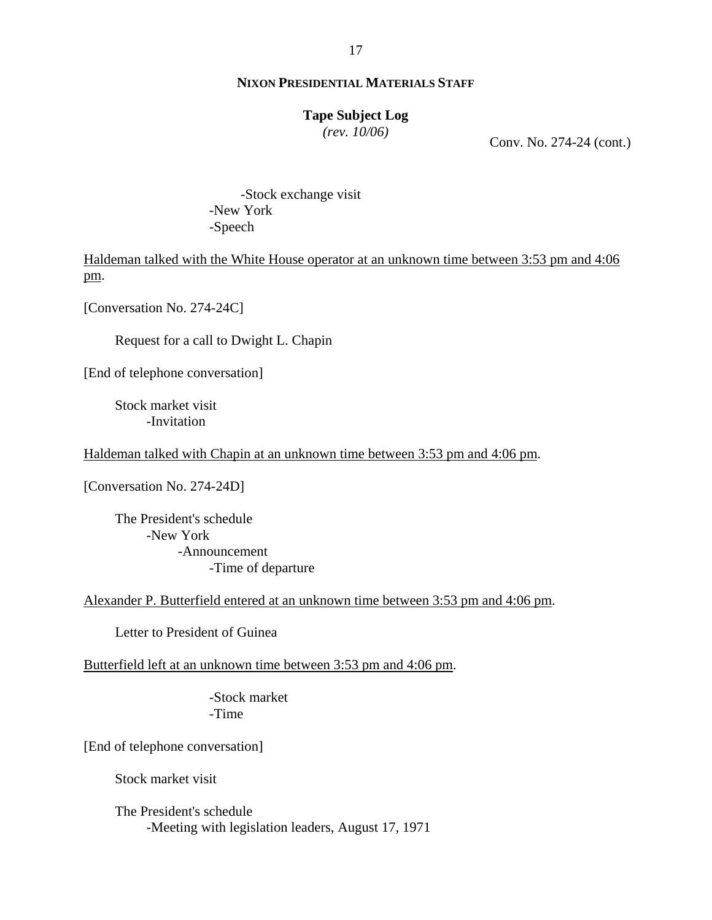**NIXON PRESIDENTIAL MATERIALS STAFF**

**Tape Subject Log**
*(rev. 10/06)*

Conv. No. 274-24 (cont.)

-Stock exchange visit
-New York
-Speech

Haldeman talked with the White House operator at an unknown time between 3:53 pm and 4:06 pm.

[Conversation No. 274-24C]

Request for a call to Dwight L. Chapin

[End of telephone conversation]

Stock market visit
-Invitation

Haldeman talked with Chapin at an unknown time between 3:53 pm and 4:06 pm.

[Conversation No. 274-24D]

The President's schedule
-New York
-Announcement
-Time of departure

Alexander P. Butterfield entered at an unknown time between 3:53 pm and 4:06 pm.

Letter to President of Guinea

Butterfield left at an unknown time between 3:53 pm and 4:06 pm.

-Stock market
-Time

[End of telephone conversation]

Stock market visit

The President's schedule
-Meeting with legislation leaders, August 17, 1971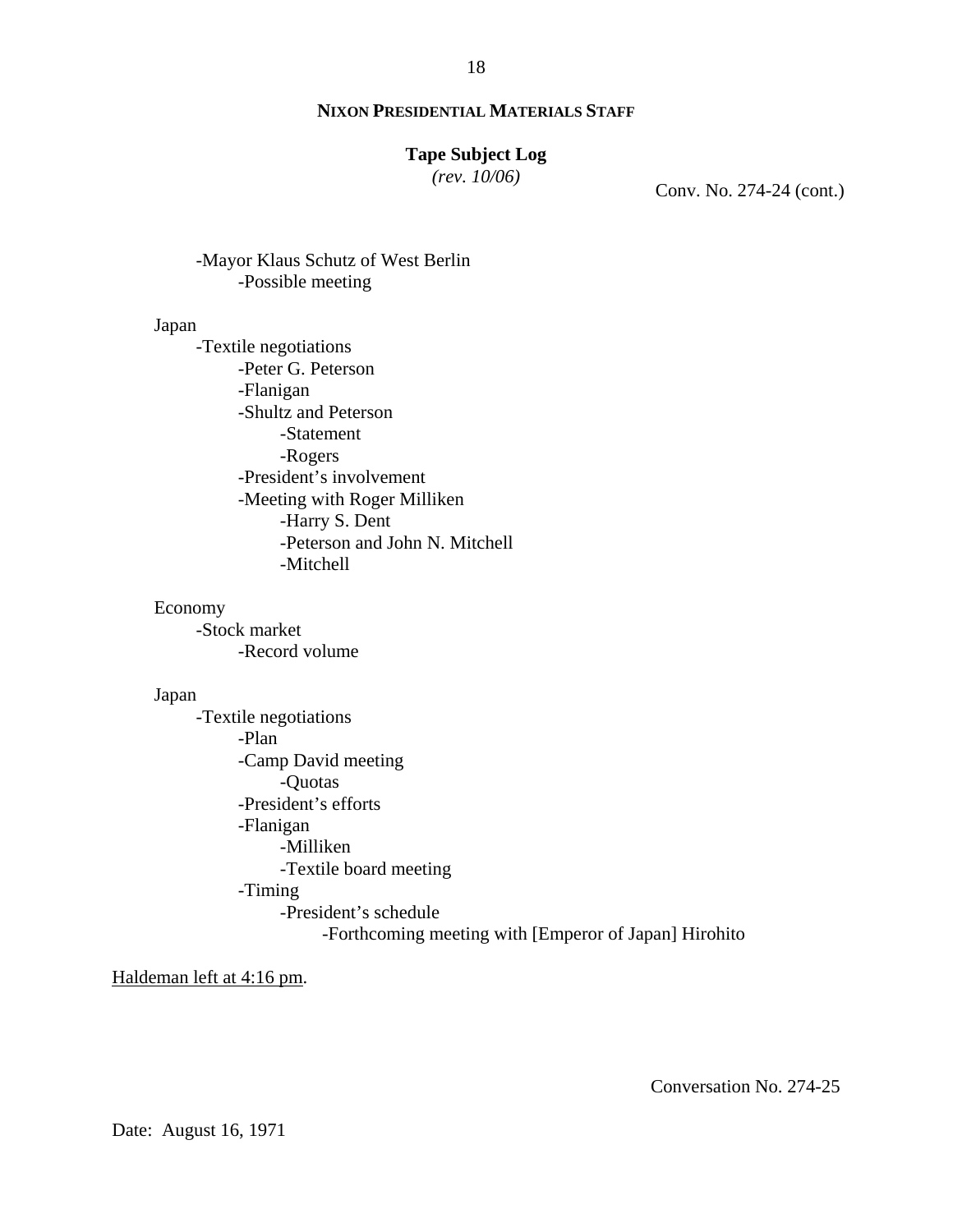**NIXON PRESIDENTIAL MATERIALS STAFF**

**Tape Subject Log**
*(rev. 10/06)*

Conv. No. 274-24 (cont.)

- -Mayor Klaus Schutz of West Berlin
    - -Possible meeting

Japan
- -Textile negotiations
    - -Peter G. Peterson
    - -Flanigan
    - -Shultz and Peterson
        - -Statement
        - -Rogers
    - -President's involvement
    - -Meeting with Roger Milliken
        - -Harry S. Dent
        - -Peterson and John N. Mitchell
        - -Mitchell

Economy
- -Stock market
    - -Record volume

Japan
- -Textile negotiations
    - -Plan
    - -Camp David meeting
        - -Quotas
    - -President's efforts
    - -Flanigan
        - -Milliken
        - -Textile board meeting
    - -Timing
        - -President's schedule
            - -Forthcoming meeting with [Emperor of Japan] Hirohito

Haldeman left at 4:16 pm.

Conversation No. 274-25

Date: August 16, 1971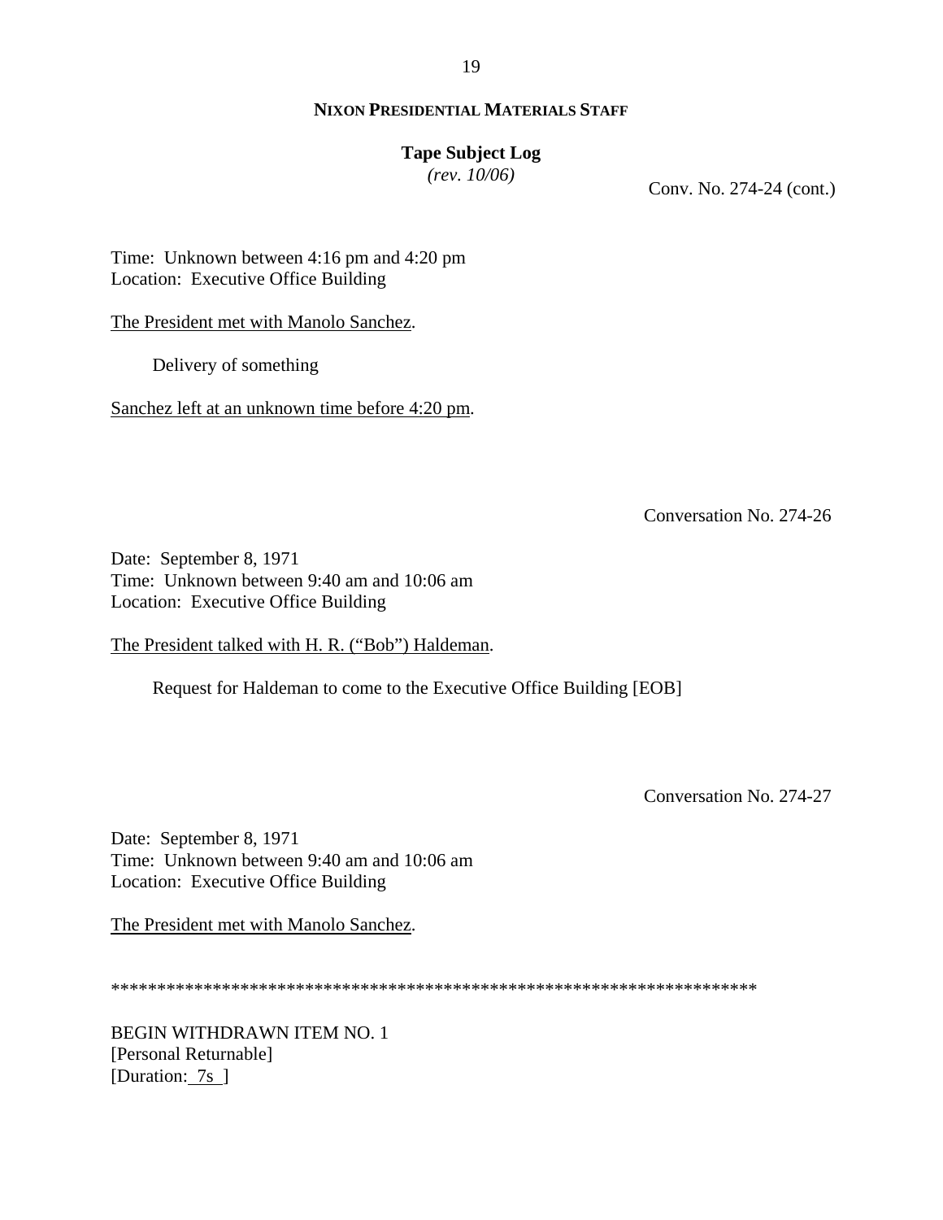**NIXON PRESIDENTIAL MATERIALS STAFF**

**Tape Subject Log**
*(rev. 10/06)*

Conv. No. 274-24 (cont.)

Time: Unknown between 4:16 pm and 4:20 pm
Location: Executive Office Building

The President met with Manolo Sanchez.

Delivery of something

Sanchez left at an unknown time before 4:20 pm.

Conversation No. 274-26

Date: September 8, 1971
Time: Unknown between 9:40 am and 10:06 am
Location: Executive Office Building

The President talked with H. R. ("Bob") Haldeman.

Request for Haldeman to come to the Executive Office Building [EOB]

Conversation No. 274-27

Date: September 8, 1971
Time: Unknown between 9:40 am and 10:06 am
Location: Executive Office Building

The President met with Manolo Sanchez.

**********************************************************************

BEGIN WITHDRAWN ITEM NO. 1
[Personal Returnable]
[Duration: 7s ]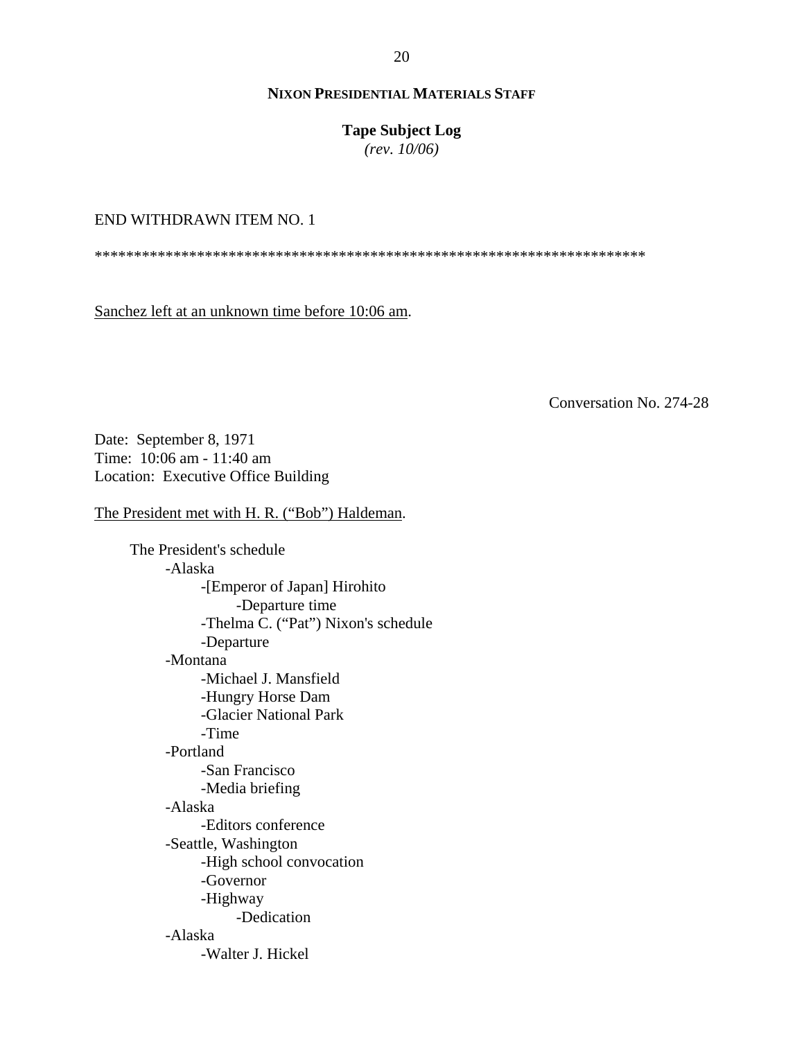END WITHDRAWN ITEM NO. 1

**********************************************************************

Sanchez left at an unknown time before 10:06 am.

Conversation No. 274-28

Date: September 8, 1971
Time: 10:06 am - 11:40 am
Location: Executive Office Building

The President met with H. R. ("Bob") Haldeman.

- The President's schedule
    - -Alaska
        - -[Emperor of Japan] Hirohito
            - -Departure time
        - -Thelma C. ("Pat") Nixon's schedule
        - -Departure
    - -Montana
        - -Michael J. Mansfield
        - -Hungry Horse Dam
        - -Glacier National Park
        - -Time
    - -Portland
        - -San Francisco
        - -Media briefing
    - -Alaska
        - -Editors conference
    - -Seattle, Washington
        - -High school convocation
        - -Governor
        - -Highway
            - -Dedication
    - -Alaska
        - -Walter J. Hickel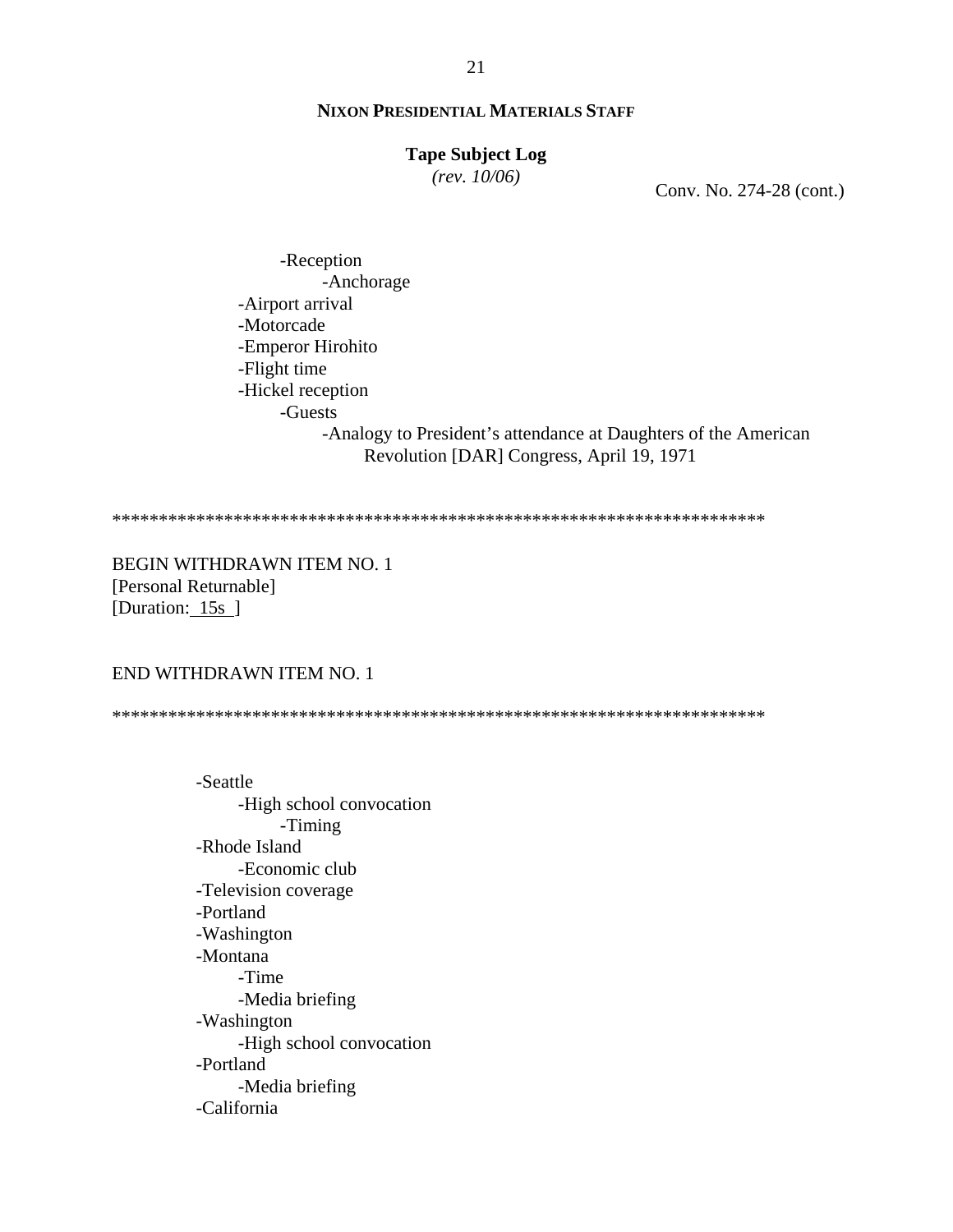**NIXON PRESIDENTIAL MATERIALS STAFF**

**Tape Subject Log**
*(rev. 10/06)*

Conv. No. 274-28 (cont.)

- -Reception
    - -Anchorage
- -Airport arrival
- -Motorcade
- -Emperor Hirohito
- -Flight time
- -Hickel reception
    - -Guests
        - -Analogy to President's attendance at Daughters of the American Revolution [DAR] Congress, April 19, 1971

**********************************************************************

BEGIN WITHDRAWN ITEM NO. 1
[Personal Returnable]
[Duration: 15s ]

END WITHDRAWN ITEM NO. 1

**********************************************************************

- -Seattle
    - -High school convocation
        - -Timing
- -Rhode Island
    - -Economic club
- -Television coverage
- -Portland
- -Washington
- -Montana
    - -Time
    - -Media briefing
- -Washington
    - -High school convocation
- -Portland
    - -Media briefing
- -California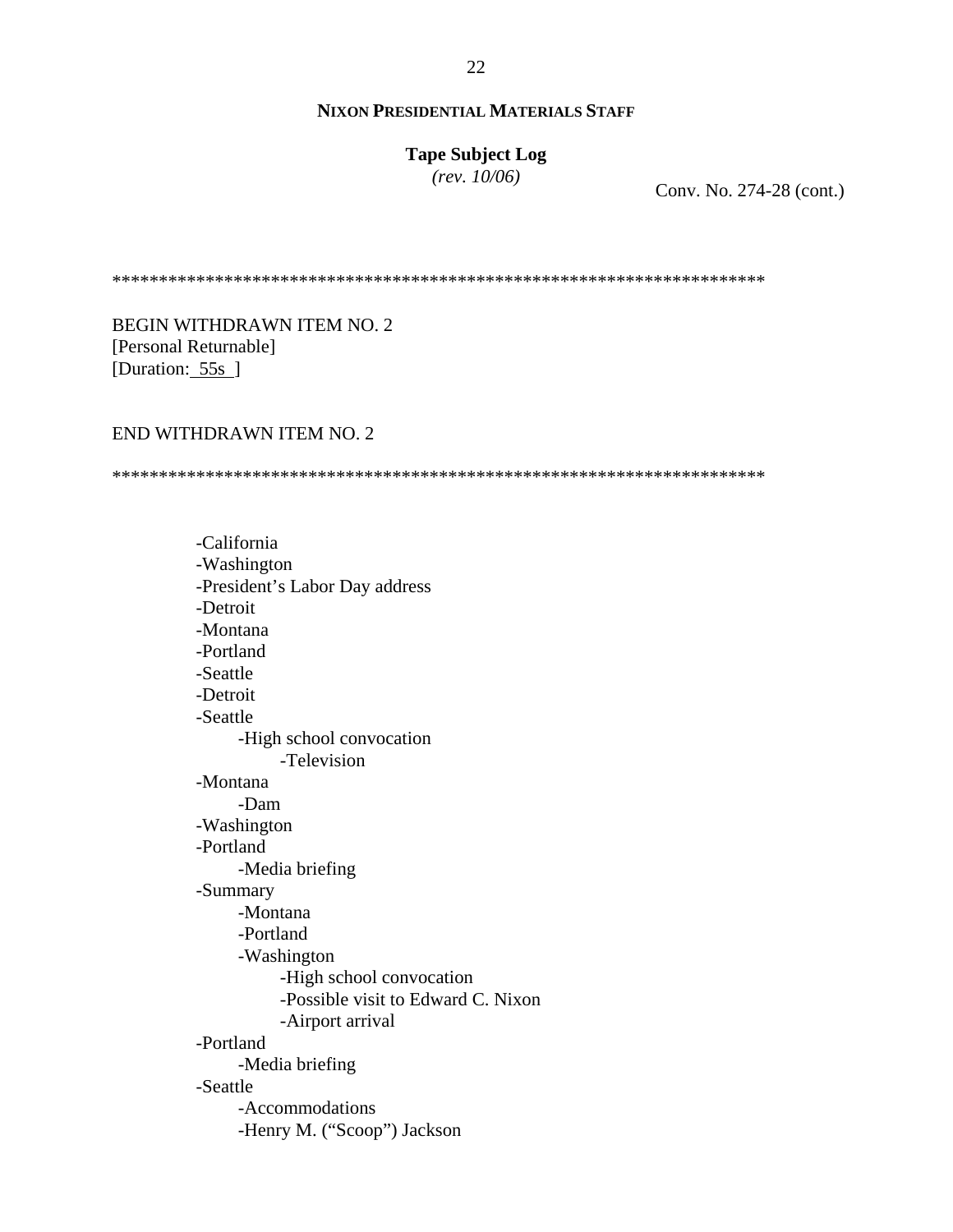**NIXON PRESIDENTIAL MATERIALS STAFF**

**Tape Subject Log**
*(rev. 10/06)*

Conv. No. 274-28 (cont.)

**********************************************************************

BEGIN WITHDRAWN ITEM NO. 2
[Personal Returnable]
[Duration: 55s ]

END WITHDRAWN ITEM NO. 2

**********************************************************************

- -California
- -Washington
- -President's Labor Day address
- -Detroit
- -Montana
- -Portland
- -Seattle
- -Detroit
- -Seattle
    - -High school convocation
        - -Television
- -Montana
    - -Dam
- -Washington
- -Portland
    - -Media briefing
- -Summary
    - -Montana
    - -Portland
    - -Washington
        - -High school convocation
        - -Possible visit to Edward C. Nixon
        - -Airport arrival
- -Portland
    - -Media briefing
- -Seattle
    - -Accommodations
    - -Henry M. ("Scoop") Jackson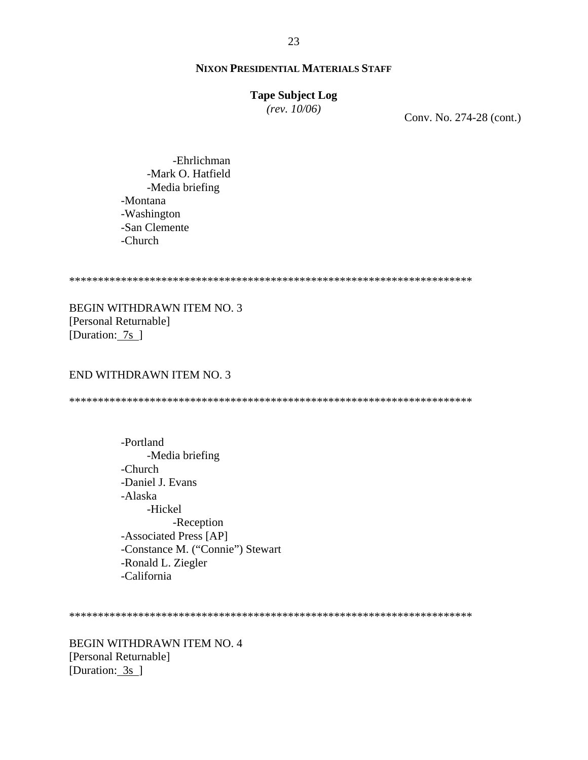**NIXON PRESIDENTIAL MATERIALS STAFF**

**Tape Subject Log**
*(rev. 10/06)*

Conv. No. 274-28 (cont.)

- -Ehrlichman
  - -Mark O. Hatfield
  - -Media briefing
- -Montana
- -Washington
- -San Clemente
- -Church

*********************************************************************

BEGIN WITHDRAWN ITEM NO. 3
[Personal Returnable]
[Duration: 7s ]

END WITHDRAWN ITEM NO. 3

*********************************************************************

- -Portland
  - -Media briefing
- -Church
- -Daniel J. Evans
- -Alaska
  - -Hickel
    - -Reception
- -Associated Press [AP]
- -Constance M. ("Connie") Stewart
- -Ronald L. Ziegler
- -California

*********************************************************************

BEGIN WITHDRAWN ITEM NO. 4
[Personal Returnable]
[Duration: 3s ]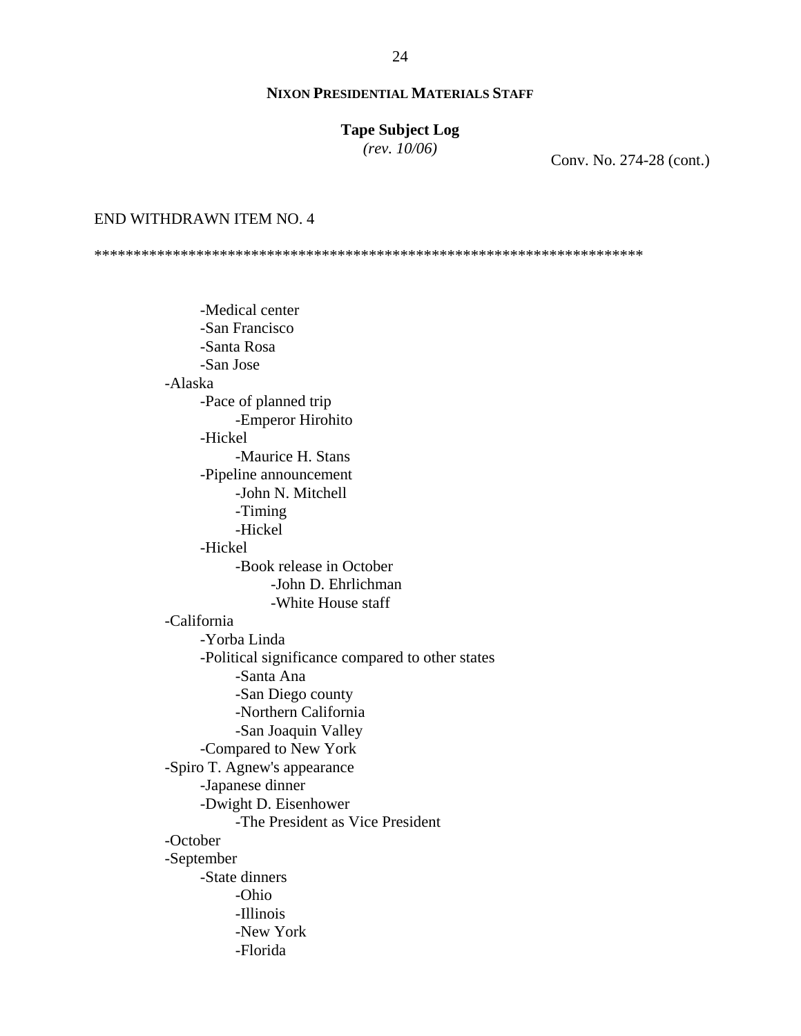**NIXON PRESIDENTIAL MATERIALS STAFF**

**Tape Subject Log**
*(rev. 10/06)*

Conv. No. 274-28 (cont.)

END WITHDRAWN ITEM NO. 4

**********************************************************************

- -Medical center
- -San Francisco
- -Santa Rosa
- -San Jose

-Alaska
- -Pace of planned trip
    - -Emperor Hirohito
- -Hickel
    - -Maurice H. Stans
- -Pipeline announcement
    - -John N. Mitchell
    - -Timing
    - -Hickel
- -Hickel
    - -Book release in October
        - -John D. Ehrlichman
        - -White House staff

-California
- -Yorba Linda
- -Political significance compared to other states
    - -Santa Ana
    - -San Diego county
    - -Northern California
    - -San Joaquin Valley
- -Compared to New York

-Spiro T. Agnew's appearance
- -Japanese dinner
- -Dwight D. Eisenhower
    - -The President as Vice President

-October

-September
- -State dinners
    - -Ohio
    - -Illinois
    - -New York
    - -Florida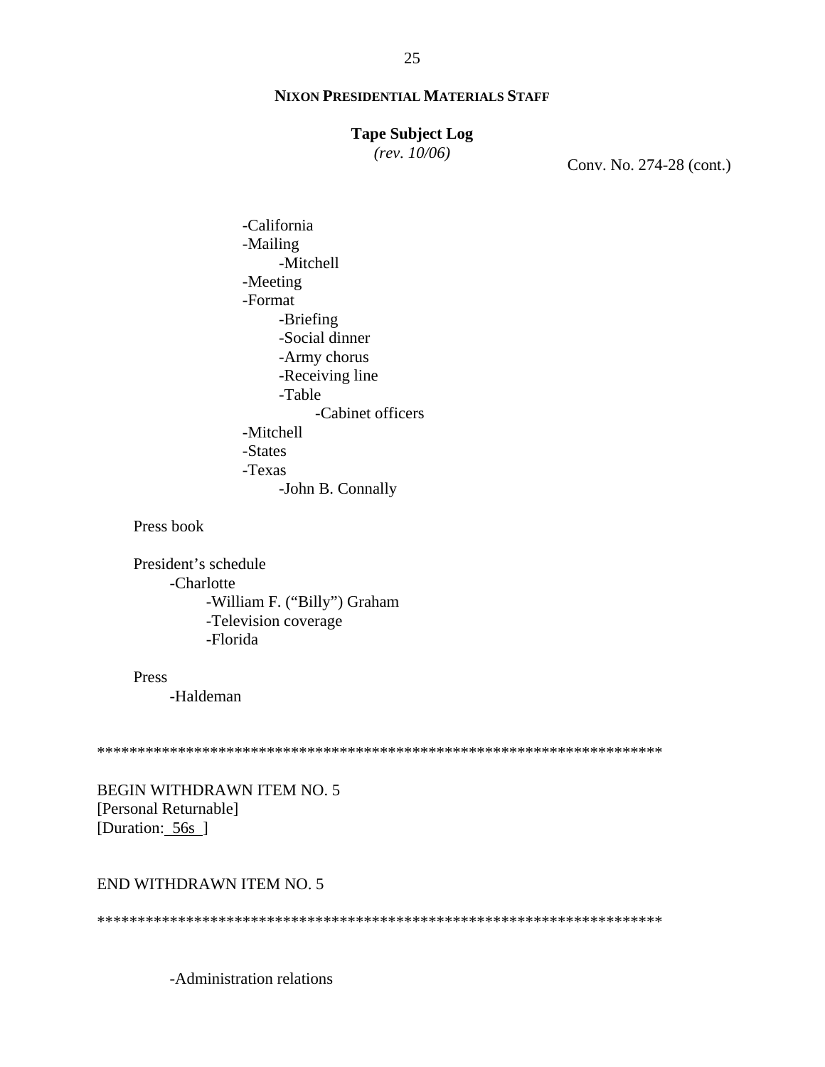**NIXON PRESIDENTIAL MATERIALS STAFF**

**Tape Subject Log**
*(rev. 10/06)*

Conv. No. 274-28 (cont.)

            -California
            -Mailing
                -Mitchell
            -Meeting
            -Format
                -Briefing
                -Social dinner
                -Army chorus
                -Receiving line
                -Table
                    -Cabinet officers
            -Mitchell
            -States
            -Texas
                -John B. Connally

Press book

President's schedule
    -Charlotte
        -William F. ("Billy") Graham
        -Television coverage
        -Florida

Press
    -Haldeman

************************************************************************

BEGIN WITHDRAWN ITEM NO. 5
[Personal Returnable]
[Duration: 56s ]

END WITHDRAWN ITEM NO. 5

************************************************************************

    -Administration relations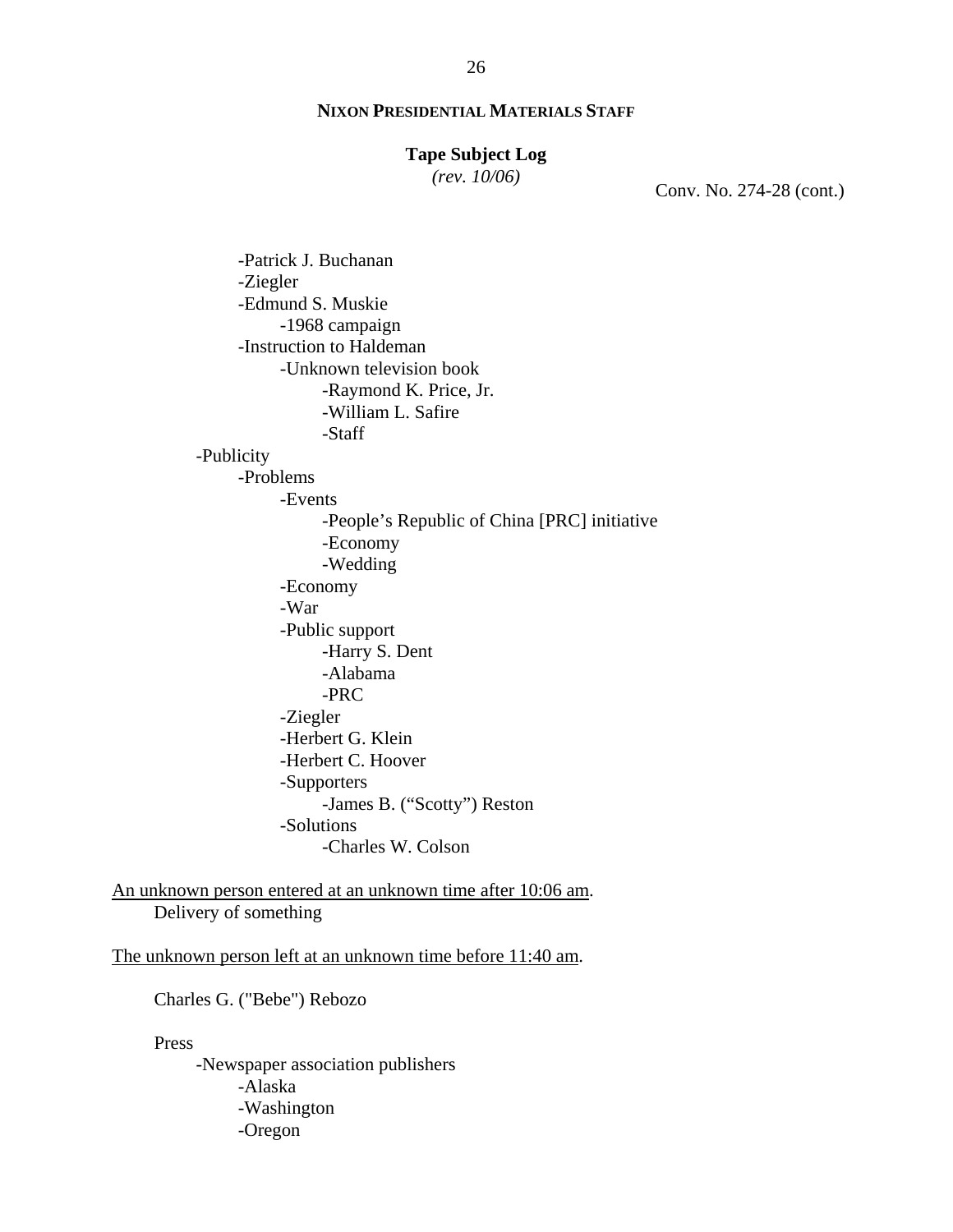**NIXON PRESIDENTIAL MATERIALS STAFF**

**Tape Subject Log**
*(rev. 10/06)*

Conv. No. 274-28 (cont.)

- -Patrick J. Buchanan
- -Ziegler
- -Edmund S. Muskie
  - -1968 campaign
- -Instruction to Haldeman
  - -Unknown television book
    - -Raymond K. Price, Jr.
    - -William L. Safire
    - -Staff

- -Publicity
  - -Problems
    - -Events
      - -People's Republic of China [PRC] initiative
      - -Economy
      - -Wedding
    - -Economy
    - -War
    - -Public support
      - -Harry S. Dent
      - -Alabama
      - -PRC
    - -Ziegler
    - -Herbert G. Klein
    - -Herbert C. Hoover
    - -Supporters
      - -James B. ("Scotty") Reston
    - -Solutions
      - -Charles W. Colson

<u>An unknown person entered at an unknown time after 10:06 am</u>.

Delivery of something

<u>The unknown person left at an unknown time before 11:40 am</u>.

Charles G. ("Bebe") Rebozo

Press

- -Newspaper association publishers
  - -Alaska
  - -Washington
  - -Oregon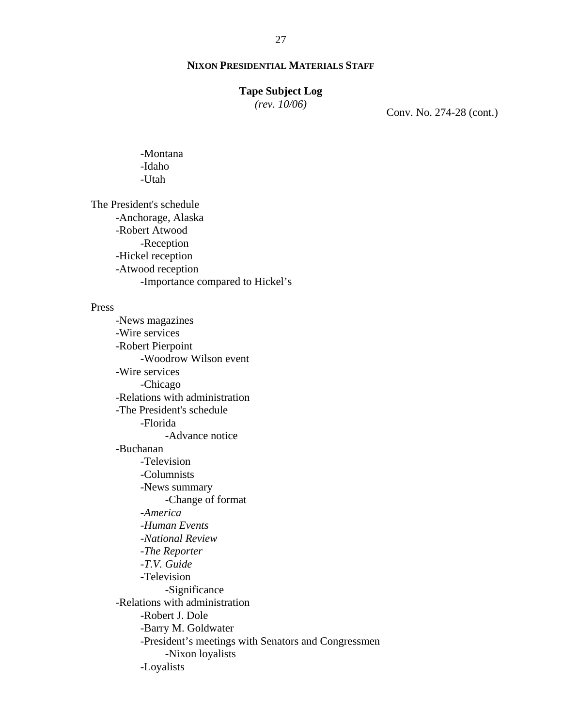**NIXON PRESIDENTIAL MATERIALS STAFF**

**Tape Subject Log**
*(rev. 10/06)*

Conv. No. 274-28 (cont.)

- -Montana
- -Idaho
- -Utah

The President's schedule
- -Anchorage, Alaska
- -Robert Atwood
    - -Reception
- -Hickel reception
- -Atwood reception
    - -Importance compared to Hickel's

Press
- -News magazines
- -Wire services
- -Robert Pierpoint
    - -Woodrow Wilson event
- -Wire services
    - -Chicago
- -Relations with administration
- -The President's schedule
    - -Florida
        - -Advance notice
- -Buchanan
    - -Television
    - -Columnists
    - -News summary
        - -Change of format
    - -*America*
    - -*Human Events*
    - -*National Review*
    - -*The Reporter*
    - -*T.V. Guide*
    - -Television
        - -Significance
- -Relations with administration
    - -Robert J. Dole
    - -Barry M. Goldwater
    - -President's meetings with Senators and Congressmen
        - -Nixon loyalists
    - -Loyalists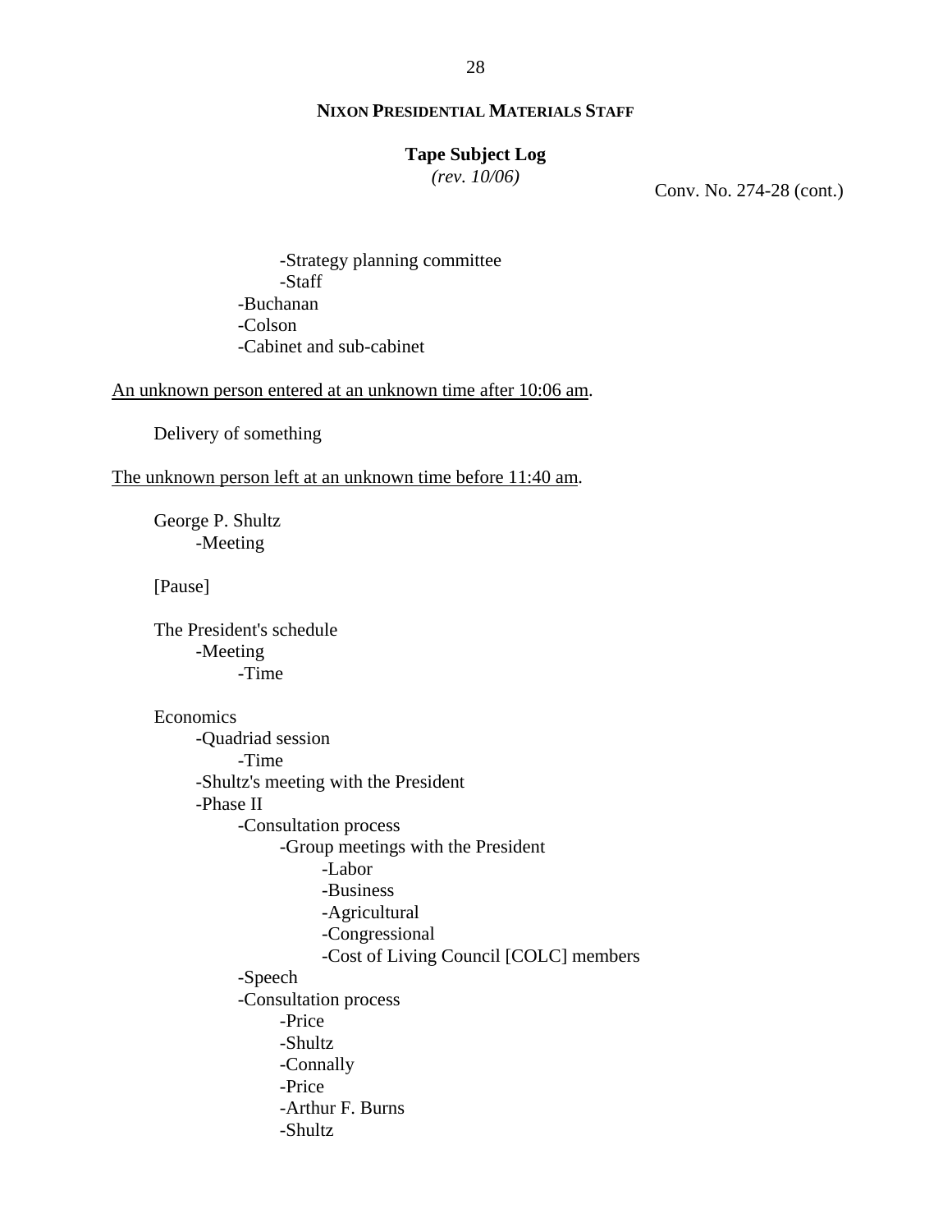**NIXON PRESIDENTIAL MATERIALS STAFF**

**Tape Subject Log**
*(rev. 10/06)*

Conv. No. 274-28 (cont.)

- -Strategy planning committee
- -Staff
- -Buchanan
- -Colson
- -Cabinet and sub-cabinet

An unknown person entered at an unknown time after 10:06 am.

Delivery of something

The unknown person left at an unknown time before 11:40 am.

George P. Shultz
- -Meeting

[Pause]

The President's schedule
- -Meeting
  - -Time

Economics
- -Quadriad session
  - -Time
- -Shultz's meeting with the President
- -Phase II
  - -Consultation process
    - -Group meetings with the President
      - -Labor
      - -Business
      - -Agricultural
      - -Congressional
      - -Cost of Living Council [COLC] members
  - -Speech
  - -Consultation process
    - -Price
    - -Shultz
    - -Connally
    - -Price
    - -Arthur F. Burns
    - -Shultz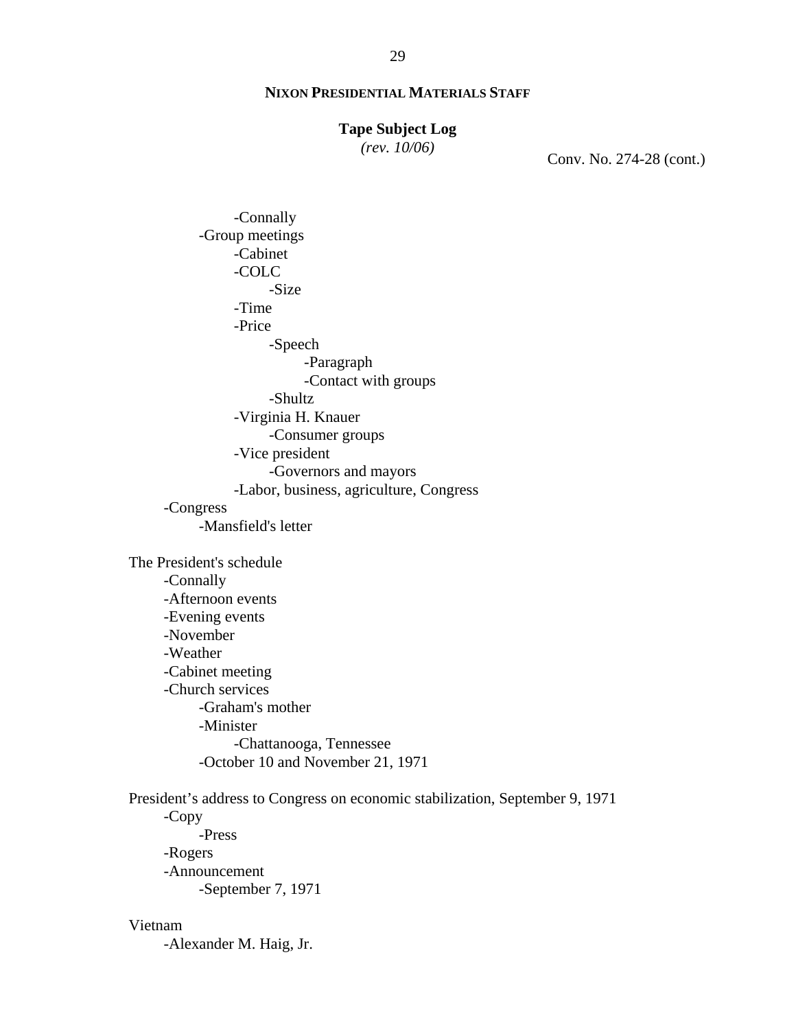**NIXON PRESIDENTIAL MATERIALS STAFF**

**Tape Subject Log**
*(rev. 10/06)*

Conv. No. 274-28 (cont.)

- -Connally
    - -Group meetings
        - -Cabinet
        - -COLC
            - -Size
        - -Time
        - -Price
            - -Speech
                - -Paragraph
                - -Contact with groups
            - -Shultz
        - -Virginia H. Knauer
            - -Consumer groups
        - -Vice president
            - -Governors and mayors
        - -Labor, business, agriculture, Congress
- -Congress
    - -Mansfield's letter

The President's schedule
- -Connally
- -Afternoon events
- -Evening events
- -November
- -Weather
- -Cabinet meeting
- -Church services
    - -Graham's mother
    - -Minister
        - -Chattanooga, Tennessee
    - -October 10 and November 21, 1971

President's address to Congress on economic stabilization, September 9, 1971
- -Copy
    - -Press
- -Rogers
- -Announcement
    - -September 7, 1971

Vietnam
- -Alexander M. Haig, Jr.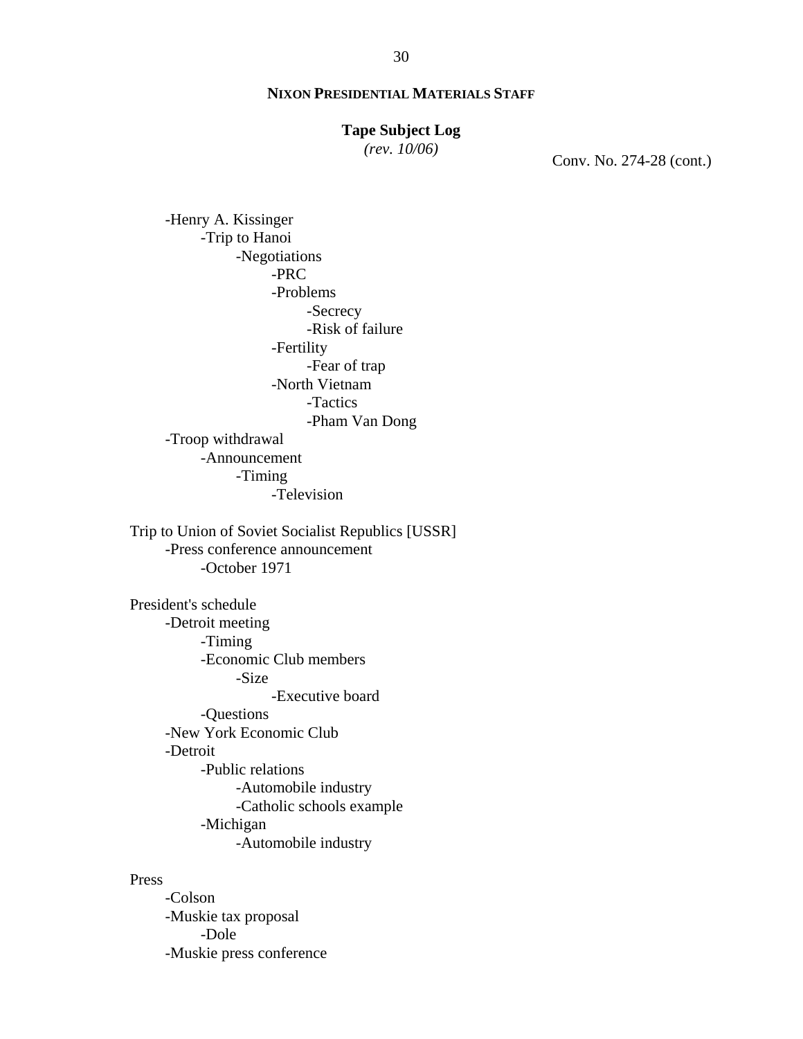**NIXON PRESIDENTIAL MATERIALS STAFF**

**Tape Subject Log**
*(rev. 10/06)*

Conv. No. 274-28 (cont.)

- -Henry A. Kissinger
    - -Trip to Hanoi
        - -Negotiations
            - -PRC
            - -Problems
                - -Secrecy
                - -Risk of failure
            - -Fertility
                - -Fear of trap
            - -North Vietnam
                - -Tactics
                - -Pham Van Dong
- -Troop withdrawal
    - -Announcement
        - -Timing
            - -Television

Trip to Union of Soviet Socialist Republics [USSR]
- -Press conference announcement
    - -October 1971

President's schedule
- -Detroit meeting
    - -Timing
    - -Economic Club members
        - -Size
            - -Executive board
    - -Questions
- -New York Economic Club
- -Detroit
    - -Public relations
        - -Automobile industry
        - -Catholic schools example
    - -Michigan
        - -Automobile industry

Press
- -Colson
- -Muskie tax proposal
    - -Dole
- -Muskie press conference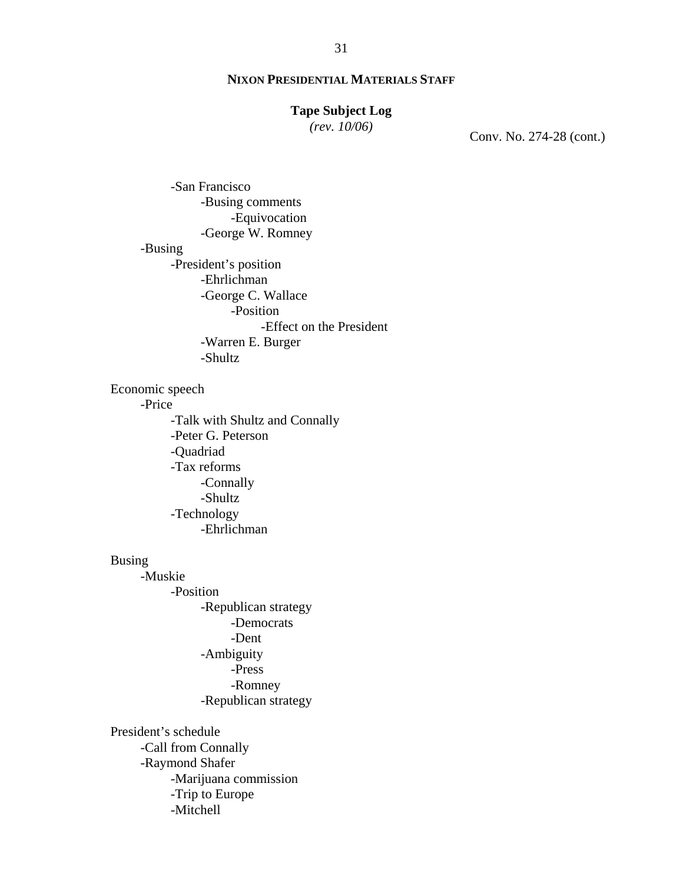**NIXON PRESIDENTIAL MATERIALS STAFF**

**Tape Subject Log**
*(rev. 10/06)*

Conv. No. 274-28 (cont.)

- -San Francisco
    - -Busing comments
        - -Equivocation
    - -George W. Romney
- -Busing
    - -President's position
        - -Ehrlichman
        - -George C. Wallace
            - -Position
                - -Effect on the President
        - -Warren E. Burger
        - -Shultz

Economic speech
- -Price
    - -Talk with Shultz and Connally
    - -Peter G. Peterson
    - -Quadriad
    - -Tax reforms
        - -Connally
        - -Shultz
    - -Technology
        - -Ehrlichman

Busing
- -Muskie
    - -Position
        - -Republican strategy
            - -Democrats
            - -Dent
        - -Ambiguity
            - -Press
            - -Romney
        - -Republican strategy

President's schedule
- -Call from Connally
- -Raymond Shafer
    - -Marijuana commission
    - -Trip to Europe
    - -Mitchell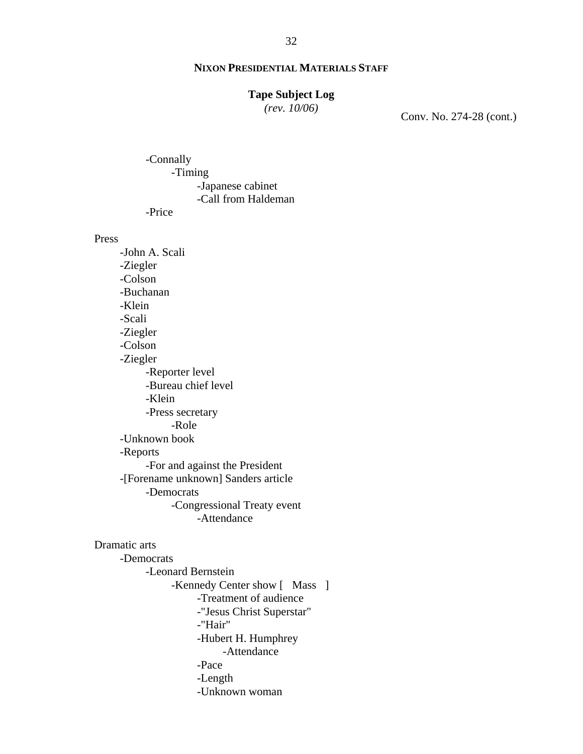**NIXON PRESIDENTIAL MATERIALS STAFF**

**Tape Subject Log**
*(rev. 10/06)*

Conv. No. 274-28 (cont.)

- Connally
  - Timing
    - Japanese cabinet
    - Call from Haldeman
- Price

Press
- John A. Scali
- Ziegler
- Colson
- Buchanan
- Klein
- Scali
- Ziegler
- Colson
- Ziegler
  - Reporter level
  - Bureau chief level
  - Klein
  - Press secretary
    - Role
- Unknown book
- Reports
  - For and against the President
- [Forename unknown] Sanders article
  - Democrats
    - Congressional Treaty event
      - Attendance

Dramatic arts
- Democrats
  - Leonard Bernstein
    - Kennedy Center show [ Mass ]
      - Treatment of audience
      - "Jesus Christ Superstar"
      - "Hair"
      - Hubert H. Humphrey
        - Attendance
      - Pace
      - Length
      - Unknown woman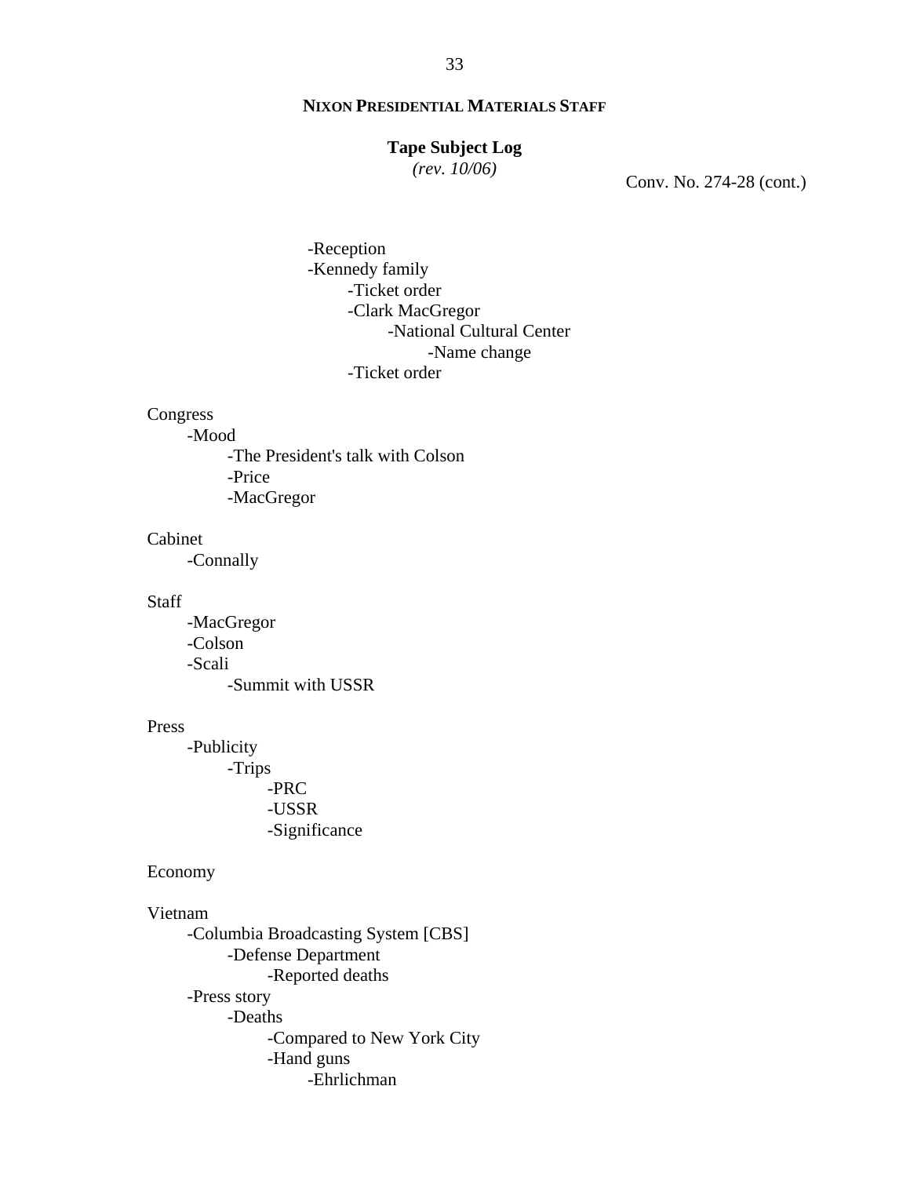**NIXON PRESIDENTIAL MATERIALS STAFF**

**Tape Subject Log**
*(rev. 10/06)*

Conv. No. 274-28 (cont.)

- -Reception
- -Kennedy family
  - -Ticket order
  - -Clark MacGregor
    - -National Cultural Center
      - -Name change
  - -Ticket order

Congress
- -Mood
  - -The President's talk with Colson
  - -Price
  - -MacGregor

Cabinet
- -Connally

Staff
- -MacGregor
- -Colson
- -Scali
  - -Summit with USSR

Press
- -Publicity
  - -Trips
    - -PRC
    - -USSR
    - -Significance

Economy

Vietnam
- -Columbia Broadcasting System [CBS]
  - -Defense Department
    - -Reported deaths
- -Press story
  - -Deaths
    - -Compared to New York City
    - -Hand guns
      - -Ehrlichman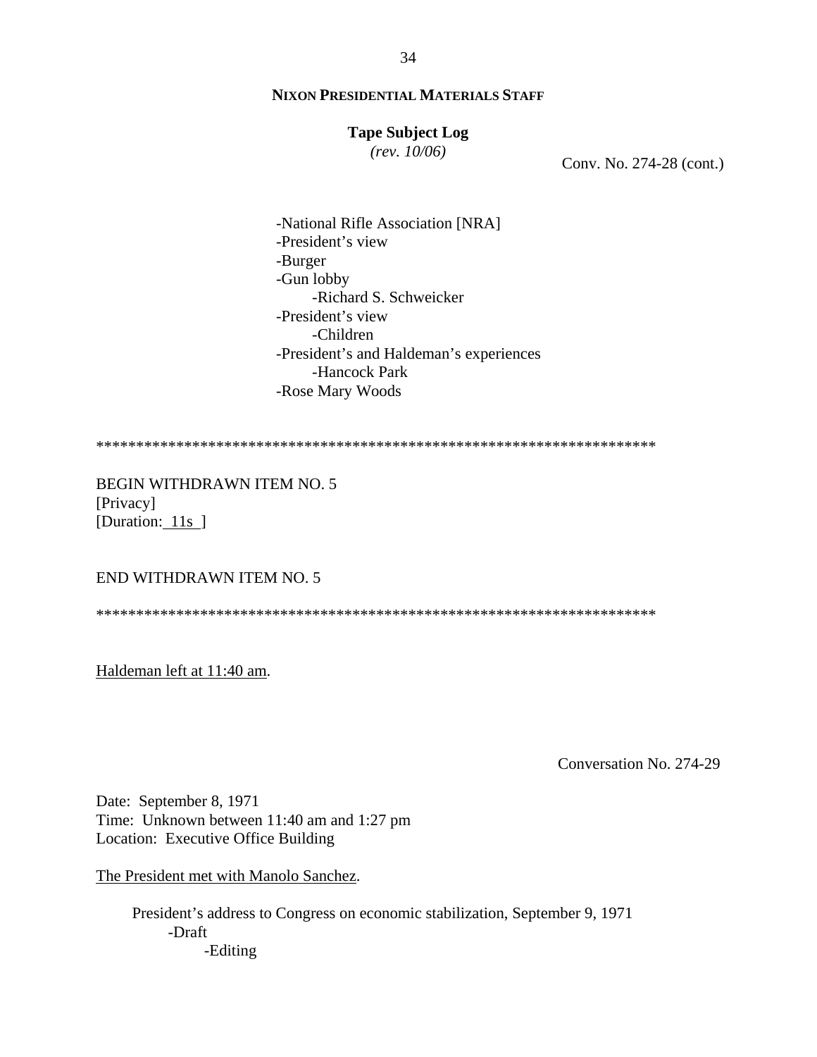**NIXON PRESIDENTIAL MATERIALS STAFF**

**Tape Subject Log**
*(rev. 10/06)*

Conv. No. 274-28 (cont.)

- -National Rifle Association [NRA]
- -President's view
- -Burger
- -Gun lobby
    - -Richard S. Schweicker
- -President's view
    - -Children
- -President's and Haldeman's experiences
    - -Hancock Park
- -Rose Mary Woods

*********************************************************************

BEGIN WITHDRAWN ITEM NO. 5
[Privacy]
[Duration: 11s ]

END WITHDRAWN ITEM NO. 5

*********************************************************************

Haldeman left at 11:40 am.

Conversation No. 274-29

Date: September 8, 1971
Time: Unknown between 11:40 am and 1:27 pm
Location: Executive Office Building

The President met with Manolo Sanchez.

President's address to Congress on economic stabilization, September 9, 1971
- -Draft
    - -Editing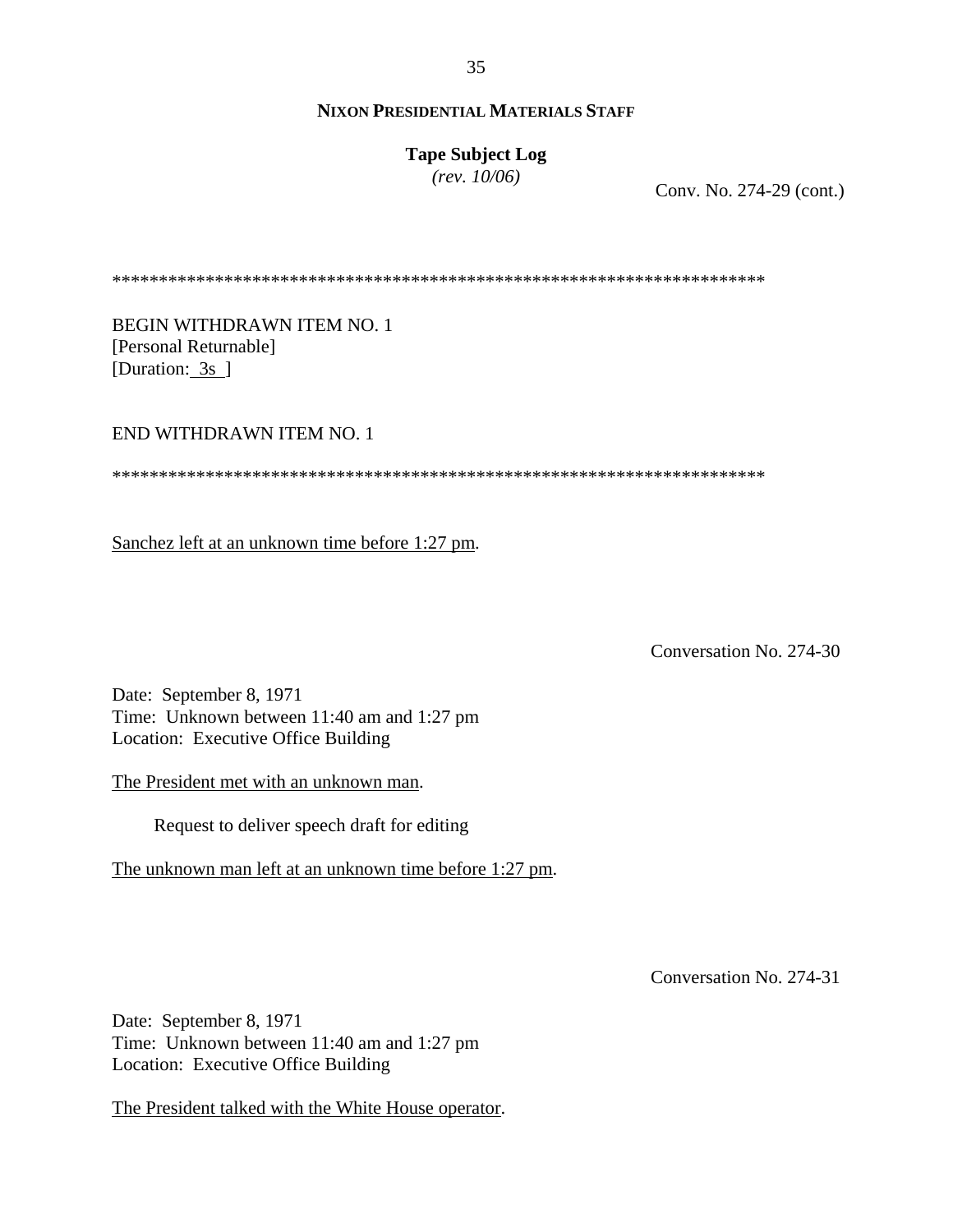**NIXON PRESIDENTIAL MATERIALS STAFF**

**Tape Subject Log**
*(rev. 10/06)*

Conv. No. 274-29 (cont.)

*********************************************************************

BEGIN WITHDRAWN ITEM NO. 1
[Personal Returnable]
[Duration: 3s ]

END WITHDRAWN ITEM NO. 1

*********************************************************************

<u>Sanchez left at an unknown time before 1:27 pm</u>.

Conversation No. 274-30

Date: September 8, 1971
Time: Unknown between 11:40 am and 1:27 pm
Location: Executive Office Building

<u>The President met with an unknown man</u>.

Request to deliver speech draft for editing

<u>The unknown man left at an unknown time before 1:27 pm</u>.

Conversation No. 274-31

Date: September 8, 1971
Time: Unknown between 11:40 am and 1:27 pm
Location: Executive Office Building

<u>The President talked with the White House operator</u>.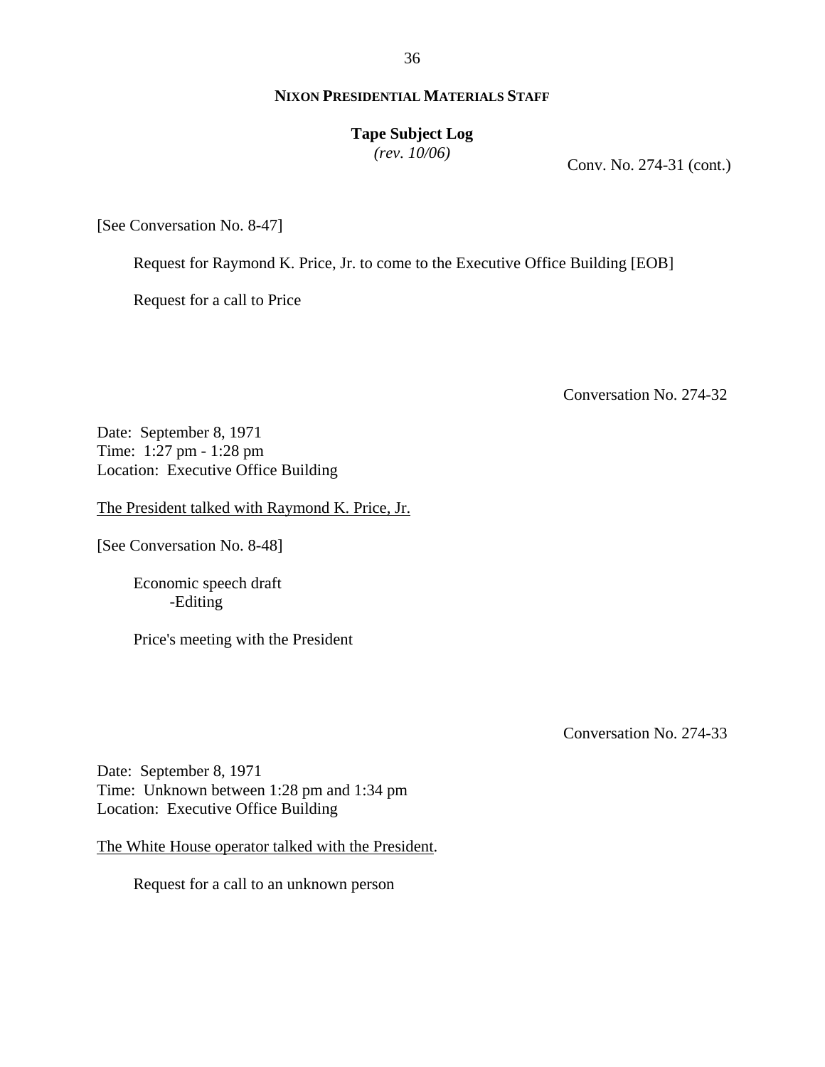**NIXON PRESIDENTIAL MATERIALS STAFF**

**Tape Subject Log**
*(rev. 10/06)*

Conv. No. 274-31 (cont.)

[See Conversation No. 8-47]

Request for Raymond K. Price, Jr. to come to the Executive Office Building [EOB]

Request for a call to Price

Conversation No. 274-32

Date: September 8, 1971
Time: 1:27 pm - 1:28 pm
Location: Executive Office Building

The President talked with Raymond K. Price, Jr.

[See Conversation No. 8-48]

Economic speech draft
- -Editing

Price's meeting with the President

Conversation No. 274-33

Date: September 8, 1971
Time: Unknown between 1:28 pm and 1:34 pm
Location: Executive Office Building

The White House operator talked with the President.

Request for a call to an unknown person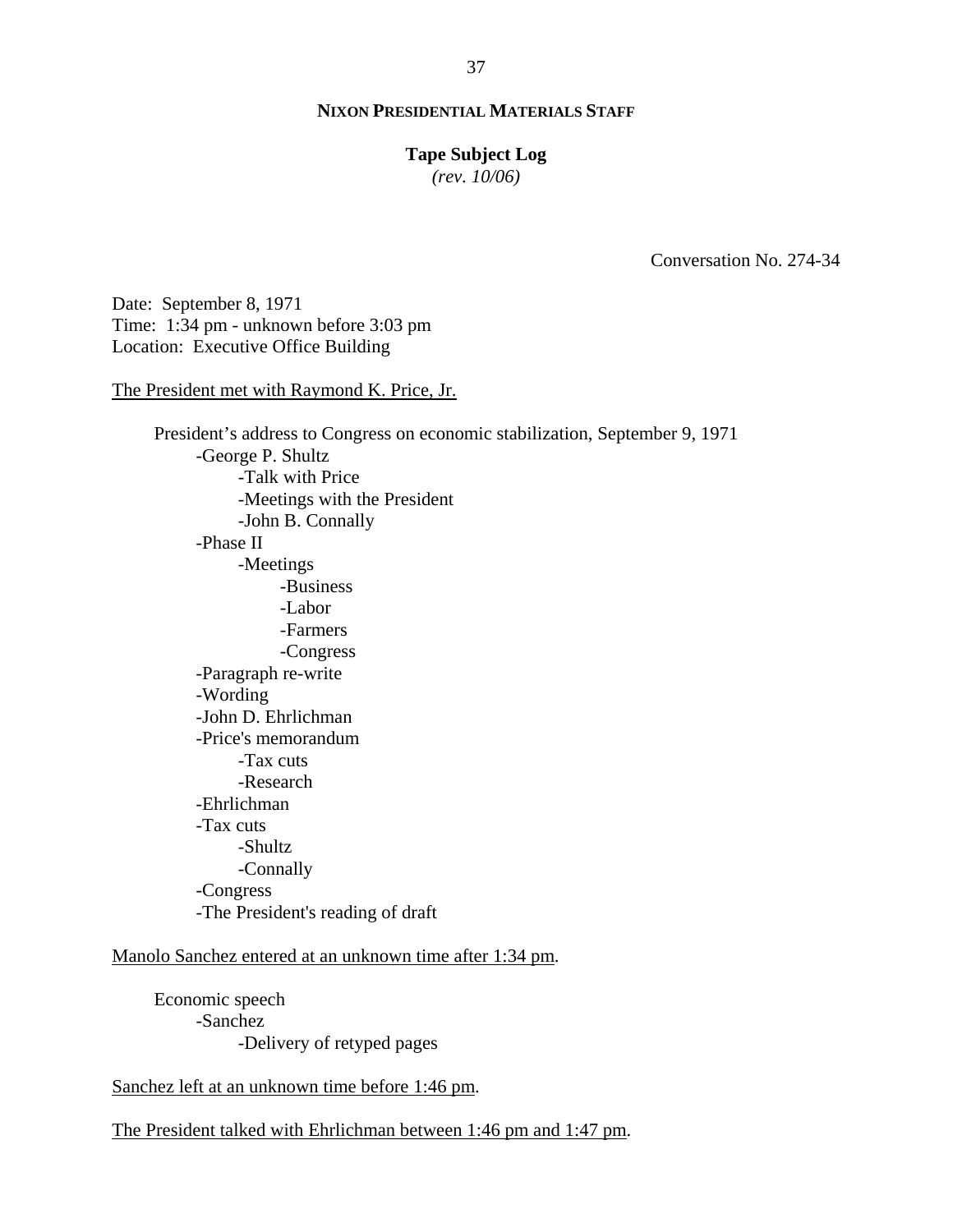**NIXON PRESIDENTIAL MATERIALS STAFF**

**Tape Subject Log**
*(rev. 10/06)*

Conversation No. 274-34

Date: September 8, 1971
Time: 1:34 pm - unknown before 3:03 pm
Location: Executive Office Building

The President met with Raymond K. Price, Jr.

- President's address to Congress on economic stabilization, September 9, 1971
  - George P. Shultz
    - Talk with Price
    - Meetings with the President
    - John B. Connally
  - Phase II
    - Meetings
      - Business
      - Labor
      - Farmers
      - Congress
  - Paragraph re-write
  - Wording
  - John D. Ehrlichman
  - Price's memorandum
    - Tax cuts
    - Research
  - Ehrlichman
  - Tax cuts
    - Shultz
    - Connally
  - Congress
  - The President's reading of draft

Manolo Sanchez entered at an unknown time after 1:34 pm.

- Economic speech
  - Sanchez
    - Delivery of retyped pages

Sanchez left at an unknown time before 1:46 pm.

The President talked with Ehrlichman between 1:46 pm and 1:47 pm.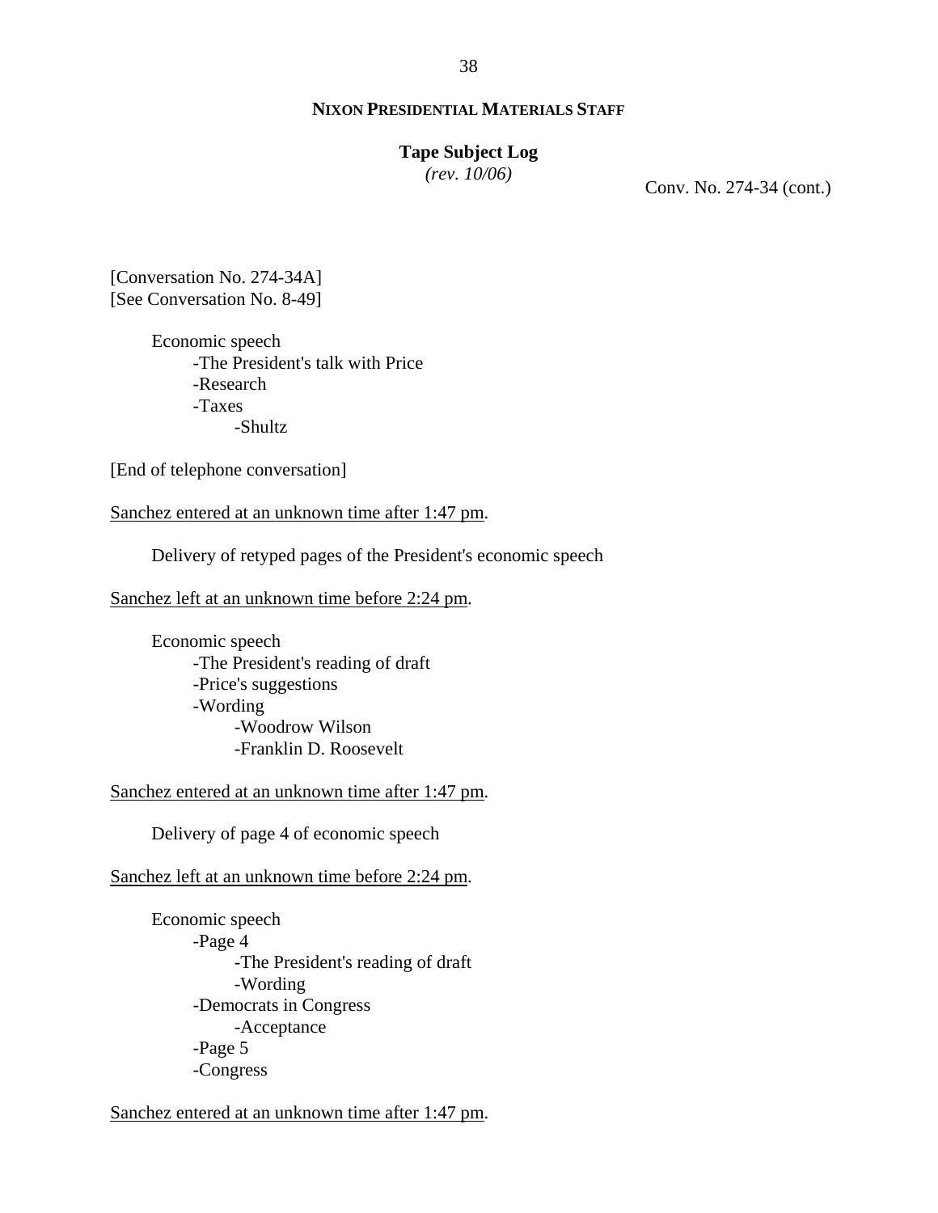Conv. No. 274-34 (cont.)

[Conversation No. 274-34A]
[See Conversation No. 8-49]

Economic speech
- The President's talk with Price
- Research
- Taxes
    - Shultz

[End of telephone conversation]

<u>Sanchez entered at an unknown time after 1:47 pm</u>.

Delivery of retyped pages of the President's economic speech

<u>Sanchez left at an unknown time before 2:24 pm</u>.

Economic speech
- The President's reading of draft
- Price's suggestions
- Wording
    - Woodrow Wilson
    - Franklin D. Roosevelt

<u>Sanchez entered at an unknown time after 1:47 pm</u>.

Delivery of page 4 of economic speech

<u>Sanchez left at an unknown time before 2:24 pm</u>.

Economic speech
- Page 4
    - The President's reading of draft
    - Wording
- Democrats in Congress
    - Acceptance
- Page 5
- Congress

<u>Sanchez entered at an unknown time after 1:47 pm</u>.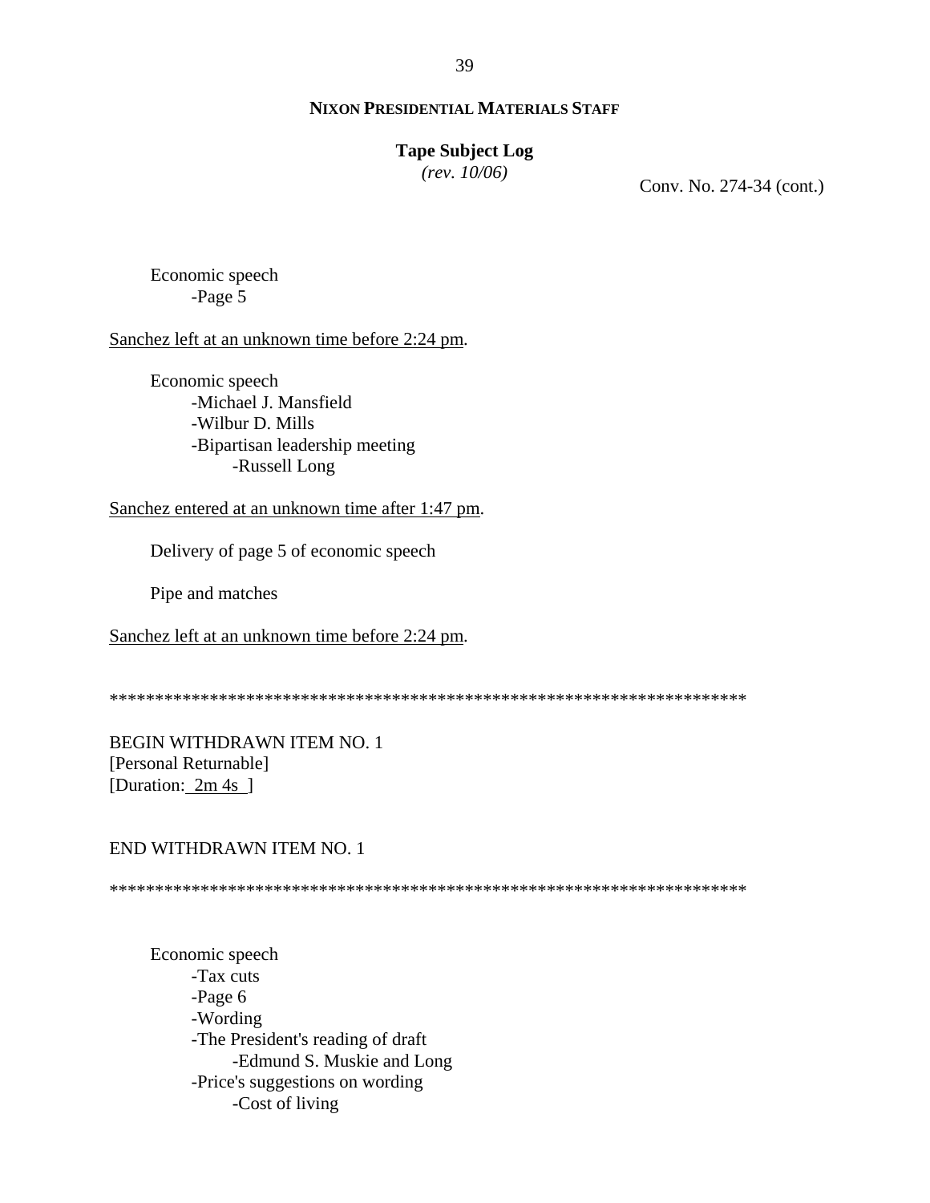Conv. No. 274-34 (cont.)

Economic speech
- -Page 5

<u>Sanchez left at an unknown time before 2:24 pm</u>.

Economic speech
- -Michael J. Mansfield
- -Wilbur D. Mills
- -Bipartisan leadership meeting
  - -Russell Long

<u>Sanchez entered at an unknown time after 1:47 pm</u>.

Delivery of page 5 of economic speech

Pipe and matches

<u>Sanchez left at an unknown time before 2:24 pm</u>.

*********************************************************************

BEGIN WITHDRAWN ITEM NO. 1
[Personal Returnable]
[Duration: <u>2m 4s</u> ]

END WITHDRAWN ITEM NO. 1

*********************************************************************

Economic speech
- -Tax cuts
- -Page 6
- -Wording
- -The President's reading of draft
  - -Edmund S. Muskie and Long
- -Price's suggestions on wording
  - -Cost of living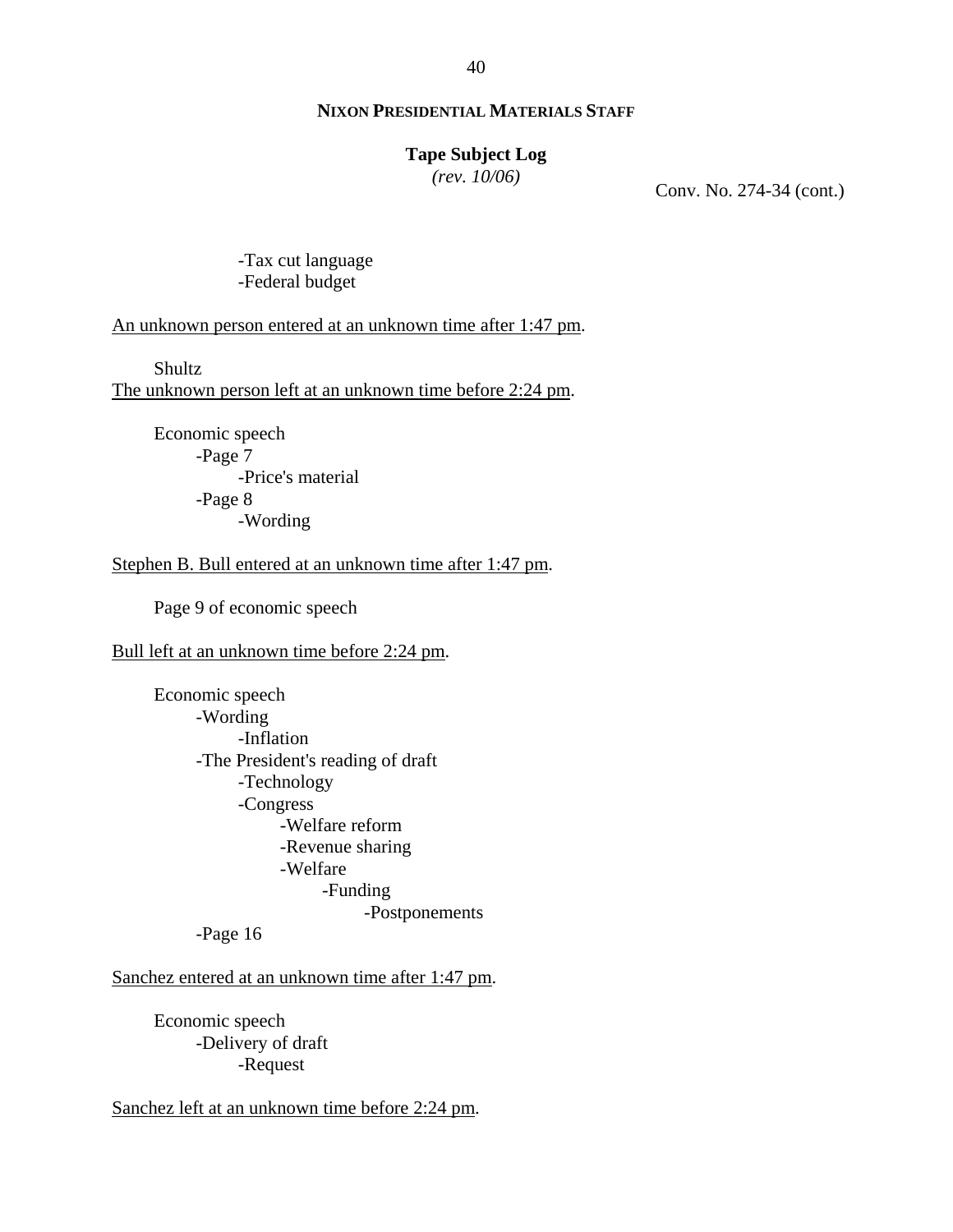**Conv. No. 274-34 (cont.)**

- -Tax cut language
- -Federal budget

An unknown person entered at an unknown time after 1:47 pm.

Shultz

The unknown person left at an unknown time before 2:24 pm.

Economic speech
- -Page 7
  - -Price's material
- -Page 8
  - -Wording

Stephen B. Bull entered at an unknown time after 1:47 pm.

Page 9 of economic speech

Bull left at an unknown time before 2:24 pm.

Economic speech
- -Wording
  - -Inflation
- -The President's reading of draft
  - -Technology
  - -Congress
    - -Welfare reform
    - -Revenue sharing
    - -Welfare
      - -Funding
        - -Postponements
- -Page 16

Sanchez entered at an unknown time after 1:47 pm.

Economic speech
- -Delivery of draft
  - -Request

Sanchez left at an unknown time before 2:24 pm.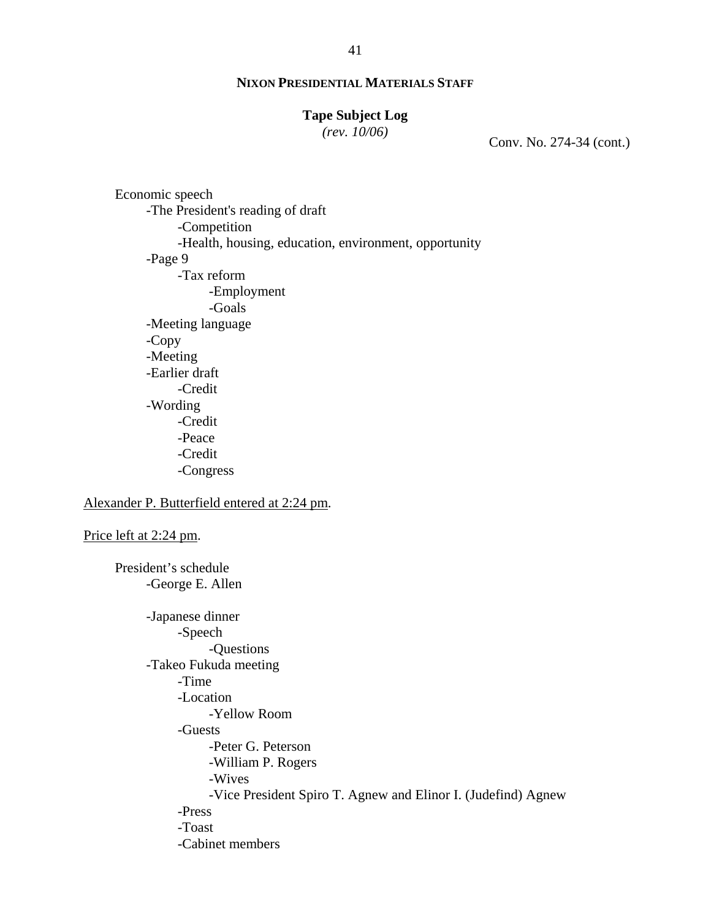Conv. No. 274-34 (cont.)

Economic speech
- The President's reading of draft
  - Competition
  - Health, housing, education, environment, opportunity
- Page 9
  - Tax reform
    - Employment
    - Goals
- Meeting language
- Copy
- Meeting
- Earlier draft
  - Credit
- Wording
  - Credit
  - Peace
  - Credit
  - Congress

<u>Alexander P. Butterfield entered at 2:24 pm</u>.

<u>Price left at 2:24 pm</u>.

President's schedule
- George E. Allen

- Japanese dinner
  - Speech
    - Questions
- Takeo Fukuda meeting
  - Time
  - Location
    - Yellow Room
  - Guests
    - Peter G. Peterson
    - William P. Rogers
    - Wives
    - Vice President Spiro T. Agnew and Elinor I. (Judefind) Agnew
  - Press
  - Toast
  - Cabinet members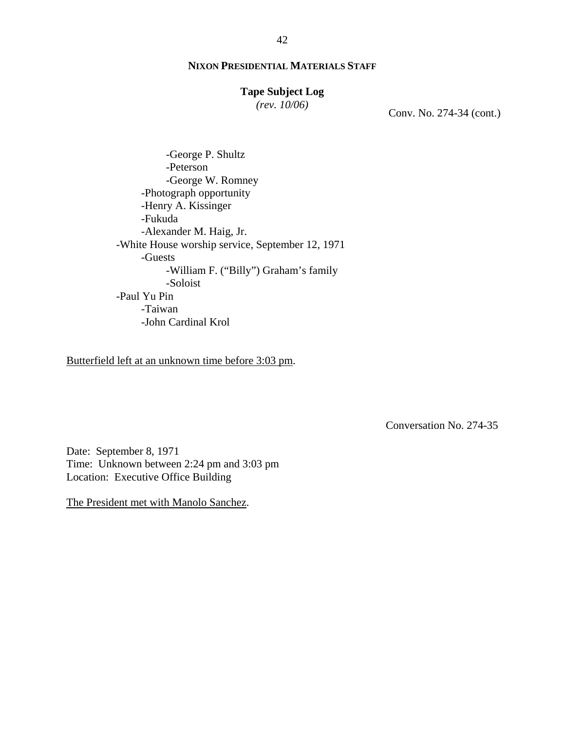**NIXON PRESIDENTIAL MATERIALS STAFF**

**Tape Subject Log**
*(rev. 10/06)*

Conv. No. 274-34 (cont.)

        - -George P. Shultz
        - -Peterson
        - -George W. Romney
    - -Photograph opportunity
    - -Henry A. Kissinger
    - -Fukuda
    - -Alexander M. Haig, Jr.
- -White House worship service, September 12, 1971
    - -Guests
        - -William F. ("Billy") Graham's family
        - -Soloist
- -Paul Yu Pin
    - -Taiwan
    - -John Cardinal Krol

Butterfield left at an unknown time before 3:03 pm.

Conversation No. 274-35

Date: September 8, 1971
Time: Unknown between 2:24 pm and 3:03 pm
Location: Executive Office Building

The President met with Manolo Sanchez.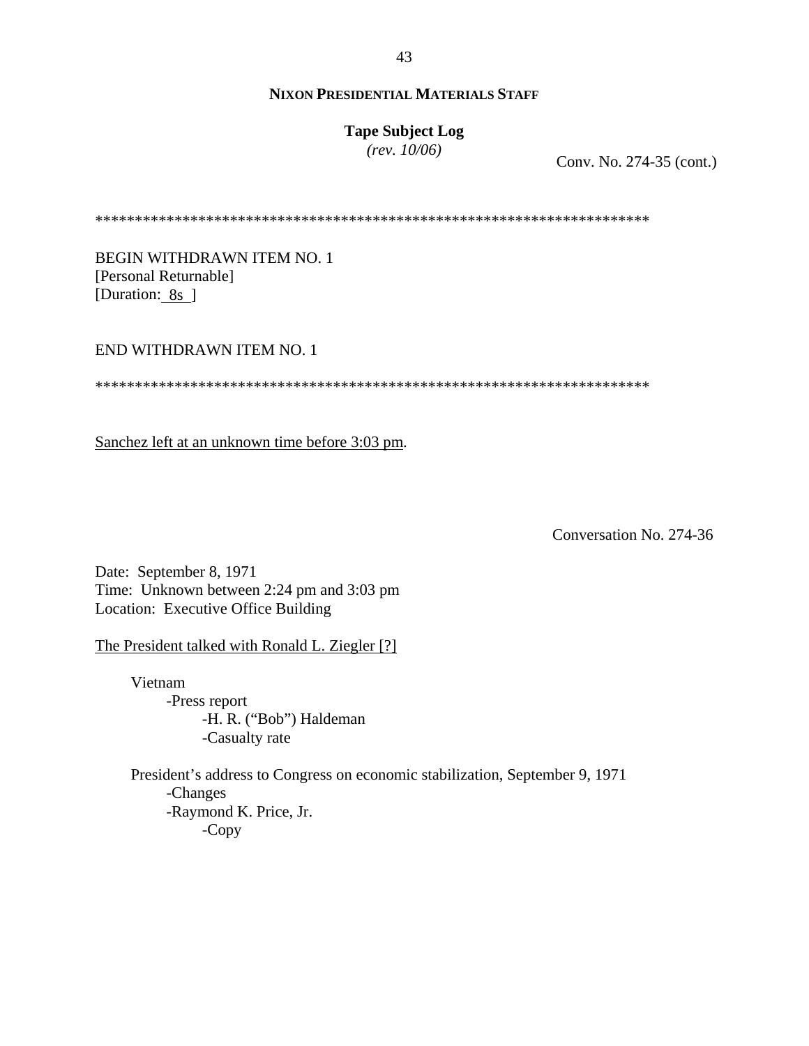**NIXON PRESIDENTIAL MATERIALS STAFF**

**Tape Subject Log**
*(rev. 10/06)*

Conv. No. 274-35 (cont.)

**********************************************************************

BEGIN WITHDRAWN ITEM NO. 1
[Personal Returnable]
[Duration: 8s ]

END WITHDRAWN ITEM NO. 1

**********************************************************************

Sanchez left at an unknown time before 3:03 pm.

Conversation No. 274-36

Date: September 8, 1971
Time: Unknown between 2:24 pm and 3:03 pm
Location: Executive Office Building

The President talked with Ronald L. Ziegler [?]

- Vietnam
  - -Press report
    - -H. R. ("Bob") Haldeman
    - -Casualty rate

- President's address to Congress on economic stabilization, September 9, 1971
  - -Changes
  - -Raymond K. Price, Jr.
    - -Copy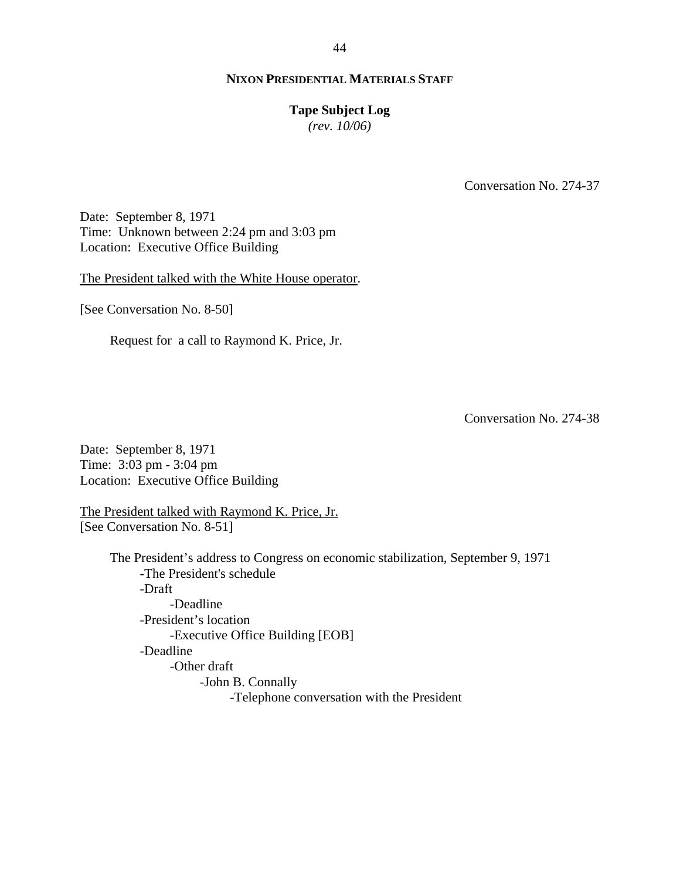**NIXON PRESIDENTIAL MATERIALS STAFF**

**Tape Subject Log**
*(rev. 10/06)*

Conversation No. 274-37

Date: September 8, 1971
Time: Unknown between 2:24 pm and 3:03 pm
Location: Executive Office Building

The President talked with the White House operator.

[See Conversation No. 8-50]

Request for a call to Raymond K. Price, Jr.

Conversation No. 274-38

Date: September 8, 1971
Time: 3:03 pm - 3:04 pm
Location: Executive Office Building

The President talked with Raymond K. Price, Jr.
[See Conversation No. 8-51]

The President's address to Congress on economic stabilization, September 9, 1971
- The President's schedule
- Draft
  - Deadline
- President's location
  - Executive Office Building [EOB]
- Deadline
  - Other draft
    - John B. Connally
      - Telephone conversation with the President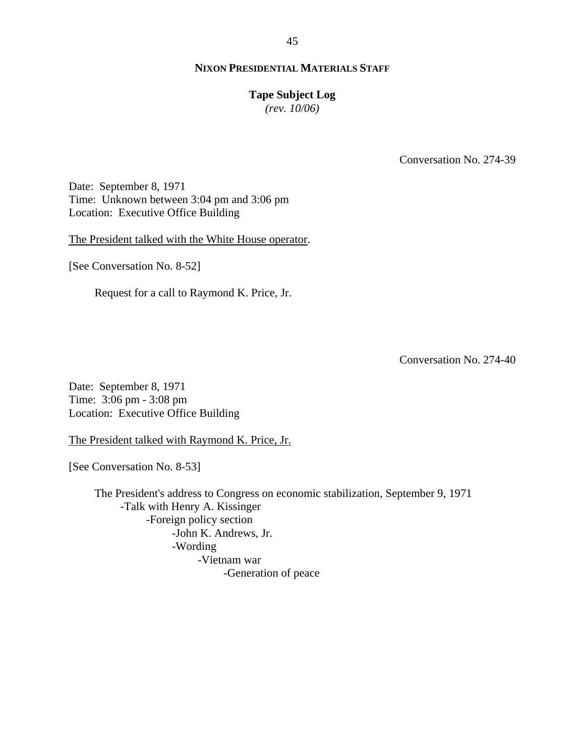Conversation No. 274-39

Date: September 8, 1971
Time: Unknown between 3:04 pm and 3:06 pm
Location: Executive Office Building

The President talked with the White House operator.

[See Conversation No. 8-52]

Request for a call to Raymond K. Price, Jr.

Conversation No. 274-40

Date: September 8, 1971
Time: 3:06 pm - 3:08 pm
Location: Executive Office Building

The President talked with Raymond K. Price, Jr.

[See Conversation No. 8-53]

The President's address to Congress on economic stabilization, September 9, 1971
- Talk with Henry A. Kissinger
  - Foreign policy section
    - John K. Andrews, Jr.
    - Wording
      - Vietnam war
        - Generation of peace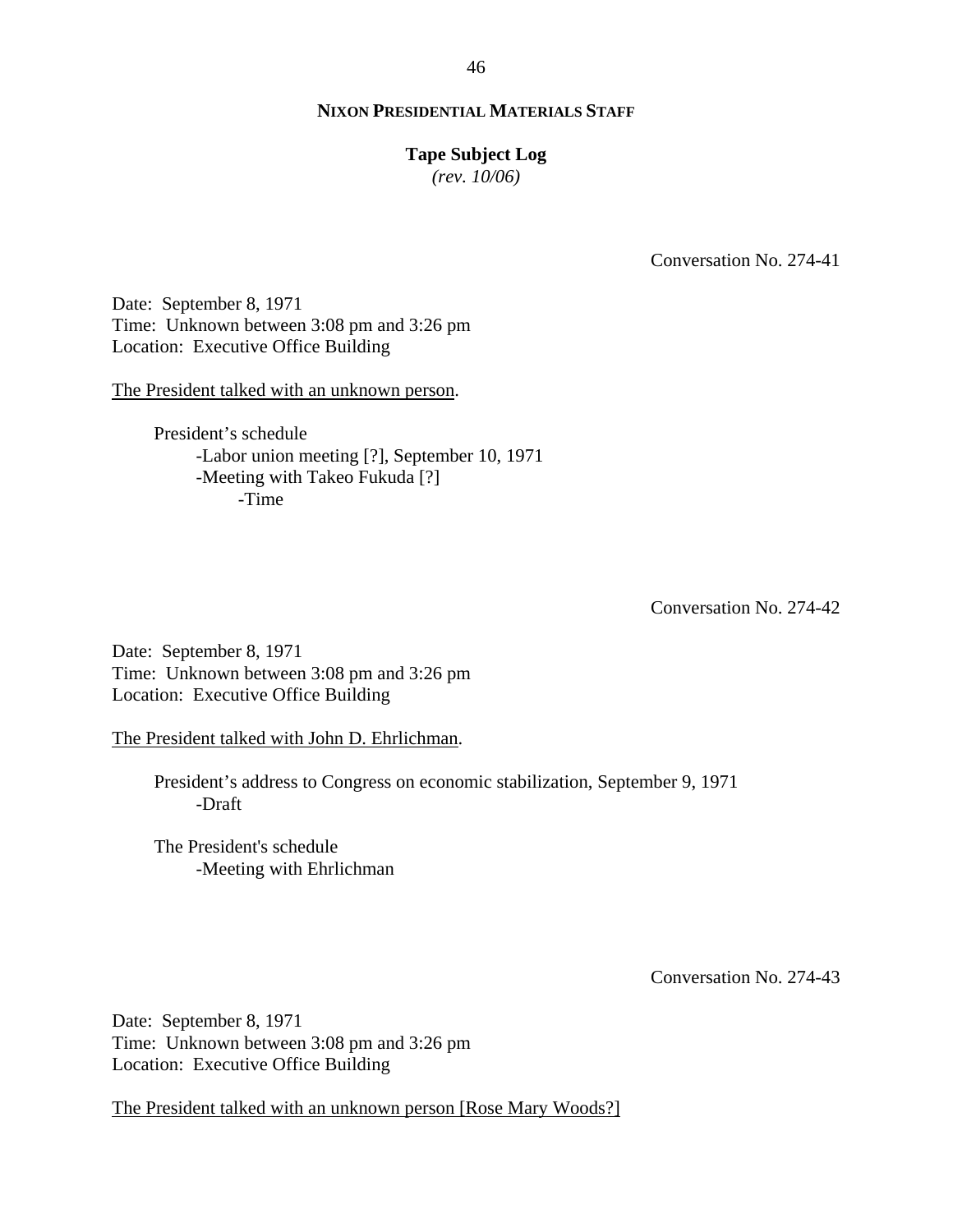**NIXON PRESIDENTIAL MATERIALS STAFF**

**Tape Subject Log**
*(rev. 10/06)*

Conversation No. 274-41

Date: September 8, 1971
Time: Unknown between 3:08 pm and 3:26 pm
Location: Executive Office Building

The President talked with an unknown person.

- President's schedule
  - -Labor union meeting [?], September 10, 1971
  - -Meeting with Takeo Fukuda [?]
    - -Time

Conversation No. 274-42

Date: September 8, 1971
Time: Unknown between 3:08 pm and 3:26 pm
Location: Executive Office Building

The President talked with John D. Ehrlichman.

- President's address to Congress on economic stabilization, September 9, 1971
  - -Draft

- The President's schedule
  - -Meeting with Ehrlichman

Conversation No. 274-43

Date: September 8, 1971
Time: Unknown between 3:08 pm and 3:26 pm
Location: Executive Office Building

The President talked with an unknown person [Rose Mary Woods?]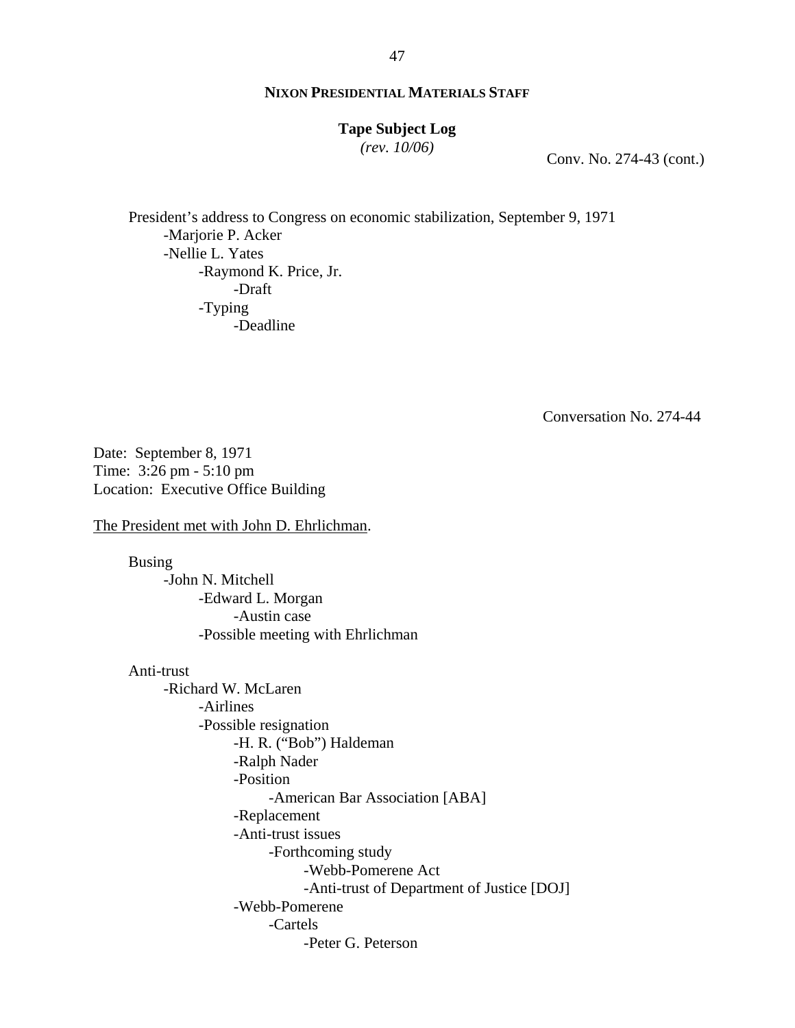Conv. No. 274-43 (cont.)

President's address to Congress on economic stabilization, September 9, 1971
- -Marjorie P. Acker
- -Nellie L. Yates
  - -Raymond K. Price, Jr.
    - -Draft
  - -Typing
    - -Deadline

Conversation No. 274-44

Date: September 8, 1971
Time: 3:26 pm - 5:10 pm
Location: Executive Office Building

The President met with John D. Ehrlichman.

Busing
- -John N. Mitchell
  - -Edward L. Morgan
    - -Austin case
  - -Possible meeting with Ehrlichman

Anti-trust
- -Richard W. McLaren
  - -Airlines
  - -Possible resignation
    - -H. R. ("Bob") Haldeman
    - -Ralph Nader
    - -Position
      - -American Bar Association [ABA]
    - -Replacement
    - -Anti-trust issues
      - -Forthcoming study
        - -Webb-Pomerene Act
        - -Anti-trust of Department of Justice [DOJ]
    - -Webb-Pomerene
      - -Cartels
        - -Peter G. Peterson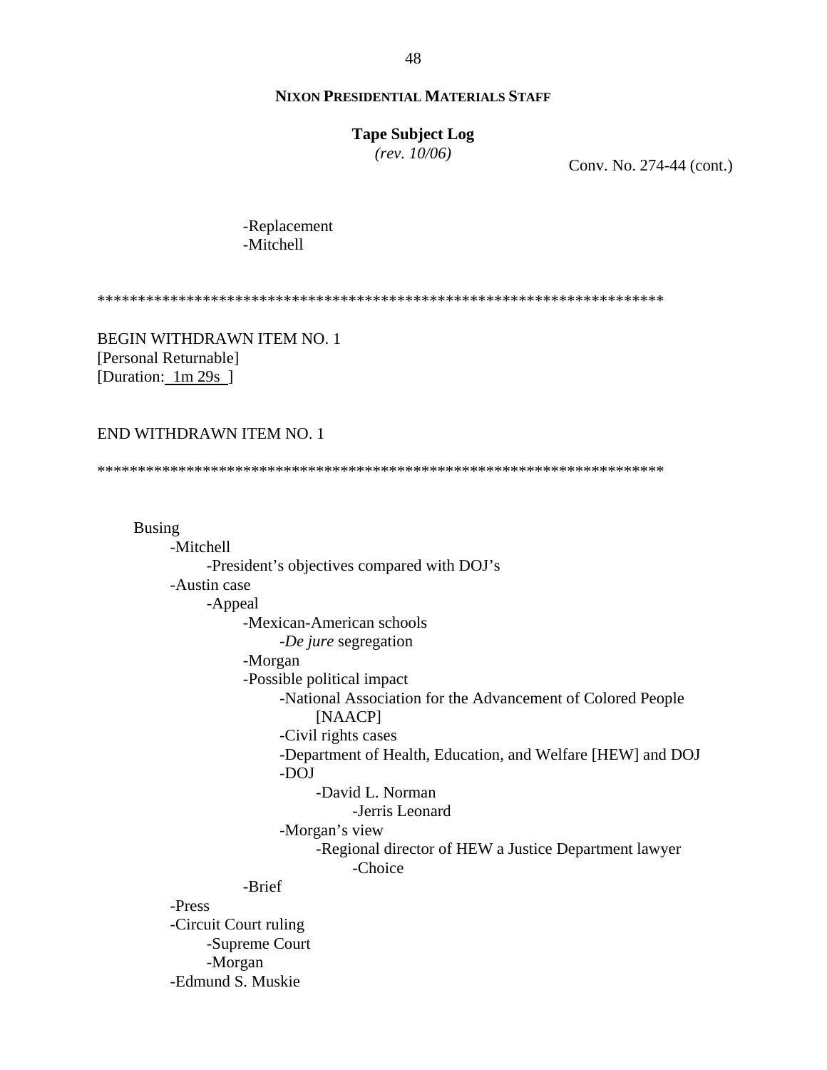**NIXON PRESIDENTIAL MATERIALS STAFF**

**Tape Subject Log**
*(rev. 10/06)*

Conv. No. 274-44 (cont.)

- -Replacement
- -Mitchell

************************************************************************

BEGIN WITHDRAWN ITEM NO. 1
[Personal Returnable]
[Duration: 1m 29s ]

END WITHDRAWN ITEM NO. 1

************************************************************************

Busing
- -Mitchell
    - -President's objectives compared with DOJ's
- -Austin case
    - -Appeal
        - -Mexican-American schools
            - -*De jure* segregation
        - -Morgan
        - -Possible political impact
            - -National Association for the Advancement of Colored People [NAACP]
            - -Civil rights cases
            - -Department of Health, Education, and Welfare [HEW] and DOJ
            - -DOJ
                - -David L. Norman
                    - -Jerris Leonard
            - -Morgan's view
                - -Regional director of HEW a Justice Department lawyer
                    - -Choice
        - -Brief
- -Press
- -Circuit Court ruling
    - -Supreme Court
    - -Morgan
- -Edmund S. Muskie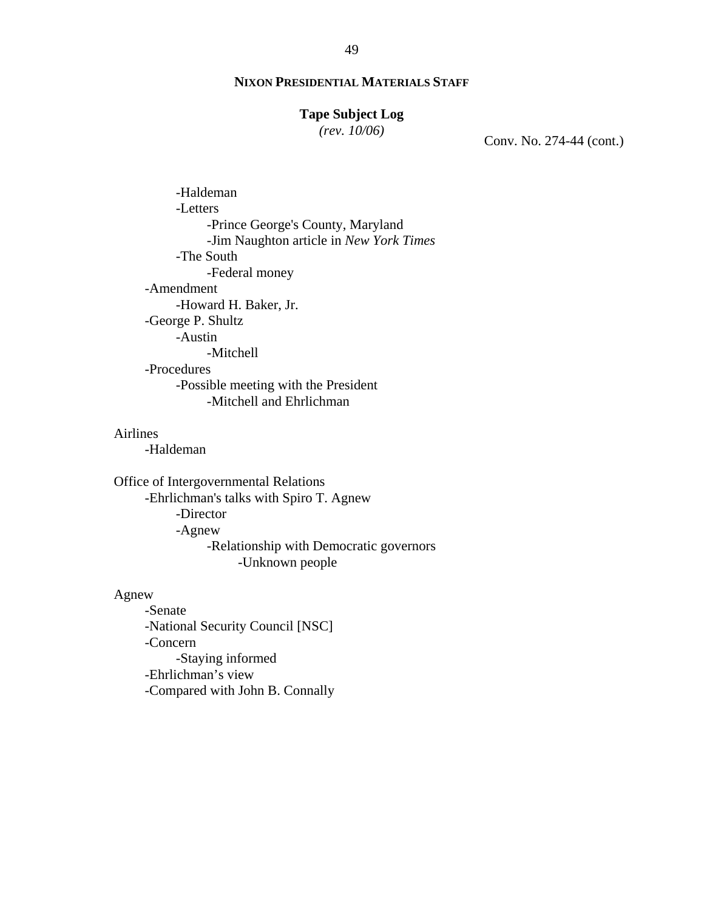Conv. No. 274-44 (cont.)

- -Haldeman
- -Letters
  - -Prince George's County, Maryland
  - -Jim Naughton article in *New York Times*
- -The South
  - -Federal money

-Amendment
- -Howard H. Baker, Jr.

-George P. Shultz
- -Austin
  - -Mitchell

-Procedures
- -Possible meeting with the President
  - -Mitchell and Ehrlichman

Airlines
- -Haldeman

Office of Intergovernmental Relations
- -Ehrlichman's talks with Spiro T. Agnew
  - -Director
  - -Agnew
    - -Relationship with Democratic governors
      - -Unknown people

Agnew
- -Senate
- -National Security Council [NSC]
- -Concern
  - -Staying informed
- -Ehrlichman's view
- -Compared with John B. Connally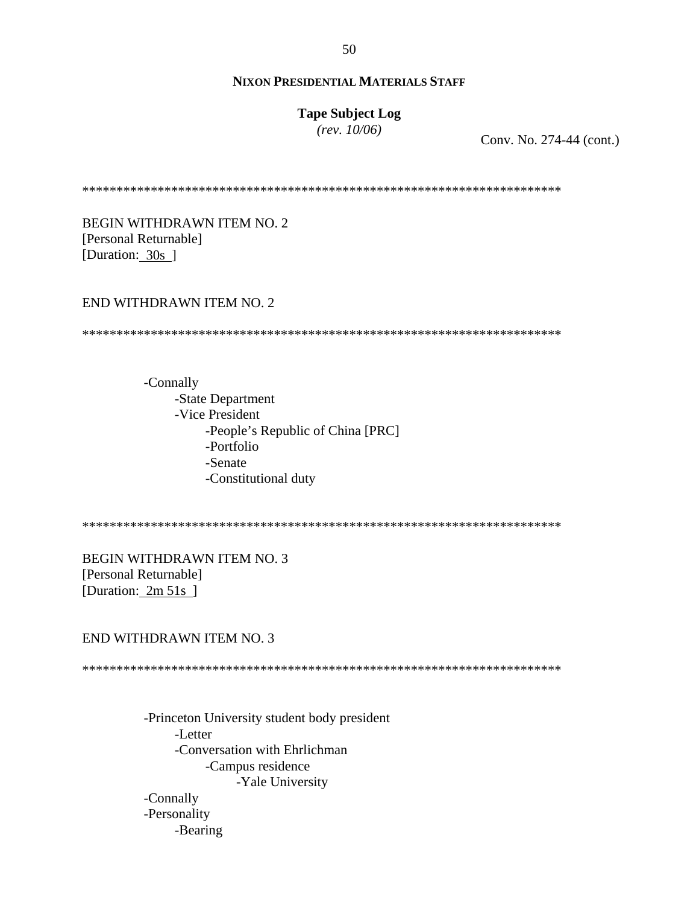**NIXON PRESIDENTIAL MATERIALS STAFF**

**Tape Subject Log**
*(rev. 10/06)*

Conv. No. 274-44 (cont.)

**********************************************************************

BEGIN WITHDRAWN ITEM NO. 2
[Personal Returnable]
[Duration: 30s ]

END WITHDRAWN ITEM NO. 2

**********************************************************************

- -Connally
  - -State Department
  - -Vice President
    - -People's Republic of China [PRC]
    - -Portfolio
    - -Senate
    - -Constitutional duty

**********************************************************************

BEGIN WITHDRAWN ITEM NO. 3
[Personal Returnable]
[Duration: 2m 51s ]

END WITHDRAWN ITEM NO. 3

**********************************************************************

- -Princeton University student body president
  - -Letter
  - -Conversation with Ehrlichman
    - -Campus residence
      - -Yale University
- -Connally
- -Personality
  - -Bearing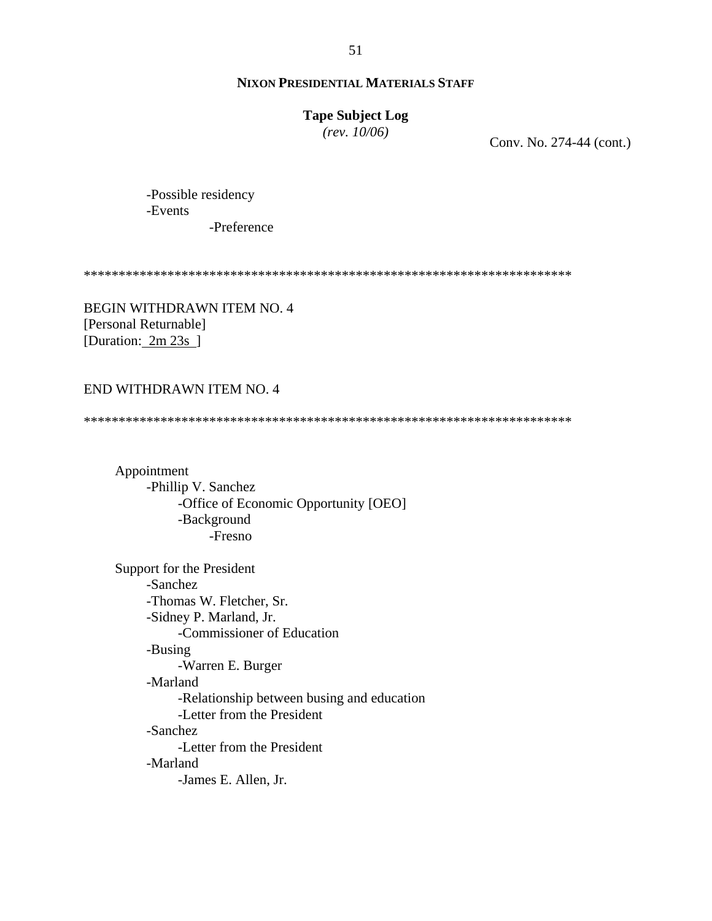**NIXON PRESIDENTIAL MATERIALS STAFF**

**Tape Subject Log**
*(rev. 10/06)*

Conv. No. 274-44 (cont.)

- -Possible residency
- -Events
    - -Preference

**********************************************************************

BEGIN WITHDRAWN ITEM NO. 4
[Personal Returnable]
[Duration: 2m 23s ]

END WITHDRAWN ITEM NO. 4

**********************************************************************

Appointment
- -Phillip V. Sanchez
    - -Office of Economic Opportunity [OEO]
    - -Background
        - -Fresno

Support for the President
- -Sanchez
- -Thomas W. Fletcher, Sr.
- -Sidney P. Marland, Jr.
    - -Commissioner of Education
- -Busing
    - -Warren E. Burger
- -Marland
    - -Relationship between busing and education
    - -Letter from the President
- -Sanchez
    - -Letter from the President
- -Marland
    - -James E. Allen, Jr.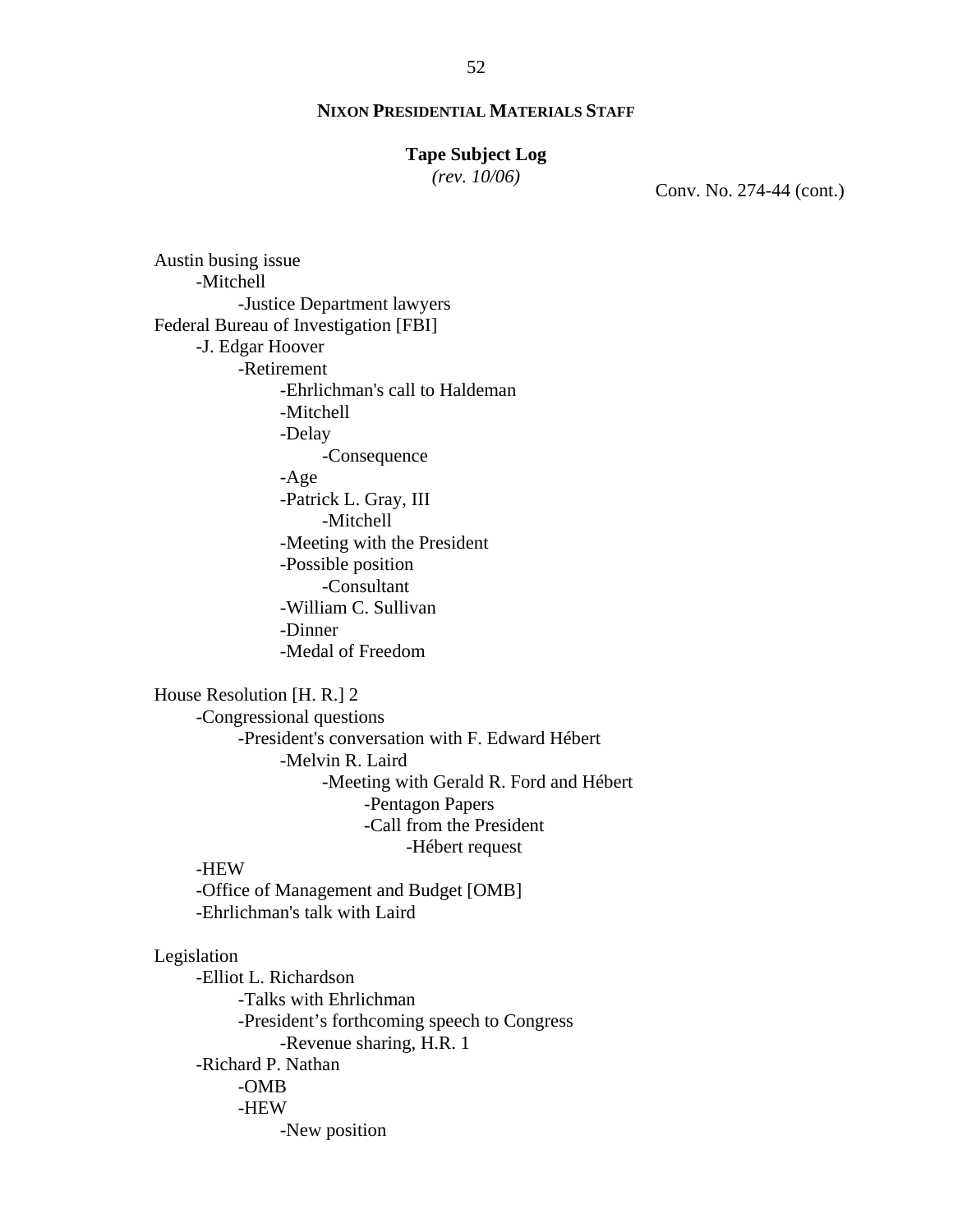**NIXON PRESIDENTIAL MATERIALS STAFF**

**Tape Subject Log**
*(rev. 10/06)*

Conv. No. 274-44 (cont.)

Austin busing issue
- -Mitchell
  - -Justice Department lawyers

Federal Bureau of Investigation [FBI]
- -J. Edgar Hoover
  - -Retirement
    - -Ehrlichman's call to Haldeman
    - -Mitchell
    - -Delay
      - -Consequence
    - -Age
    - -Patrick L. Gray, III
      - -Mitchell
    - -Meeting with the President
    - -Possible position
      - -Consultant
    - -William C. Sullivan
    - -Dinner
    - -Medal of Freedom

House Resolution [H. R.] 2
- -Congressional questions
  - -President's conversation with F. Edward Hébert
    - -Melvin R. Laird
      - -Meeting with Gerald R. Ford and Hébert
        - -Pentagon Papers
        - -Call from the President
          - -Hébert request
- -HEW
- -Office of Management and Budget [OMB]
- -Ehrlichman's talk with Laird

Legislation
- -Elliot L. Richardson
  - -Talks with Ehrlichman
  - -President's forthcoming speech to Congress
    - -Revenue sharing, H.R. 1
- -Richard P. Nathan
  - -OMB
  - -HEW
    - -New position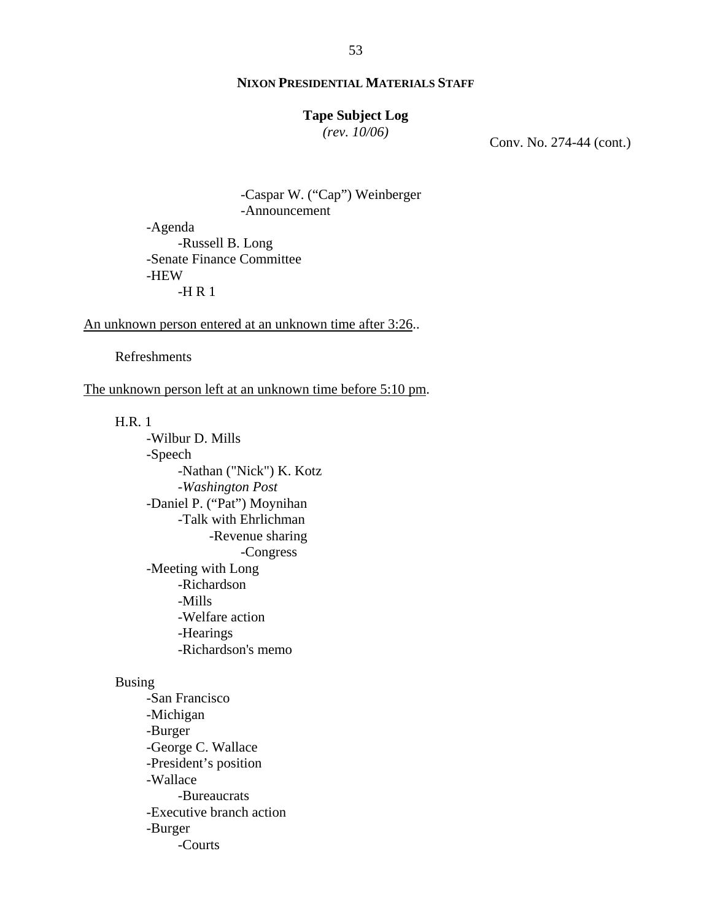**NIXON PRESIDENTIAL MATERIALS STAFF**

**Tape Subject Log**
*(rev. 10/06)*

Conv. No. 274-44 (cont.)

- -Caspar W. ("Cap") Weinberger
    - -Announcement
- -Agenda
    - -Russell B. Long
- -Senate Finance Committee
- -HEW
    - -H R 1

<u>An unknown person entered at an unknown time after 3:26</u>..

Refreshments

<u>The unknown person left at an unknown time before 5:10 pm</u>.

H.R. 1
- -Wilbur D. Mills
- -Speech
    - -Nathan ("Nick") K. Kotz
    - -*Washington Post*
- -Daniel P. ("Pat") Moynihan
    - -Talk with Ehrlichman
        - -Revenue sharing
            - -Congress
- -Meeting with Long
    - -Richardson
    - -Mills
    - -Welfare action
    - -Hearings
    - -Richardson's memo

Busing
- -San Francisco
- -Michigan
- -Burger
- -George C. Wallace
- -President's position
- -Wallace
    - -Bureaucrats
- -Executive branch action
- -Burger
    - -Courts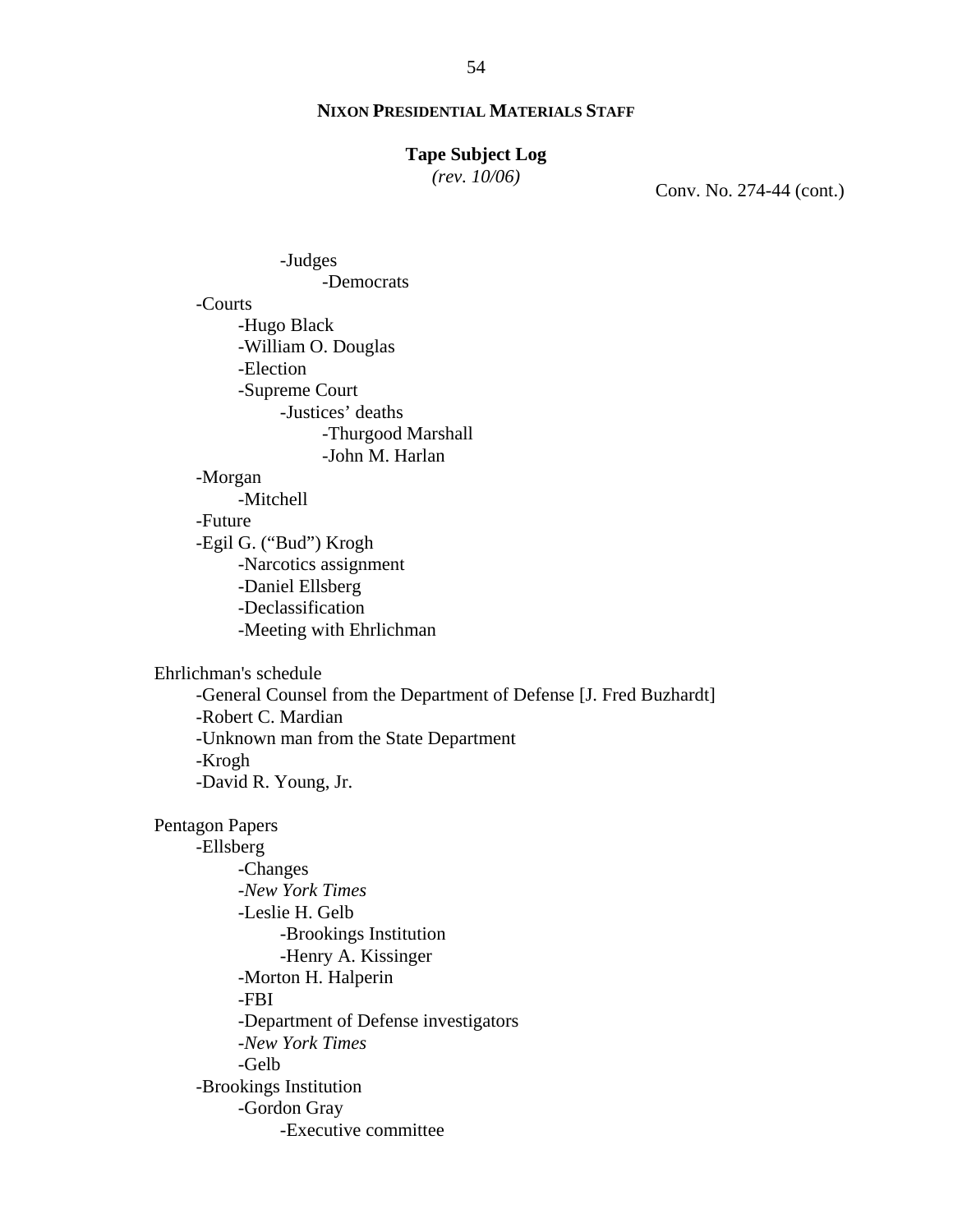**NIXON PRESIDENTIAL MATERIALS STAFF**

**Tape Subject Log**
*(rev. 10/06)*

Conv. No. 274-44 (cont.)

- -Judges
  - -Democrats
- -Courts
  - -Hugo Black
  - -William O. Douglas
  - -Election
  - -Supreme Court
    - -Justices' deaths
      - -Thurgood Marshall
      - -John M. Harlan
- -Morgan
  - -Mitchell
- -Future
- -Egil G. ("Bud") Krogh
  - -Narcotics assignment
  - -Daniel Ellsberg
  - -Declassification
  - -Meeting with Ehrlichman

Ehrlichman's schedule
- -General Counsel from the Department of Defense [J. Fred Buzhardt]
- -Robert C. Mardian
- -Unknown man from the State Department
- -Krogh
- -David R. Young, Jr.

Pentagon Papers
- -Ellsberg
  - -Changes
  - -*New York Times*
  - -Leslie H. Gelb
    - -Brookings Institution
    - -Henry A. Kissinger
  - -Morton H. Halperin
  - -FBI
  - -Department of Defense investigators
  - -*New York Times*
  - -Gelb
- -Brookings Institution
  - -Gordon Gray
    - -Executive committee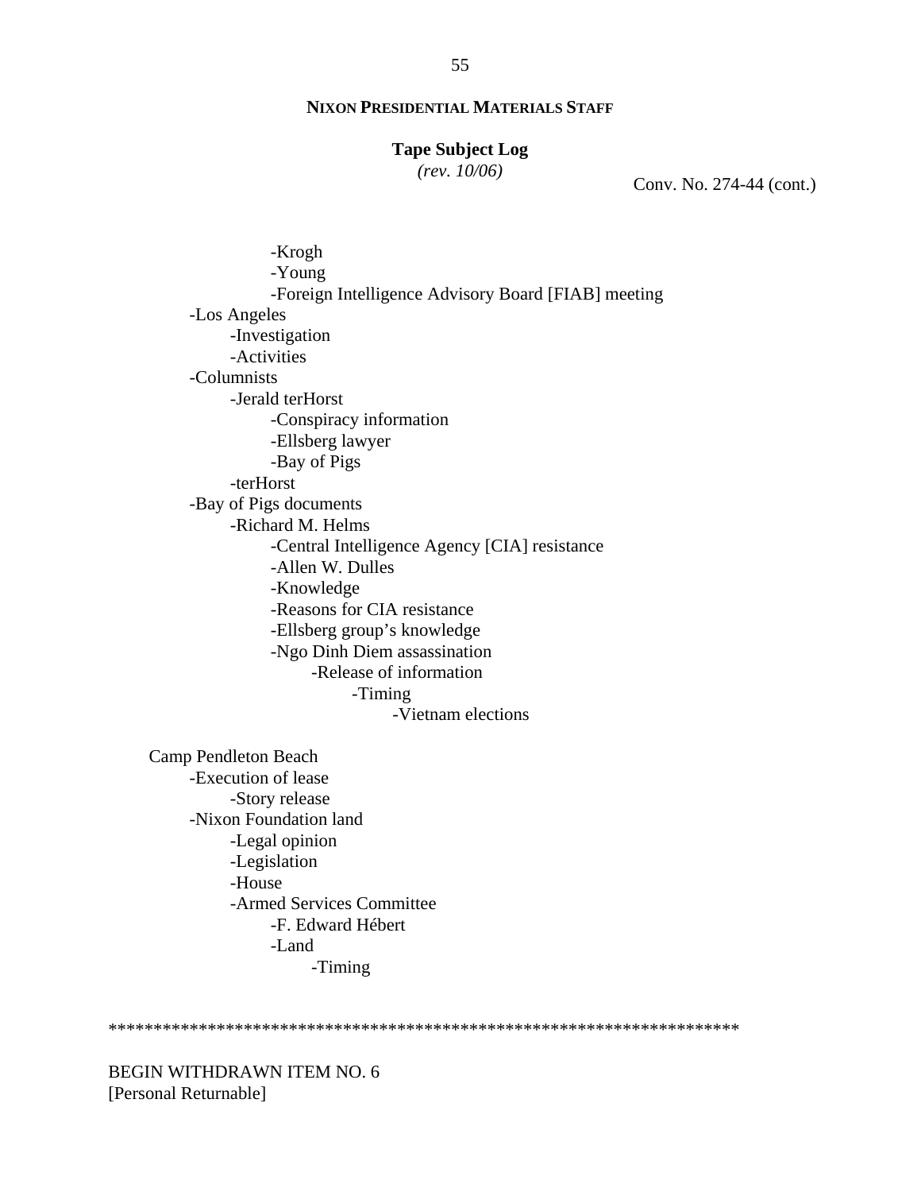**NIXON PRESIDENTIAL MATERIALS STAFF**

**Tape Subject Log**

*(rev. 10/06)*

Conv. No. 274-44 (cont.)

                    -Krogh
                    -Young
                    -Foreign Intelligence Advisory Board [FIAB] meeting
        -Los Angeles
                -Investigation
                -Activities
        -Columnists
                -Jerald terHorst
                        -Conspiracy information
                        -Ellsberg lawyer
                        -Bay of Pigs
                -terHorst
        -Bay of Pigs documents
                -Richard M. Helms
                        -Central Intelligence Agency [CIA] resistance
                        -Allen W. Dulles
                        -Knowledge
                        -Reasons for CIA resistance
                        -Ellsberg group's knowledge
                        -Ngo Dinh Diem assassination
                                -Release of information
                                        -Timing
                                                -Vietnam elections

Camp Pendleton Beach
        -Execution of lease
                -Story release
        -Nixon Foundation land
                -Legal opinion
                -Legislation
                -House
                -Armed Services Committee
                        -F. Edward Hébert
                        -Land
                                -Timing

*********************************************************************

BEGIN WITHDRAWN ITEM NO. 6
[Personal Returnable]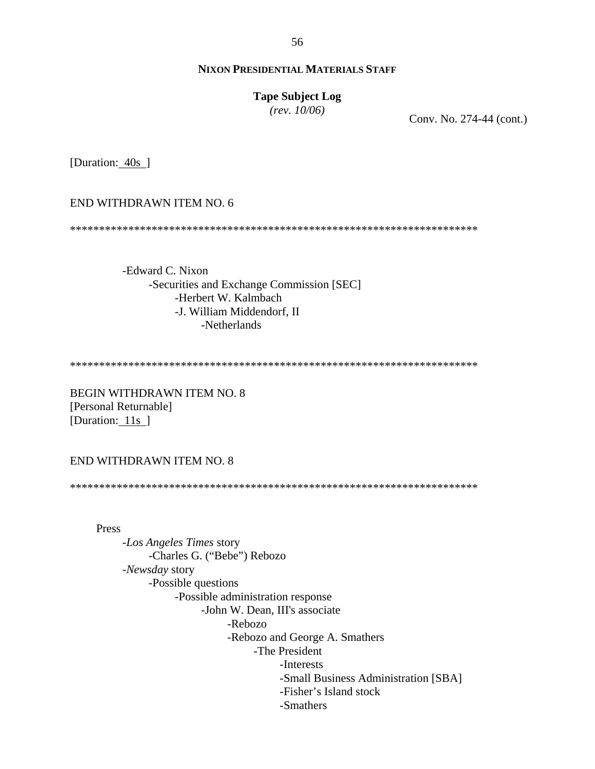Conv. No. 274-44 (cont.)

[Duration: 40s ]

END WITHDRAWN ITEM NO. 6

*************************************************************************

- -Edward C. Nixon
  - -Securities and Exchange Commission [SEC]
    - -Herbert W. Kalmbach
    - -J. William Middendorf, II
      - -Netherlands

*************************************************************************

BEGIN WITHDRAWN ITEM NO. 8
[Personal Returnable]
[Duration: 11s ]

END WITHDRAWN ITEM NO. 8

*************************************************************************

Press
- -*Los Angeles Times* story
  - -Charles G. ("Bebe") Rebozo
- -*Newsday* story
  - -Possible questions
    - -Possible administration response
      - -John W. Dean, III's associate
        - -Rebozo
        - -Rebozo and George A. Smathers
          - -The President
            - -Interests
            - -Small Business Administration [SBA]
            - -Fisher's Island stock
            - -Smathers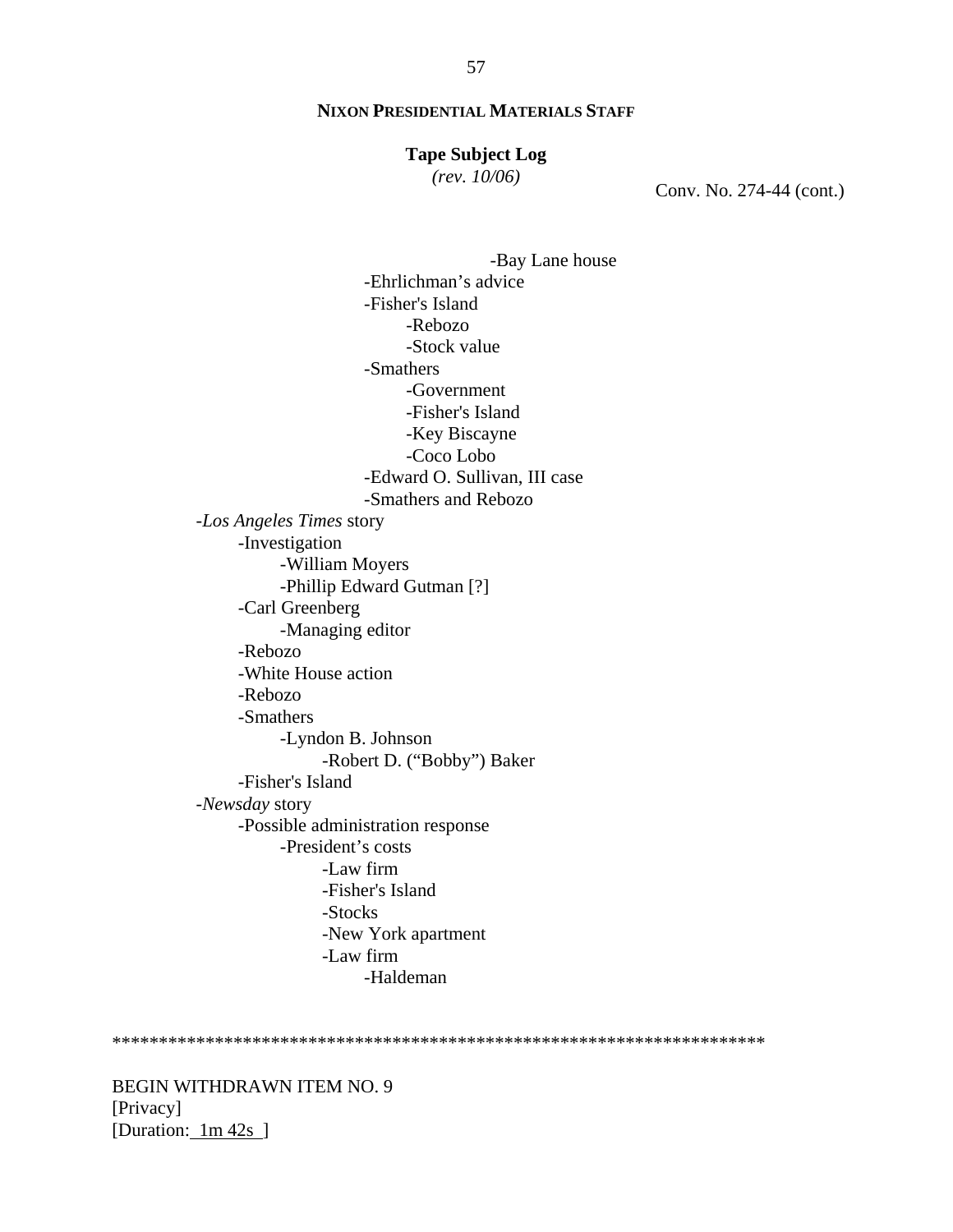**NIXON PRESIDENTIAL MATERIALS STAFF**

**Tape Subject Log**
*(rev. 10/06)*

Conv. No. 274-44 (cont.)

- -Bay Lane house
- -Ehrlichman's advice
- -Fisher's Island
  - -Rebozo
  - -Stock value
- -Smathers
  - -Government
  - -Fisher's Island
  - -Key Biscayne
  - -Coco Lobo
- -Edward O. Sullivan, III case
- -Smathers and Rebozo

-*Los Angeles Times* story
- -Investigation
  - -William Moyers
  - -Phillip Edward Gutman [?]
- -Carl Greenberg
  - -Managing editor
- -Rebozo
- -White House action
- -Rebozo
- -Smathers
  - -Lyndon B. Johnson
    - -Robert D. ("Bobby") Baker
- -Fisher's Island

-*Newsday* story
- -Possible administration response
  - -President's costs
    - -Law firm
    - -Fisher's Island
    - -Stocks
    - -New York apartment
    - -Law firm
      - -Haldeman

*********************************************************************

BEGIN WITHDRAWN ITEM NO. 9
[Privacy]
[Duration: 1m 42s ]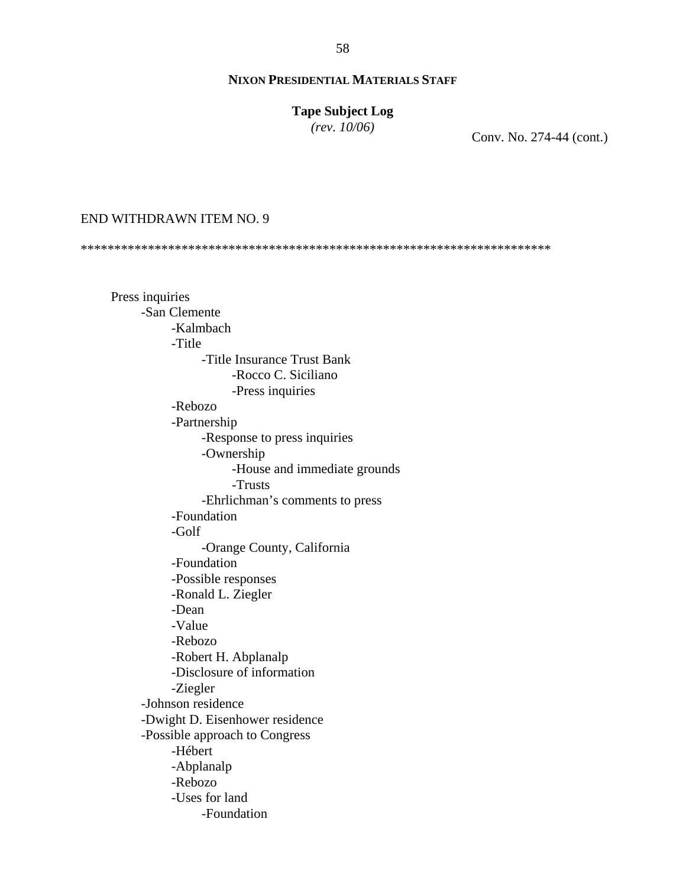**NIXON PRESIDENTIAL MATERIALS STAFF**

**Tape Subject Log**
*(rev. 10/06)*

Conv. No. 274-44 (cont.)

END WITHDRAWN ITEM NO. 9

************************************************************************

- Press inquiries
  - -San Clemente
    - -Kalmbach
    - -Title
      - -Title Insurance Trust Bank
        - -Rocco C. Siciliano
        - -Press inquiries
    - -Rebozo
    - -Partnership
      - -Response to press inquiries
      - -Ownership
        - -House and immediate grounds
        - -Trusts
      - -Ehrlichman's comments to press
    - -Foundation
    - -Golf
      - -Orange County, California
    - -Foundation
    - -Possible responses
    - -Ronald L. Ziegler
    - -Dean
    - -Value
    - -Rebozo
    - -Robert H. Abplanalp
    - -Disclosure of information
    - -Ziegler
  - -Johnson residence
  - -Dwight D. Eisenhower residence
  - -Possible approach to Congress
    - -Hébert
    - -Abplanalp
    - -Rebozo
    - -Uses for land
      - -Foundation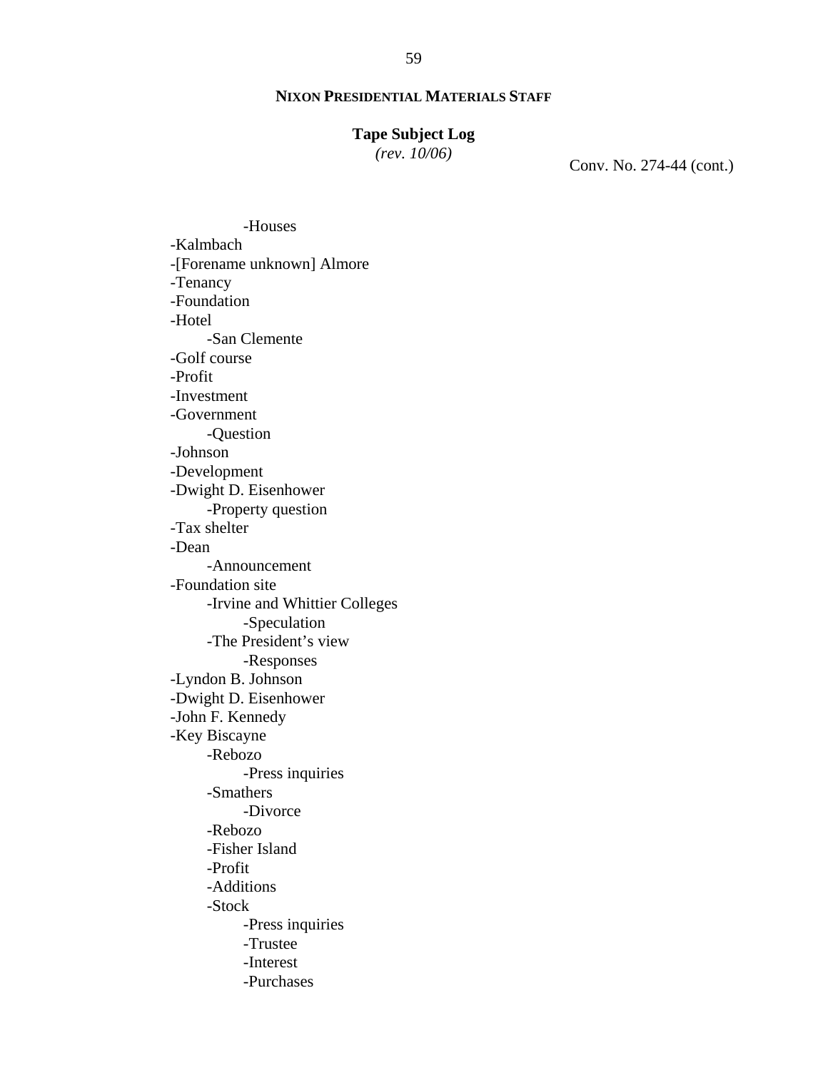**NIXON PRESIDENTIAL MATERIALS STAFF**

**Tape Subject Log**
*(rev. 10/06)*

Conv. No. 274-44 (cont.)

        - Houses
- Kalmbach
- [Forename unknown] Almore
- Tenancy
- Foundation
- Hotel
    - San Clemente
- Golf course
- Profit
- Investment
- Government
    - Question
- Johnson
- Development
- Dwight D. Eisenhower
    - Property question
- Tax shelter
- Dean
    - Announcement
- Foundation site
    - Irvine and Whittier Colleges
        - Speculation
    - The President's view
        - Responses
- Lyndon B. Johnson
- Dwight D. Eisenhower
- John F. Kennedy
- Key Biscayne
    - Rebozo
        - Press inquiries
    - Smathers
        - Divorce
    - Rebozo
    - Fisher Island
    - Profit
    - Additions
    - Stock
        - Press inquiries
        - Trustee
        - Interest
        - Purchases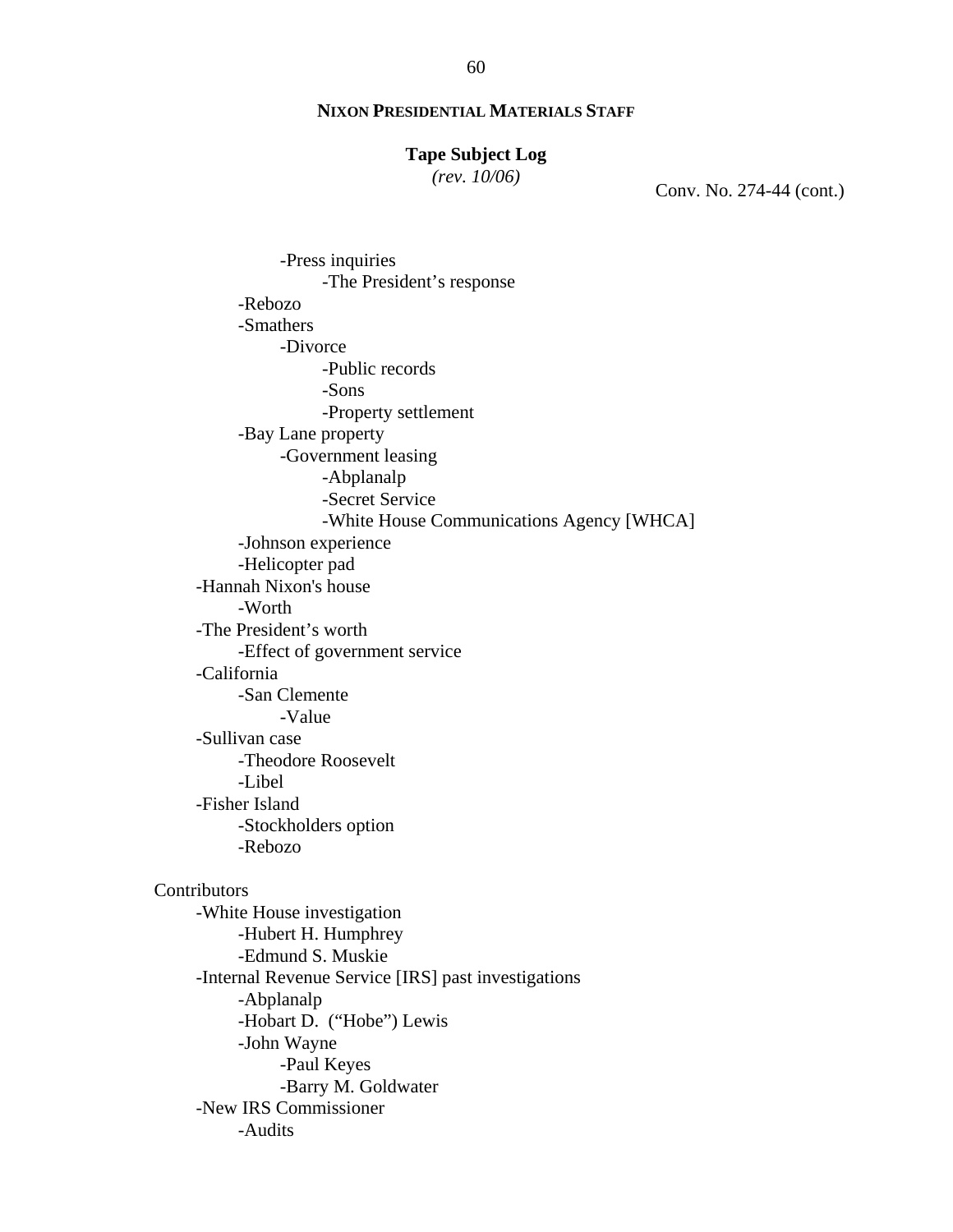**NIXON PRESIDENTIAL MATERIALS STAFF**

**Tape Subject Log**
*(rev. 10/06)*

Conv. No. 274-44 (cont.)

- -Press inquiries
    - -The President's response
- -Rebozo
- -Smathers
    - -Divorce
        - -Public records
        - -Sons
        - -Property settlement
- -Bay Lane property
    - -Government leasing
        - -Abplanalp
        - -Secret Service
        - -White House Communications Agency [WHCA]
- -Johnson experience
- -Helicopter pad

- -Hannah Nixon's house
    - -Worth
- -The President's worth
    - -Effect of government service
- -California
    - -San Clemente
        - -Value
- -Sullivan case
    - -Theodore Roosevelt
    - -Libel
- -Fisher Island
    - -Stockholders option
    - -Rebozo

Contributors
- -White House investigation
    - -Hubert H. Humphrey
    - -Edmund S. Muskie
- -Internal Revenue Service [IRS] past investigations
    - -Abplanalp
    - -Hobart D. ("Hobe") Lewis
    - -John Wayne
        - -Paul Keyes
        - -Barry M. Goldwater
- -New IRS Commissioner
    - -Audits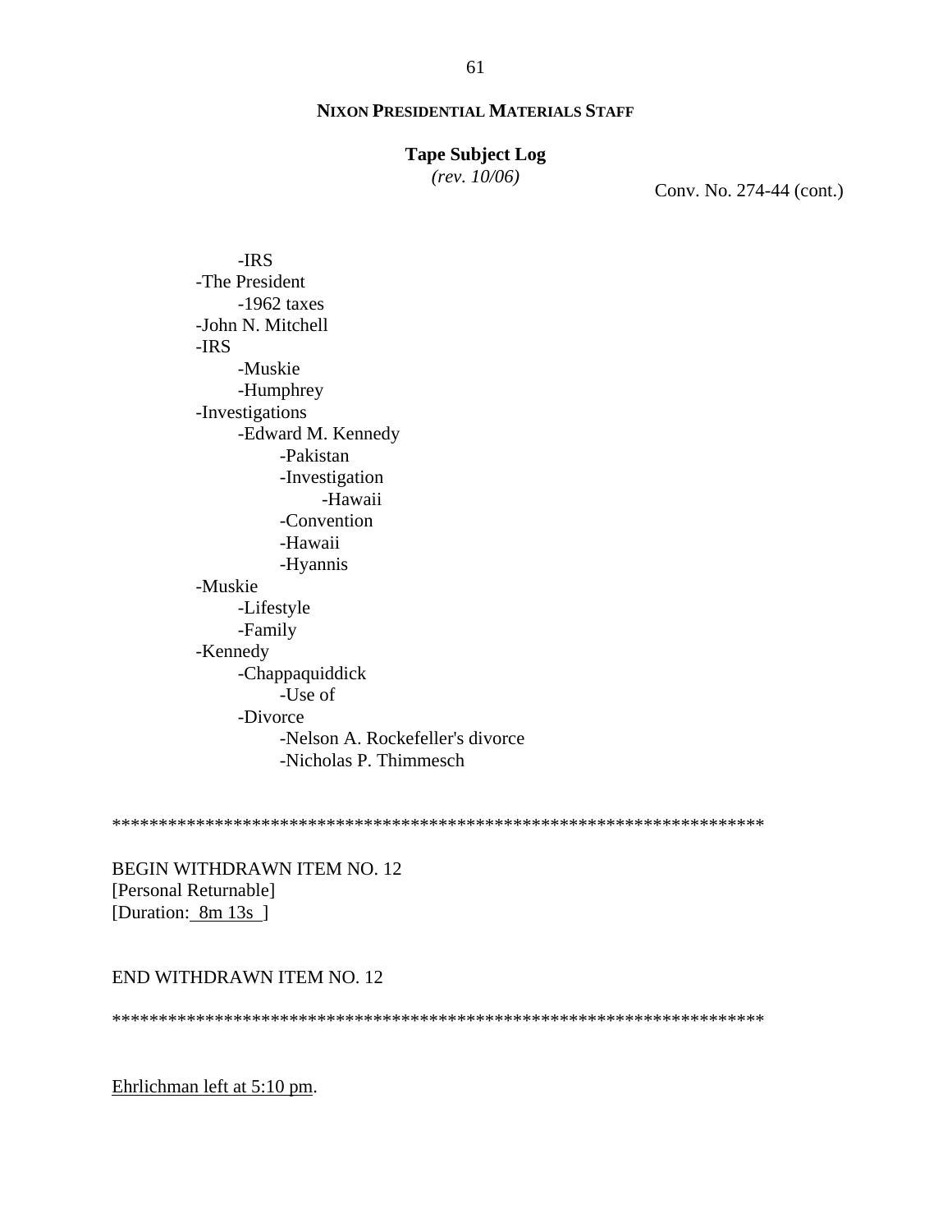**NIXON PRESIDENTIAL MATERIALS STAFF**

**Tape Subject Log**
*(rev. 10/06)*

Conv. No. 274-44 (cont.)

- -IRS
- -The President
  - -1962 taxes
- -John N. Mitchell
- -IRS
  - -Muskie
  - -Humphrey
- -Investigations
  - -Edward M. Kennedy
    - -Pakistan
    - -Investigation
      - -Hawaii
    - -Convention
    - -Hawaii
    - -Hyannis
- -Muskie
  - -Lifestyle
  - -Family
- -Kennedy
  - -Chappaquiddick
    - -Use of
  - -Divorce
    - -Nelson A. Rockefeller's divorce
    - -Nicholas P. Thimmesch

************************************************************************

BEGIN WITHDRAWN ITEM NO. 12
[Personal Returnable]
[Duration: 8m 13s ]

END WITHDRAWN ITEM NO. 12

************************************************************************

Ehrlichman left at 5:10 pm.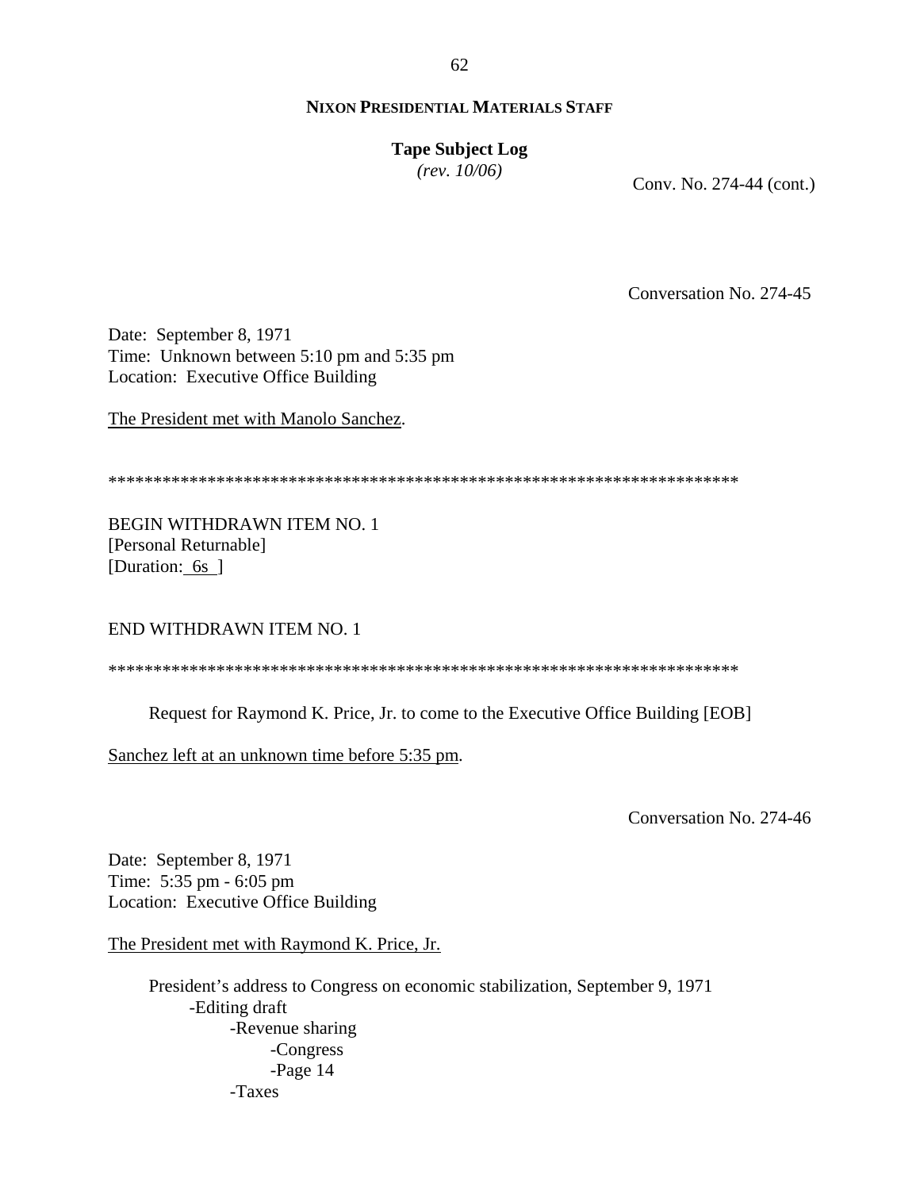Conv. No. 274-44 (cont.)

Conversation No. 274-45

Date: September 8, 1971
Time: Unknown between 5:10 pm and 5:35 pm
Location: Executive Office Building

The President met with Manolo Sanchez.

**********************************************************************

BEGIN WITHDRAWN ITEM NO. 1
[Personal Returnable]
[Duration: 6s ]

END WITHDRAWN ITEM NO. 1

**********************************************************************

Request for Raymond K. Price, Jr. to come to the Executive Office Building [EOB]

Sanchez left at an unknown time before 5:35 pm.

Conversation No. 274-46

Date: September 8, 1971
Time: 5:35 pm - 6:05 pm
Location: Executive Office Building

The President met with Raymond K. Price, Jr.

President's address to Congress on economic stabilization, September 9, 1971
- -Editing draft
    - -Revenue sharing
        - -Congress
        - -Page 14
    - -Taxes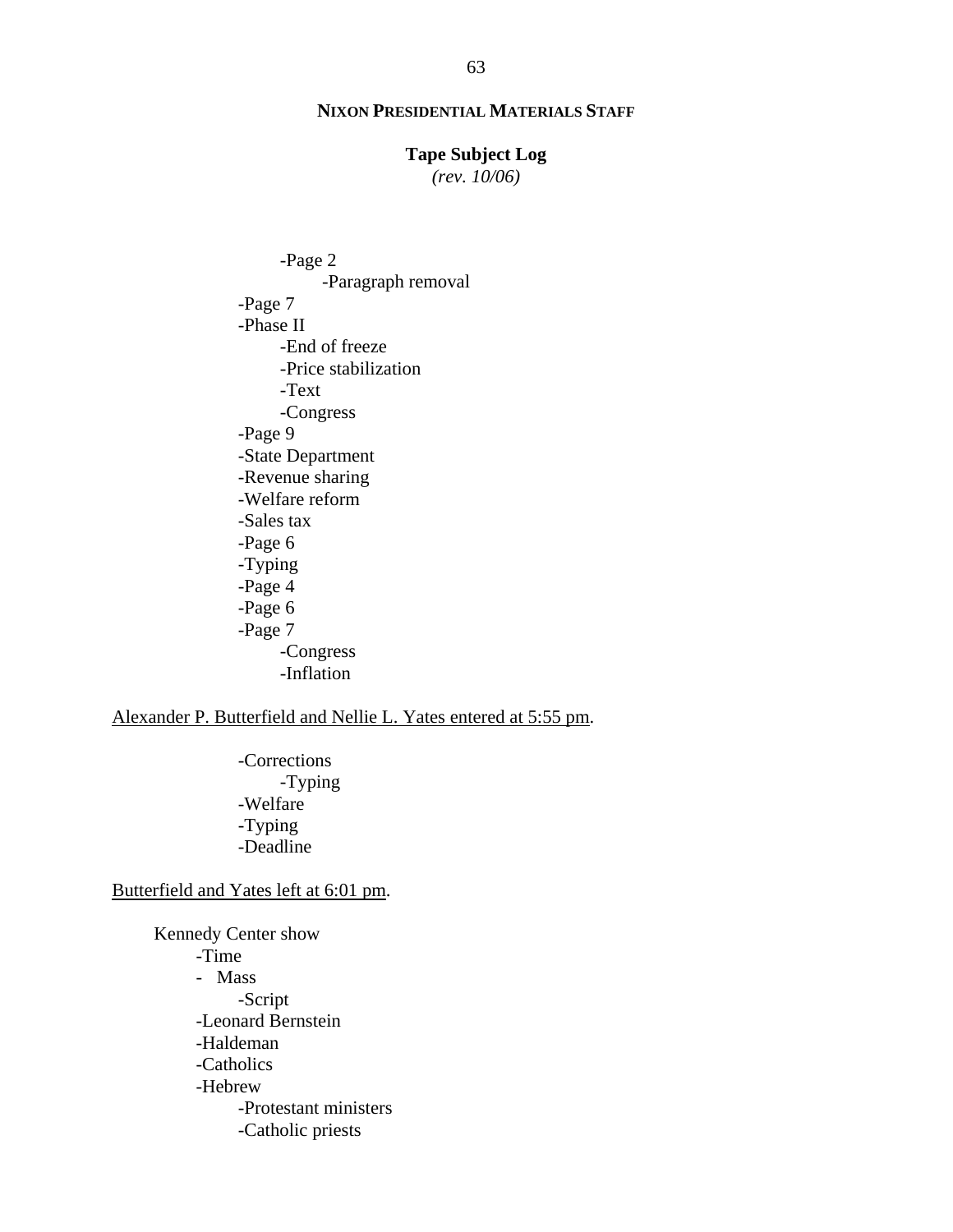**NIXON PRESIDENTIAL MATERIALS STAFF**

**Tape Subject Log**
*(rev. 10/06)*

- -Page 2
  - -Paragraph removal
- -Page 7
- -Phase II
  - -End of freeze
  - -Price stabilization
  - -Text
  - -Congress
- -Page 9
- -State Department
- -Revenue sharing
- -Welfare reform
- -Sales tax
- -Page 6
- -Typing
- -Page 4
- -Page 6
- -Page 7
  - -Congress
  - -Inflation

<u>Alexander P. Butterfield and Nellie L. Yates entered at 5:55 pm</u>.

- -Corrections
  - -Typing
- -Welfare
- -Typing
- -Deadline

<u>Butterfield and Yates left at 6:01 pm</u>.

Kennedy Center show
- -Time
- - Mass
  - -Script
- -Leonard Bernstein
- -Haldeman
- -Catholics
- -Hebrew
  - -Protestant ministers
  - -Catholic priests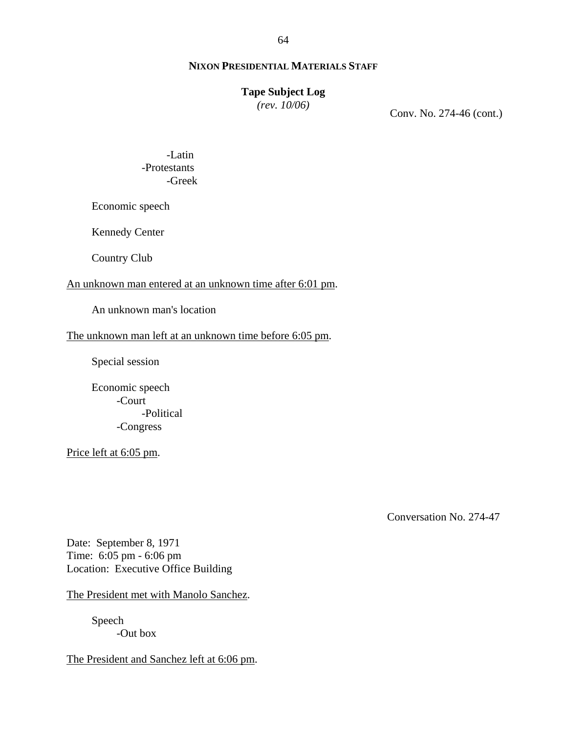**NIXON PRESIDENTIAL MATERIALS STAFF**

**Tape Subject Log**
*(rev. 10/06)*

Conv. No. 274-46 (cont.)

- -Latin
- -Protestants
- -Greek

Economic speech

Kennedy Center

Country Club

An unknown man entered at an unknown time after 6:01 pm.

An unknown man's location

The unknown man left at an unknown time before 6:05 pm.

Special session

Economic speech
- -Court
  - -Political
- -Congress

Price left at 6:05 pm.

Conversation No. 274-47

Date: September 8, 1971
Time: 6:05 pm - 6:06 pm
Location: Executive Office Building

The President met with Manolo Sanchez.

Speech
- -Out box

The President and Sanchez left at 6:06 pm.